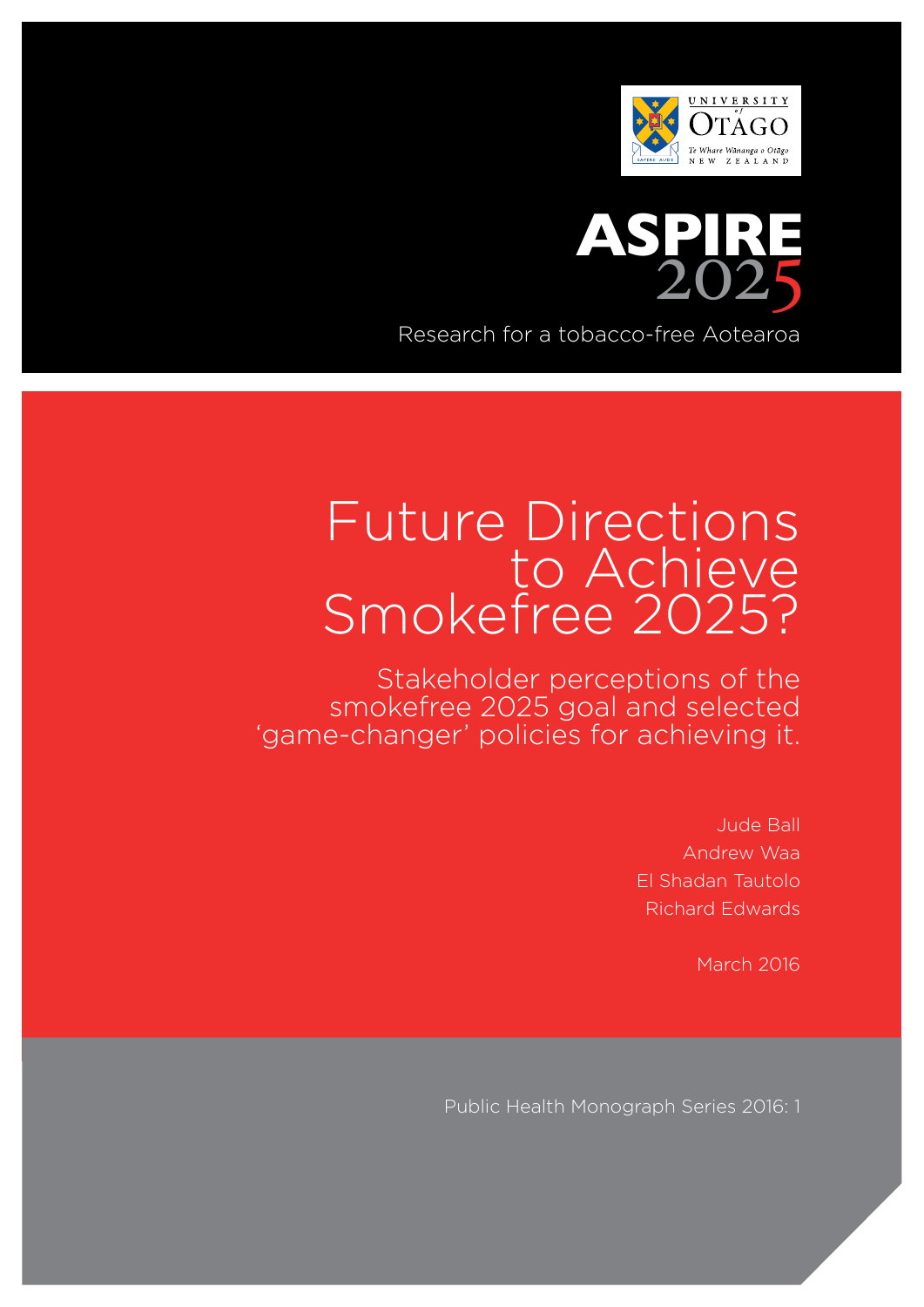UNIVERSITY of OTAGO

Te Whare Wānanga o Otāgo

NEW ZEALAND

ASPIRE 2025

Research for a tobacco-free Aotearoa

# Future Directions to Achieve Smokefree 2025?

## Stakeholder perceptions of the smokefree 2025 goal and selected 'game-changer' policies for achieving it.

Jude Ball

Andrew Waa

El Shadan Tautolo

Richard Edwards

March 2016

Public Health Monograph Series 2016: 1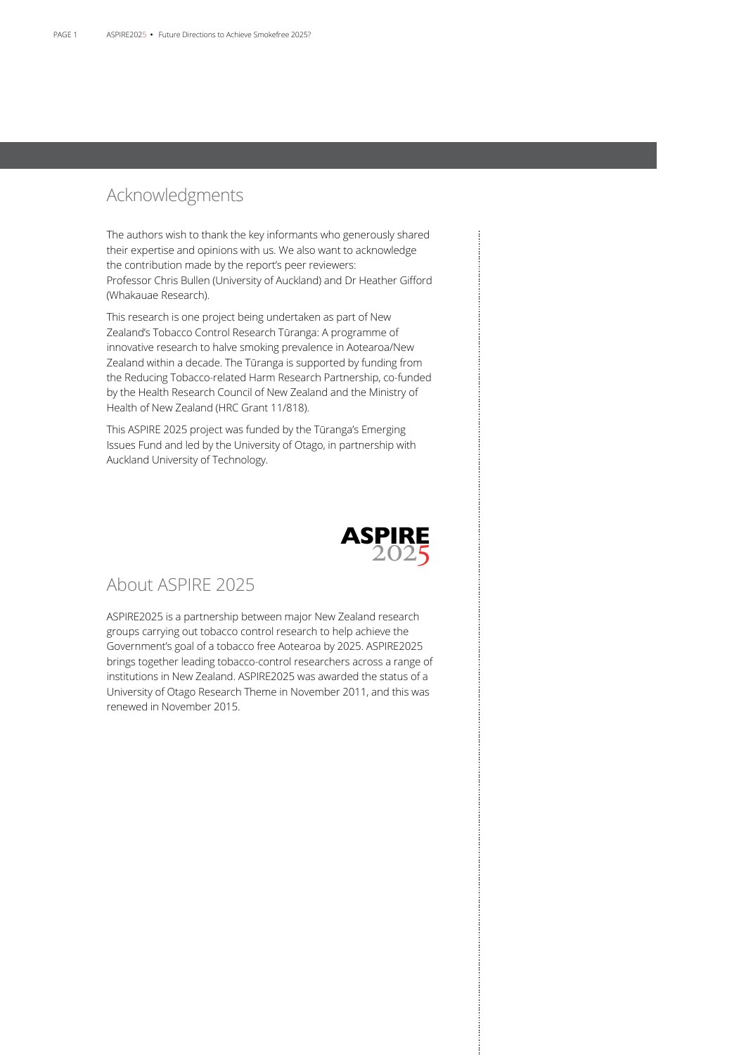## Acknowledgments

The authors wish to thank the key informants who generously shared their expertise and opinions with us. We also want to acknowledge the contribution made by the report's peer reviewers: Professor Chris Bullen (University of Auckland) and Dr Heather Gifford (Whakauae Research).

This research is one project being undertaken as part of New Zealand's Tobacco Control Research Tūranga: A programme of innovative research to halve smoking prevalence in Aotearoa/New Zealand within a decade. The Tūranga is supported by funding from the Reducing Tobacco-related Harm Research Partnership, co-funded by the Health Research Council of New Zealand and the Ministry of Health of New Zealand (HRC Grant 11/818).

This ASPIRE 2025 project was funded by the Tūranga's Emerging Issues Fund and led by the University of Otago, in partnership with Auckland University of Technology.

## About ASPIRE 2025

ASPIRE2025 is a partnership between major New Zealand research groups carrying out tobacco control research to help achieve the Government's goal of a tobacco free Aotearoa by 2025. ASPIRE2025 brings together leading tobacco-control researchers across a range of institutions in New Zealand. ASPIRE2025 was awarded the status of a University of Otago Research Theme in November 2011, and this was renewed in November 2015.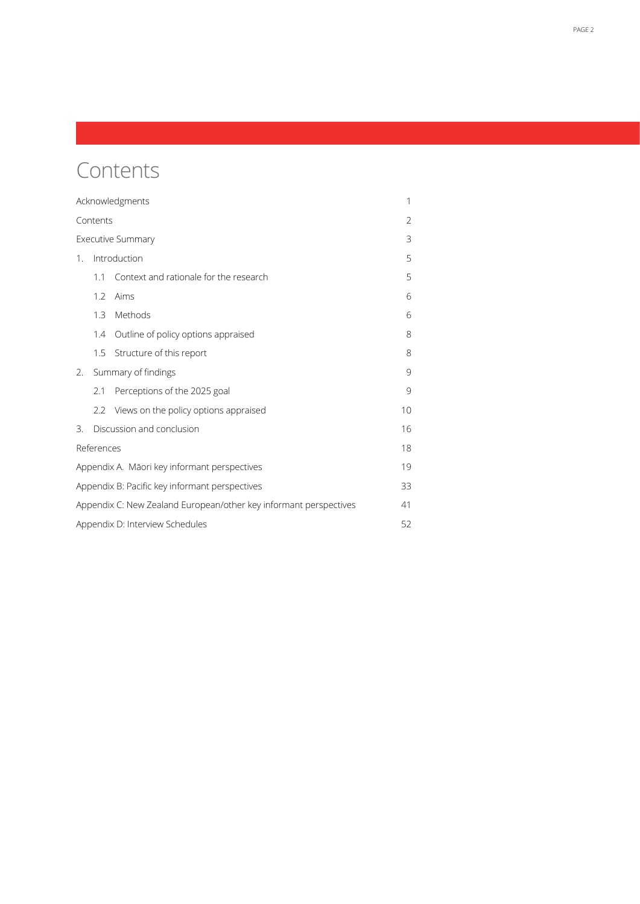# Contents

| | |
|---|---|
| Acknowledgments | 1 |
| Contents | 2 |
| Executive Summary | 3 |
| 1. Introduction | 5 |
| 1.1 Context and rationale for the research | 5 |
| 1.2 Aims | 6 |
| 1.3 Methods | 6 |
| 1.4 Outline of policy options appraised | 8 |
| 1.5 Structure of this report | 8 |
| 2. Summary of findings | 9 |
| 2.1 Perceptions of the 2025 goal | 9 |
| 2.2 Views on the policy options appraised | 10 |
| 3. Discussion and conclusion | 16 |
| References | 18 |
| Appendix A. Māori key informant perspectives | 19 |
| Appendix B: Pacific key informant perspectives | 33 |
| Appendix C: New Zealand European/other key informant perspectives | 41 |
| Appendix D: Interview Schedules | 52 |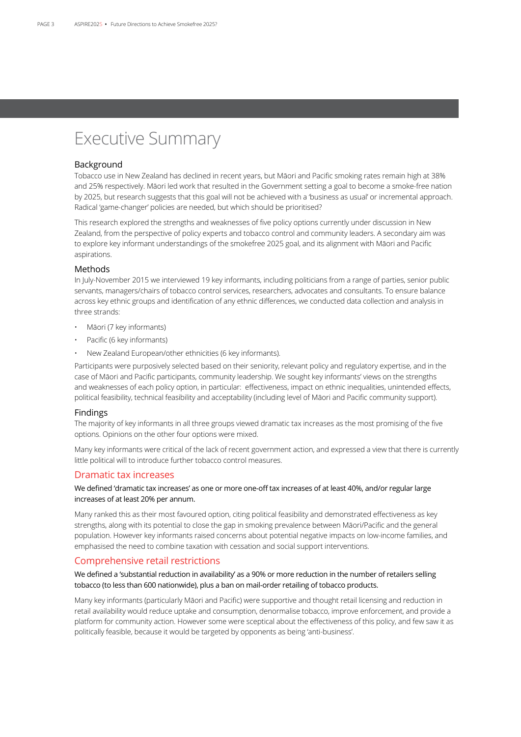# Executive Summary

## Background

Tobacco use in New Zealand has declined in recent years, but Māori and Pacific smoking rates remain high at 38% and 25% respectively. Māori led work that resulted in the Government setting a goal to become a smoke-free nation by 2025, but research suggests that this goal will not be achieved with a 'business as usual' or incremental approach. Radical 'game-changer' policies are needed, but which should be prioritised?

This research explored the strengths and weaknesses of five policy options currently under discussion in New Zealand, from the perspective of policy experts and tobacco control and community leaders. A secondary aim was to explore key informant understandings of the smokefree 2025 goal, and its alignment with Māori and Pacific aspirations.

## Methods

In July-November 2015 we interviewed 19 key informants, including politicians from a range of parties, senior public servants, managers/chairs of tobacco control services, researchers, advocates and consultants. To ensure balance across key ethnic groups and identification of any ethnic differences, we conducted data collection and analysis in three strands:

- Māori (7 key informants)
- Pacific (6 key informants)
- New Zealand European/other ethnicities (6 key informants).

Participants were purposively selected based on their seniority, relevant policy and regulatory expertise, and in the case of Māori and Pacific participants, community leadership. We sought key informants' views on the strengths and weaknesses of each policy option, in particular: effectiveness, impact on ethnic inequalities, unintended effects, political feasibility, technical feasibility and acceptability (including level of Māori and Pacific community support).

## Findings

The majority of key informants in all three groups viewed dramatic tax increases as the most promising of the five options. Opinions on the other four options were mixed.

Many key informants were critical of the lack of recent government action, and expressed a view that there is currently little political will to introduce further tobacco control measures.

### Dramatic tax increases

We defined 'dramatic tax increases' as one or more one-off tax increases of at least 40%, and/or regular large increases of at least 20% per annum.

Many ranked this as their most favoured option, citing political feasibility and demonstrated effectiveness as key strengths, along with its potential to close the gap in smoking prevalence between Māori/Pacific and the general population. However key informants raised concerns about potential negative impacts on low-income families, and emphasised the need to combine taxation with cessation and social support interventions.

### Comprehensive retail restrictions

We defined a 'substantial reduction in availability' as a 90% or more reduction in the number of retailers selling tobacco (to less than 600 nationwide), plus a ban on mail-order retailing of tobacco products.

Many key informants (particularly Māori and Pacific) were supportive and thought retail licensing and reduction in retail availability would reduce uptake and consumption, denormalise tobacco, improve enforcement, and provide a platform for community action. However some were sceptical about the effectiveness of this policy, and few saw it as politically feasible, because it would be targeted by opponents as being 'anti-business'.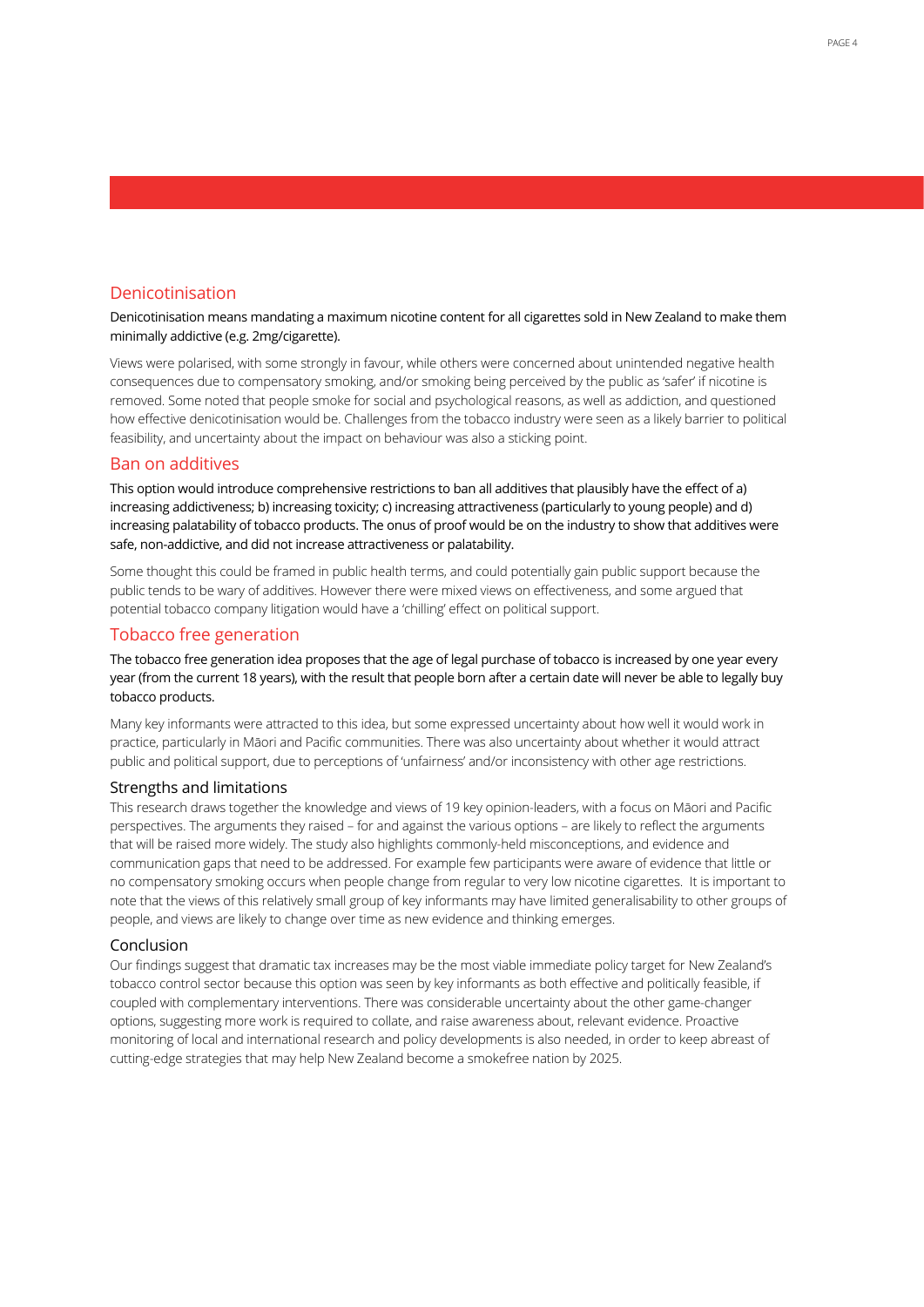## Denicotinisation

Denicotinisation means mandating a maximum nicotine content for all cigarettes sold in New Zealand to make them minimally addictive (e.g. 2mg/cigarette).

Views were polarised, with some strongly in favour, while others were concerned about unintended negative health consequences due to compensatory smoking, and/or smoking being perceived by the public as 'safer' if nicotine is removed. Some noted that people smoke for social and psychological reasons, as well as addiction, and questioned how effective denicotinisation would be. Challenges from the tobacco industry were seen as a likely barrier to political feasibility, and uncertainty about the impact on behaviour was also a sticking point.

## Ban on additives

This option would introduce comprehensive restrictions to ban all additives that plausibly have the effect of a) increasing addictiveness; b) increasing toxicity; c) increasing attractiveness (particularly to young people) and d) increasing palatability of tobacco products. The onus of proof would be on the industry to show that additives were safe, non-addictive, and did not increase attractiveness or palatability.

Some thought this could be framed in public health terms, and could potentially gain public support because the public tends to be wary of additives. However there were mixed views on effectiveness, and some argued that potential tobacco company litigation would have a 'chilling' effect on political support.

## Tobacco free generation

The tobacco free generation idea proposes that the age of legal purchase of tobacco is increased by one year every year (from the current 18 years), with the result that people born after a certain date will never be able to legally buy tobacco products.

Many key informants were attracted to this idea, but some expressed uncertainty about how well it would work in practice, particularly in Māori and Pacific communities. There was also uncertainty about whether it would attract public and political support, due to perceptions of 'unfairness' and/or inconsistency with other age restrictions.

### Strengths and limitations

This research draws together the knowledge and views of 19 key opinion-leaders, with a focus on Māori and Pacific perspectives. The arguments they raised – for and against the various options – are likely to reflect the arguments that will be raised more widely. The study also highlights commonly-held misconceptions, and evidence and communication gaps that need to be addressed. For example few participants were aware of evidence that little or no compensatory smoking occurs when people change from regular to very low nicotine cigarettes. It is important to note that the views of this relatively small group of key informants may have limited generalisability to other groups of people, and views are likely to change over time as new evidence and thinking emerges.

### Conclusion

Our findings suggest that dramatic tax increases may be the most viable immediate policy target for New Zealand's tobacco control sector because this option was seen by key informants as both effective and politically feasible, if coupled with complementary interventions. There was considerable uncertainty about the other game-changer options, suggesting more work is required to collate, and raise awareness about, relevant evidence. Proactive monitoring of local and international research and policy developments is also needed, in order to keep abreast of cutting-edge strategies that may help New Zealand become a smokefree nation by 2025.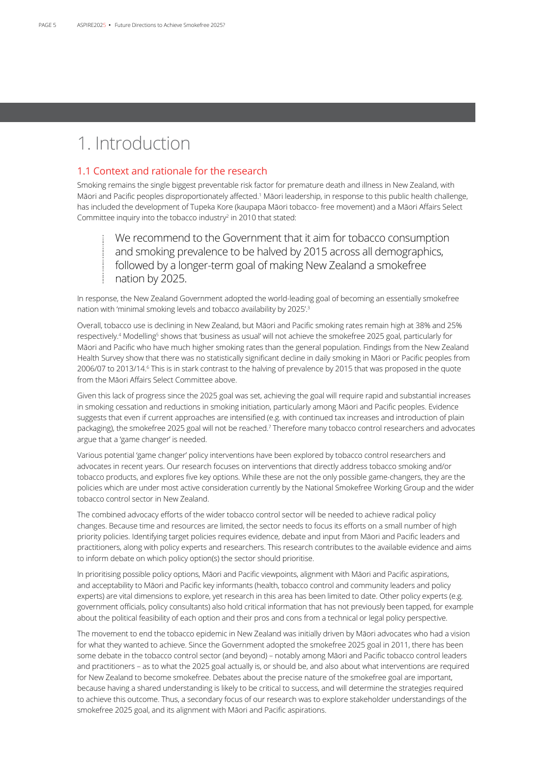# 1. Introduction

## 1.1 Context and rationale for the research

Smoking remains the single biggest preventable risk factor for premature death and illness in New Zealand, with Māori and Pacific peoples disproportionately affected.[1] Māori leadership, in response to this public health challenge, has included the development of Tupeka Kore (kaupapa Māori tobacco- free movement) and a Māori Affairs Select Committee inquiry into the tobacco industry[2] in 2010 that stated:

> We recommend to the Government that it aim for tobacco consumption and smoking prevalence to be halved by 2015 across all demographics, followed by a longer-term goal of making New Zealand a smokefree nation by 2025.

In response, the New Zealand Government adopted the world-leading goal of becoming an essentially smokefree nation with 'minimal smoking levels and tobacco availability by 2025'.[3]

Overall, tobacco use is declining in New Zealand, but Māori and Pacific smoking rates remain high at 38% and 25% respectively.[4] Modelling[5] shows that 'business as usual' will not achieve the smokefree 2025 goal, particularly for Māori and Pacific who have much higher smoking rates than the general population. Findings from the New Zealand Health Survey show that there was no statistically significant decline in daily smoking in Māori or Pacific peoples from 2006/07 to 2013/14.[6] This is in stark contrast to the halving of prevalence by 2015 that was proposed in the quote from the Māori Affairs Select Committee above.

Given this lack of progress since the 2025 goal was set, achieving the goal will require rapid and substantial increases in smoking cessation and reductions in smoking initiation, particularly among Māori and Pacific peoples. Evidence suggests that even if current approaches are intensified (e.g. with continued tax increases and introduction of plain packaging), the smokefree 2025 goal will not be reached.[7] Therefore many tobacco control researchers and advocates argue that a 'game changer' is needed.

Various potential 'game changer' policy interventions have been explored by tobacco control researchers and advocates in recent years. Our research focuses on interventions that directly address tobacco smoking and/or tobacco products, and explores five key options. While these are not the only possible game-changers, they are the policies which are under most active consideration currently by the National Smokefree Working Group and the wider tobacco control sector in New Zealand.

The combined advocacy efforts of the wider tobacco control sector will be needed to achieve radical policy changes. Because time and resources are limited, the sector needs to focus its efforts on a small number of high priority policies. Identifying target policies requires evidence, debate and input from Māori and Pacific leaders and practitioners, along with policy experts and researchers. This research contributes to the available evidence and aims to inform debate on which policy option(s) the sector should prioritise.

In prioritising possible policy options, Māori and Pacific viewpoints, alignment with Māori and Pacific aspirations, and acceptability to Māori and Pacific key informants (health, tobacco control and community leaders and policy experts) are vital dimensions to explore, yet research in this area has been limited to date. Other policy experts (e.g. government officials, policy consultants) also hold critical information that has not previously been tapped, for example about the political feasibility of each option and their pros and cons from a technical or legal policy perspective.

The movement to end the tobacco epidemic in New Zealand was initially driven by Māori advocates who had a vision for what they wanted to achieve. Since the Government adopted the smokefree 2025 goal in 2011, there has been some debate in the tobacco control sector (and beyond) – notably among Māori and Pacific tobacco control leaders and practitioners – as to what the 2025 goal actually is, or should be, and also about what interventions are required for New Zealand to become smokefree. Debates about the precise nature of the smokefree goal are important, because having a shared understanding is likely to be critical to success, and will determine the strategies required to achieve this outcome. Thus, a secondary focus of our research was to explore stakeholder understandings of the smokefree 2025 goal, and its alignment with Māori and Pacific aspirations.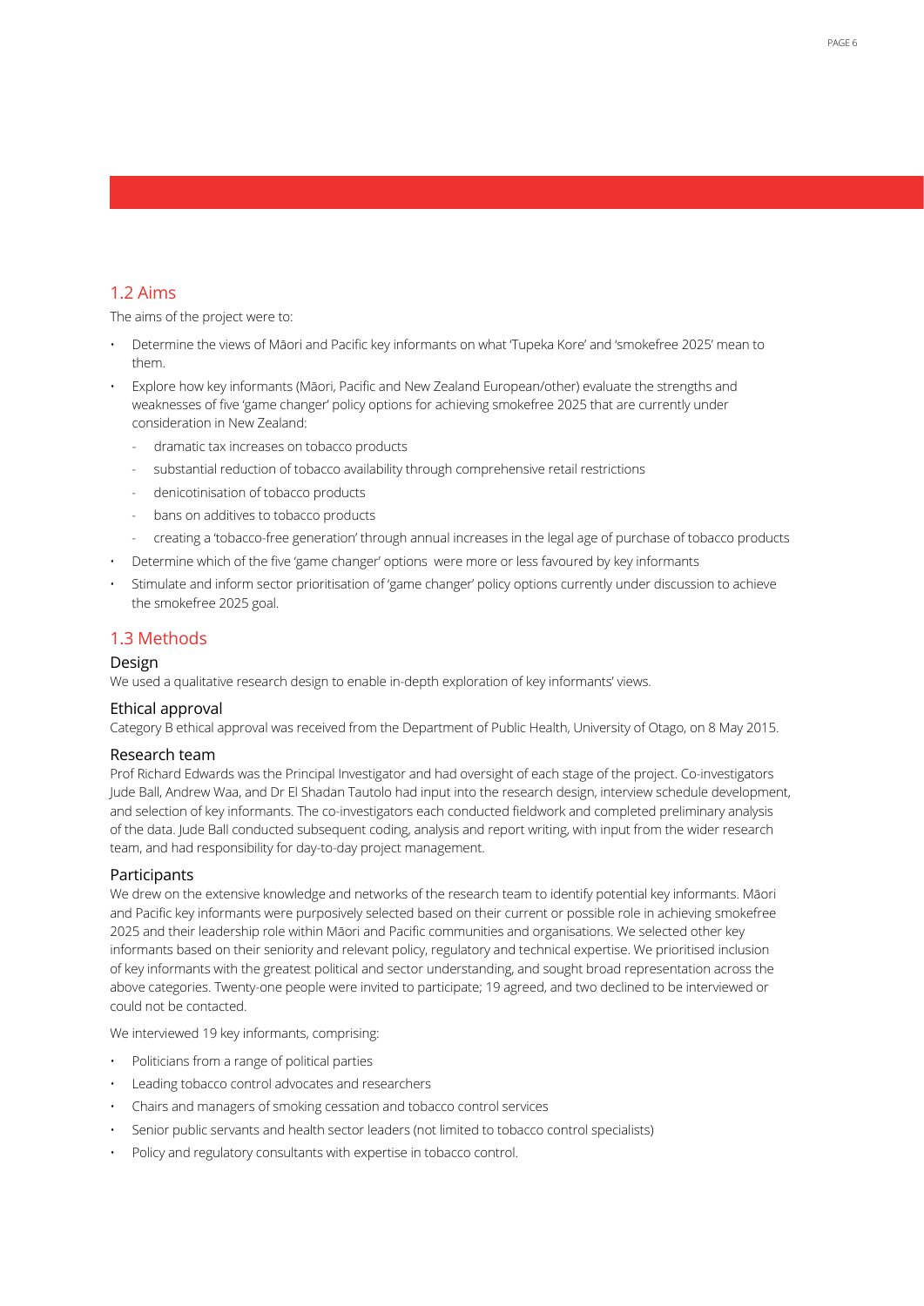## 1.2 Aims

The aims of the project were to:

- Determine the views of Māori and Pacific key informants on what 'Tupeka Kore' and 'smokefree 2025' mean to them.
- Explore how key informants (Māori, Pacific and New Zealand European/other) evaluate the strengths and weaknesses of five 'game changer' policy options for achieving smokefree 2025 that are currently under consideration in New Zealand:
  - dramatic tax increases on tobacco products
  - substantial reduction of tobacco availability through comprehensive retail restrictions
  - denicotinisation of tobacco products
  - bans on additives to tobacco products
  - creating a 'tobacco-free generation' through annual increases in the legal age of purchase of tobacco products
- Determine which of the five 'game changer' options were more or less favoured by key informants
- Stimulate and inform sector prioritisation of 'game changer' policy options currently under discussion to achieve the smokefree 2025 goal.

## 1.3 Methods

### Design

We used a qualitative research design to enable in-depth exploration of key informants' views.

### Ethical approval

Category B ethical approval was received from the Department of Public Health, University of Otago, on 8 May 2015.

### Research team

Prof Richard Edwards was the Principal Investigator and had oversight of each stage of the project. Co-investigators Jude Ball, Andrew Waa, and Dr El Shadan Tautolo had input into the research design, interview schedule development, and selection of key informants. The co-investigators each conducted fieldwork and completed preliminary analysis of the data. Jude Ball conducted subsequent coding, analysis and report writing, with input from the wider research team, and had responsibility for day-to-day project management.

### Participants

We drew on the extensive knowledge and networks of the research team to identify potential key informants. Māori and Pacific key informants were purposively selected based on their current or possible role in achieving smokefree 2025 and their leadership role within Māori and Pacific communities and organisations. We selected other key informants based on their seniority and relevant policy, regulatory and technical expertise. We prioritised inclusion of key informants with the greatest political and sector understanding, and sought broad representation across the above categories. Twenty-one people were invited to participate; 19 agreed, and two declined to be interviewed or could not be contacted.

We interviewed 19 key informants, comprising:

- Politicians from a range of political parties
- Leading tobacco control advocates and researchers
- Chairs and managers of smoking cessation and tobacco control services
- Senior public servants and health sector leaders (not limited to tobacco control specialists)
- Policy and regulatory consultants with expertise in tobacco control.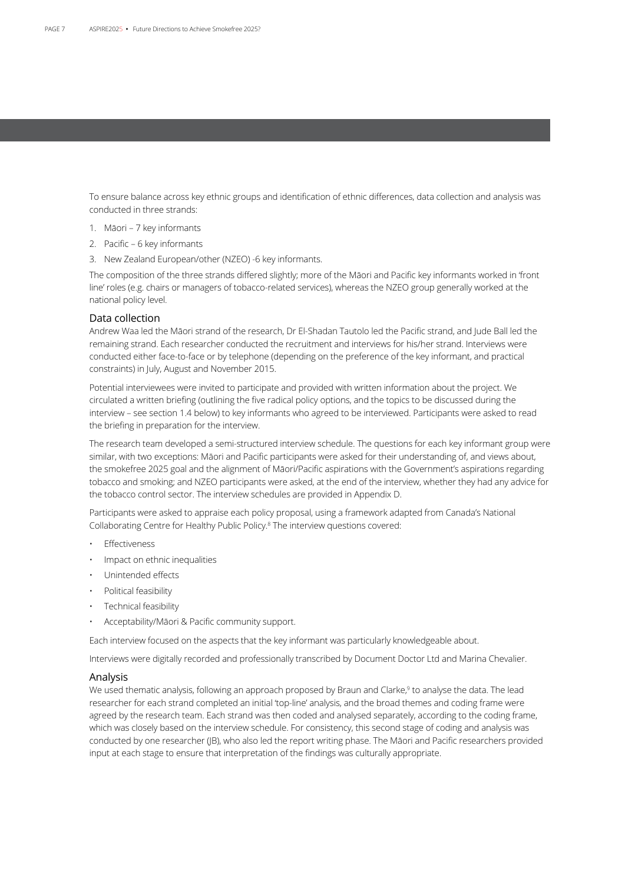To ensure balance across key ethnic groups and identification of ethnic differences, data collection and analysis was conducted in three strands:

1. Māori – 7 key informants
2. Pacific – 6 key informants
3. New Zealand European/other (NZEO) -6 key informants.

The composition of the three strands differed slightly; more of the Māori and Pacific key informants worked in 'front line' roles (e.g. chairs or managers of tobacco-related services), whereas the NZEO group generally worked at the national policy level.

### Data collection

Andrew Waa led the Māori strand of the research, Dr El-Shadan Tautolo led the Pacific strand, and Jude Ball led the remaining strand. Each researcher conducted the recruitment and interviews for his/her strand. Interviews were conducted either face-to-face or by telephone (depending on the preference of the key informant, and practical constraints) in July, August and November 2015.

Potential interviewees were invited to participate and provided with written information about the project. We circulated a written briefing (outlining the five radical policy options, and the topics to be discussed during the interview – see section 1.4 below) to key informants who agreed to be interviewed. Participants were asked to read the briefing in preparation for the interview.

The research team developed a semi-structured interview schedule. The questions for each key informant group were similar, with two exceptions: Māori and Pacific participants were asked for their understanding of, and views about, the smokefree 2025 goal and the alignment of Māori/Pacific aspirations with the Government's aspirations regarding tobacco and smoking; and NZEO participants were asked, at the end of the interview, whether they had any advice for the tobacco control sector. The interview schedules are provided in Appendix D.

Participants were asked to appraise each policy proposal, using a framework adapted from Canada's National Collaborating Centre for Healthy Public Policy.[8] The interview questions covered:

- Effectiveness
- Impact on ethnic inequalities
- Unintended effects
- Political feasibility
- Technical feasibility
- Acceptability/Māori & Pacific community support.

Each interview focused on the aspects that the key informant was particularly knowledgeable about.

Interviews were digitally recorded and professionally transcribed by Document Doctor Ltd and Marina Chevalier.

### Analysis

We used thematic analysis, following an approach proposed by Braun and Clarke,[9] to analyse the data. The lead researcher for each strand completed an initial 'top-line' analysis, and the broad themes and coding frame were agreed by the research team. Each strand was then coded and analysed separately, according to the coding frame, which was closely based on the interview schedule. For consistency, this second stage of coding and analysis was conducted by one researcher (JB), who also led the report writing phase. The Māori and Pacific researchers provided input at each stage to ensure that interpretation of the findings was culturally appropriate.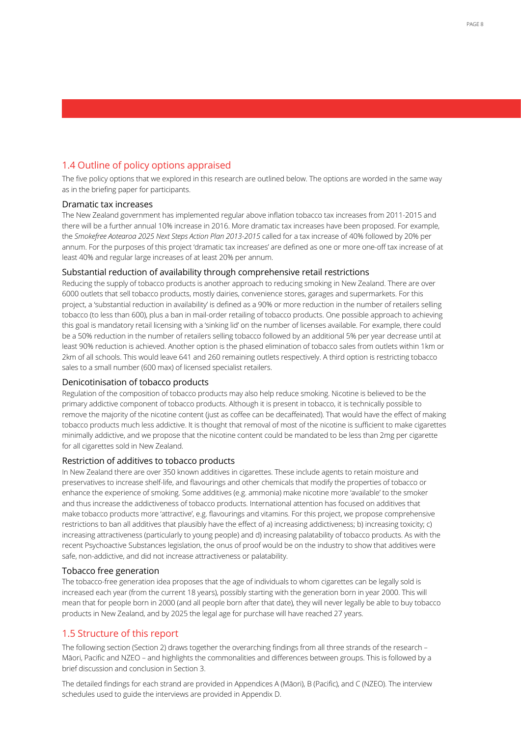## 1.4 Outline of policy options appraised

The five policy options that we explored in this research are outlined below. The options are worded in the same way as in the briefing paper for participants.

### Dramatic tax increases

The New Zealand government has implemented regular above inflation tobacco tax increases from 2011-2015 and there will be a further annual 10% increase in 2016. More dramatic tax increases have been proposed. For example, the *Smokefree Aotearoa 2025 Next Steps Action Plan 2013-2015* called for a tax increase of 40% followed by 20% per annum. For the purposes of this project 'dramatic tax increases' are defined as one or more one-off tax increase of at least 40% and regular large increases of at least 20% per annum.

### Substantial reduction of availability through comprehensive retail restrictions

Reducing the supply of tobacco products is another approach to reducing smoking in New Zealand. There are over 6000 outlets that sell tobacco products, mostly dairies, convenience stores, garages and supermarkets. For this project, a 'substantial reduction in availability' is defined as a 90% or more reduction in the number of retailers selling tobacco (to less than 600), plus a ban in mail-order retailing of tobacco products. One possible approach to achieving this goal is mandatory retail licensing with a 'sinking lid' on the number of licenses available. For example, there could be a 50% reduction in the number of retailers selling tobacco followed by an additional 5% per year decrease until at least 90% reduction is achieved. Another option is the phased elimination of tobacco sales from outlets within 1km or 2km of all schools. This would leave 641 and 260 remaining outlets respectively. A third option is restricting tobacco sales to a small number (600 max) of licensed specialist retailers.

### Denicotinisation of tobacco products

Regulation of the composition of tobacco products may also help reduce smoking. Nicotine is believed to be the primary addictive component of tobacco products. Although it is present in tobacco, it is technically possible to remove the majority of the nicotine content (just as coffee can be decaffeinated). That would have the effect of making tobacco products much less addictive. It is thought that removal of most of the nicotine is sufficient to make cigarettes minimally addictive, and we propose that the nicotine content could be mandated to be less than 2mg per cigarette for all cigarettes sold in New Zealand.

### Restriction of additives to tobacco products

In New Zealand there are over 350 known additives in cigarettes. These include agents to retain moisture and preservatives to increase shelf-life, and flavourings and other chemicals that modify the properties of tobacco or enhance the experience of smoking. Some additives (e.g. ammonia) make nicotine more 'available' to the smoker and thus increase the addictiveness of tobacco products. International attention has focused on additives that make tobacco products more 'attractive', e.g. flavourings and vitamins. For this project, we propose comprehensive restrictions to ban all additives that plausibly have the effect of a) increasing addictiveness; b) increasing toxicity; c) increasing attractiveness (particularly to young people) and d) increasing palatability of tobacco products. As with the recent Psychoactive Substances legislation, the onus of proof would be on the industry to show that additives were safe, non-addictive, and did not increase attractiveness or palatability.

### Tobacco free generation

The tobacco-free generation idea proposes that the age of individuals to whom cigarettes can be legally sold is increased each year (from the current 18 years), possibly starting with the generation born in year 2000. This will mean that for people born in 2000 (and all people born after that date), they will never legally be able to buy tobacco products in New Zealand, and by 2025 the legal age for purchase will have reached 27 years.

## 1.5 Structure of this report

The following section (Section 2) draws together the overarching findings from all three strands of the research – Māori, Pacific and NZEO – and highlights the commonalities and differences between groups. This is followed by a brief discussion and conclusion in Section 3.

The detailed findings for each strand are provided in Appendices A (Māori), B (Pacific), and C (NZEO). The interview schedules used to guide the interviews are provided in Appendix D.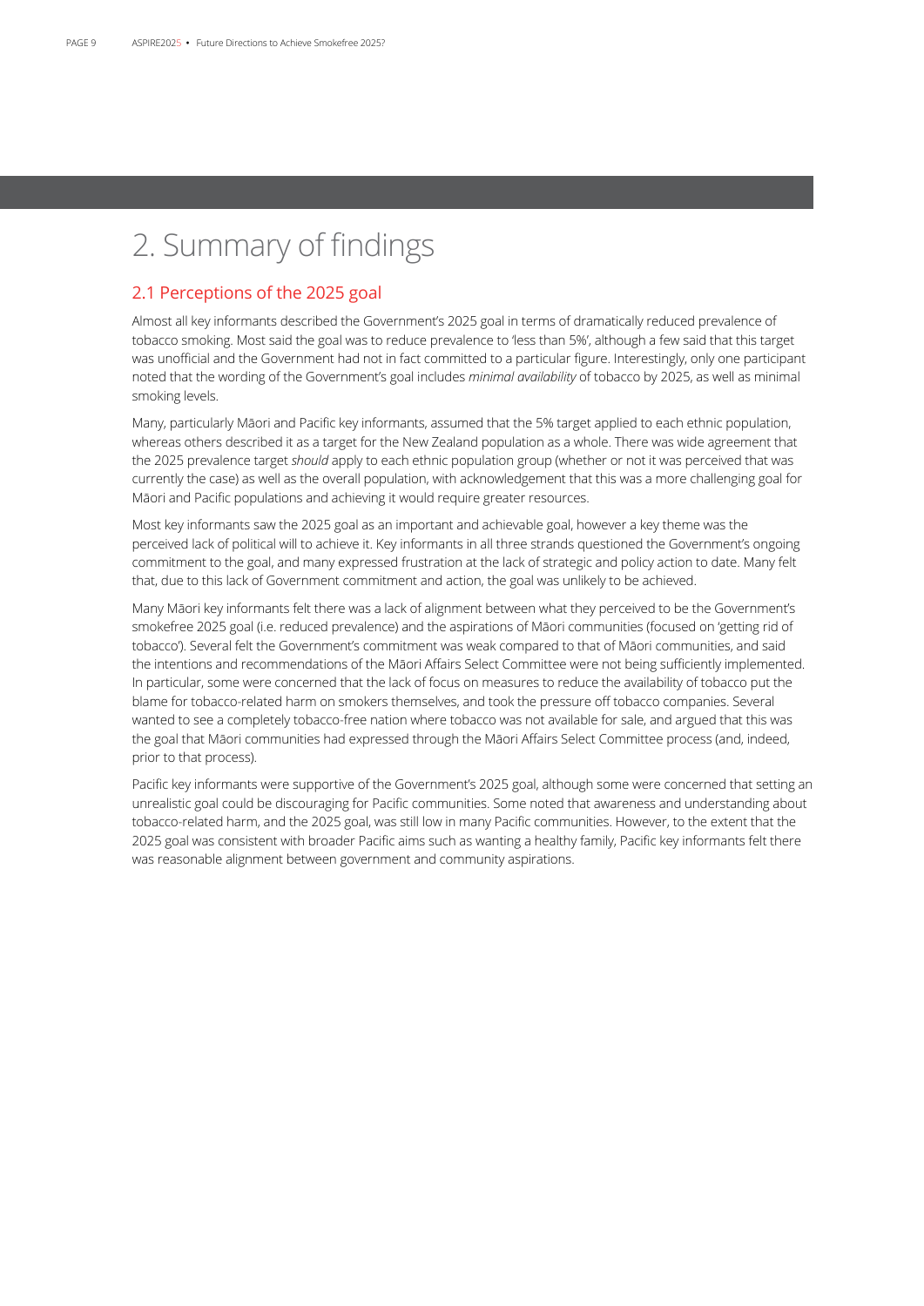# 2. Summary of findings

## 2.1 Perceptions of the 2025 goal

Almost all key informants described the Government's 2025 goal in terms of dramatically reduced prevalence of tobacco smoking. Most said the goal was to reduce prevalence to 'less than 5%', although a few said that this target was unofficial and the Government had not in fact committed to a particular figure. Interestingly, only one participant noted that the wording of the Government's goal includes *minimal availability* of tobacco by 2025, as well as minimal smoking levels.

Many, particularly Māori and Pacific key informants, assumed that the 5% target applied to each ethnic population, whereas others described it as a target for the New Zealand population as a whole. There was wide agreement that the 2025 prevalence target *should* apply to each ethnic population group (whether or not it was perceived that was currently the case) as well as the overall population, with acknowledgement that this was a more challenging goal for Māori and Pacific populations and achieving it would require greater resources.

Most key informants saw the 2025 goal as an important and achievable goal, however a key theme was the perceived lack of political will to achieve it. Key informants in all three strands questioned the Government's ongoing commitment to the goal, and many expressed frustration at the lack of strategic and policy action to date. Many felt that, due to this lack of Government commitment and action, the goal was unlikely to be achieved.

Many Māori key informants felt there was a lack of alignment between what they perceived to be the Government's smokefree 2025 goal (i.e. reduced prevalence) and the aspirations of Māori communities (focused on 'getting rid of tobacco'). Several felt the Government's commitment was weak compared to that of Māori communities, and said the intentions and recommendations of the Māori Affairs Select Committee were not being sufficiently implemented. In particular, some were concerned that the lack of focus on measures to reduce the availability of tobacco put the blame for tobacco-related harm on smokers themselves, and took the pressure off tobacco companies. Several wanted to see a completely tobacco-free nation where tobacco was not available for sale, and argued that this was the goal that Māori communities had expressed through the Māori Affairs Select Committee process (and, indeed, prior to that process).

Pacific key informants were supportive of the Government's 2025 goal, although some were concerned that setting an unrealistic goal could be discouraging for Pacific communities. Some noted that awareness and understanding about tobacco-related harm, and the 2025 goal, was still low in many Pacific communities. However, to the extent that the 2025 goal was consistent with broader Pacific aims such as wanting a healthy family, Pacific key informants felt there was reasonable alignment between government and community aspirations.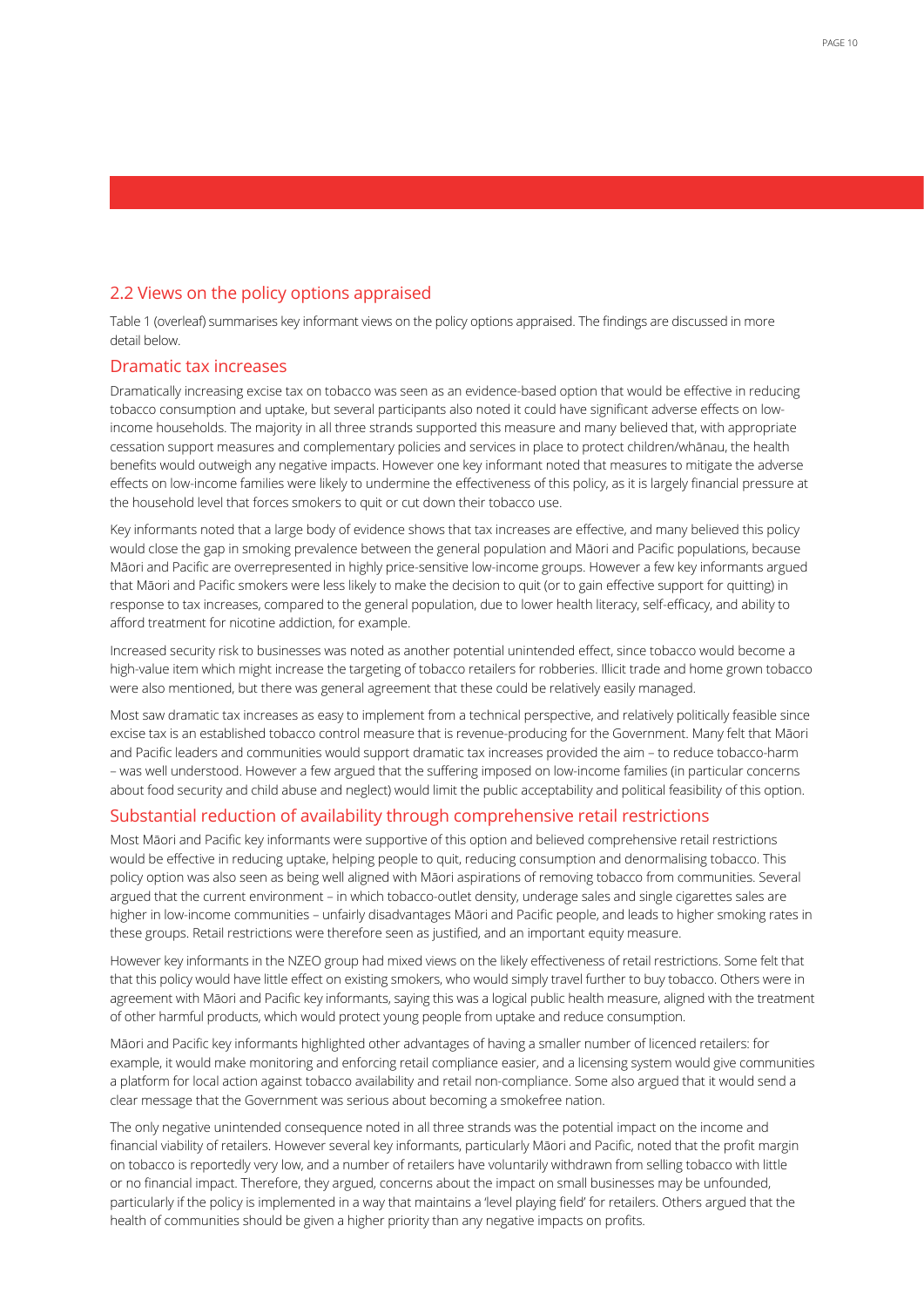## 2.2 Views on the policy options appraised

Table 1 (overleaf) summarises key informant views on the policy options appraised. The findings are discussed in more detail below.

### Dramatic tax increases

Dramatically increasing excise tax on tobacco was seen as an evidence-based option that would be effective in reducing tobacco consumption and uptake, but several participants also noted it could have significant adverse effects on low-income households. The majority in all three strands supported this measure and many believed that, with appropriate cessation support measures and complementary policies and services in place to protect children/whānau, the health benefits would outweigh any negative impacts. However one key informant noted that measures to mitigate the adverse effects on low-income families were likely to undermine the effectiveness of this policy, as it is largely financial pressure at the household level that forces smokers to quit or cut down their tobacco use.

Key informants noted that a large body of evidence shows that tax increases are effective, and many believed this policy would close the gap in smoking prevalence between the general population and Māori and Pacific populations, because Māori and Pacific are overrepresented in highly price-sensitive low-income groups. However a few key informants argued that Māori and Pacific smokers were less likely to make the decision to quit (or to gain effective support for quitting) in response to tax increases, compared to the general population, due to lower health literacy, self-efficacy, and ability to afford treatment for nicotine addiction, for example.

Increased security risk to businesses was noted as another potential unintended effect, since tobacco would become a high-value item which might increase the targeting of tobacco retailers for robberies. Illicit trade and home grown tobacco were also mentioned, but there was general agreement that these could be relatively easily managed.

Most saw dramatic tax increases as easy to implement from a technical perspective, and relatively politically feasible since excise tax is an established tobacco control measure that is revenue-producing for the Government. Many felt that Māori and Pacific leaders and communities would support dramatic tax increases provided the aim – to reduce tobacco-harm – was well understood. However a few argued that the suffering imposed on low-income families (in particular concerns about food security and child abuse and neglect) would limit the public acceptability and political feasibility of this option.

### Substantial reduction of availability through comprehensive retail restrictions

Most Māori and Pacific key informants were supportive of this option and believed comprehensive retail restrictions would be effective in reducing uptake, helping people to quit, reducing consumption and denormalising tobacco. This policy option was also seen as being well aligned with Māori aspirations of removing tobacco from communities. Several argued that the current environment – in which tobacco-outlet density, underage sales and single cigarettes sales are higher in low-income communities – unfairly disadvantages Māori and Pacific people, and leads to higher smoking rates in these groups. Retail restrictions were therefore seen as justified, and an important equity measure.

However key informants in the NZEO group had mixed views on the likely effectiveness of retail restrictions. Some felt that that this policy would have little effect on existing smokers, who would simply travel further to buy tobacco. Others were in agreement with Māori and Pacific key informants, saying this was a logical public health measure, aligned with the treatment of other harmful products, which would protect young people from uptake and reduce consumption.

Māori and Pacific key informants highlighted other advantages of having a smaller number of licenced retailers: for example, it would make monitoring and enforcing retail compliance easier, and a licensing system would give communities a platform for local action against tobacco availability and retail non-compliance. Some also argued that it would send a clear message that the Government was serious about becoming a smokefree nation.

The only negative unintended consequence noted in all three strands was the potential impact on the income and financial viability of retailers. However several key informants, particularly Māori and Pacific, noted that the profit margin on tobacco is reportedly very low, and a number of retailers have voluntarily withdrawn from selling tobacco with little or no financial impact. Therefore, they argued, concerns about the impact on small businesses may be unfounded, particularly if the policy is implemented in a way that maintains a 'level playing field' for retailers. Others argued that the health of communities should be given a higher priority than any negative impacts on profits.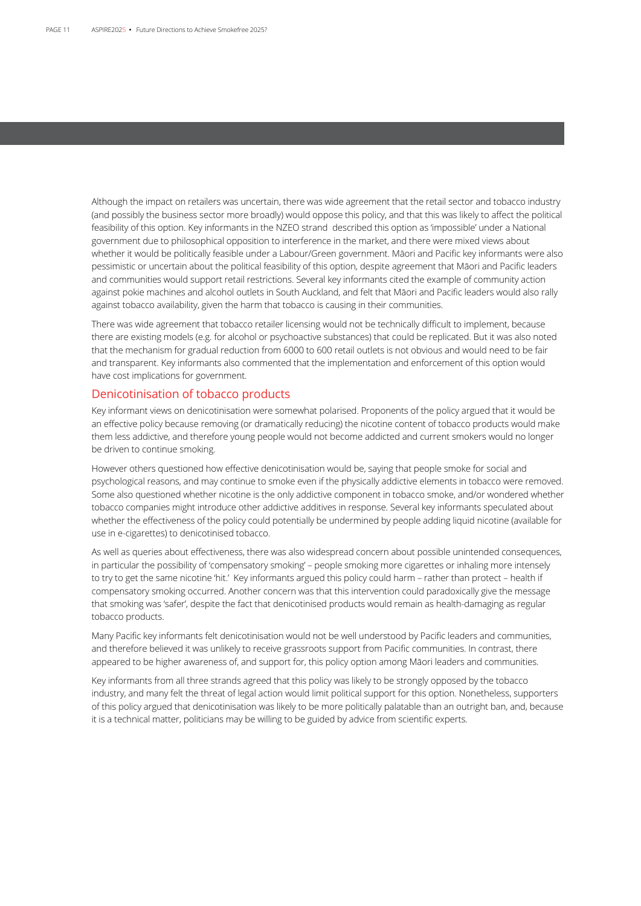Although the impact on retailers was uncertain, there was wide agreement that the retail sector and tobacco industry (and possibly the business sector more broadly) would oppose this policy, and that this was likely to affect the political feasibility of this option. Key informants in the NZEO strand described this option as 'impossible' under a National government due to philosophical opposition to interference in the market, and there were mixed views about whether it would be politically feasible under a Labour/Green government. Māori and Pacific key informants were also pessimistic or uncertain about the political feasibility of this option, despite agreement that Māori and Pacific leaders and communities would support retail restrictions. Several key informants cited the example of community action against pokie machines and alcohol outlets in South Auckland, and felt that Māori and Pacific leaders would also rally against tobacco availability, given the harm that tobacco is causing in their communities.

There was wide agreement that tobacco retailer licensing would not be technically difficult to implement, because there are existing models (e.g. for alcohol or psychoactive substances) that could be replicated. But it was also noted that the mechanism for gradual reduction from 6000 to 600 retail outlets is not obvious and would need to be fair and transparent. Key informants also commented that the implementation and enforcement of this option would have cost implications for government.

## Denicotinisation of tobacco products

Key informant views on denicotinisation were somewhat polarised. Proponents of the policy argued that it would be an effective policy because removing (or dramatically reducing) the nicotine content of tobacco products would make them less addictive, and therefore young people would not become addicted and current smokers would no longer be driven to continue smoking.

However others questioned how effective denicotinisation would be, saying that people smoke for social and psychological reasons, and may continue to smoke even if the physically addictive elements in tobacco were removed. Some also questioned whether nicotine is the only addictive component in tobacco smoke, and/or wondered whether tobacco companies might introduce other addictive additives in response. Several key informants speculated about whether the effectiveness of the policy could potentially be undermined by people adding liquid nicotine (available for use in e-cigarettes) to denicotinised tobacco.

As well as queries about effectiveness, there was also widespread concern about possible unintended consequences, in particular the possibility of 'compensatory smoking' – people smoking more cigarettes or inhaling more intensely to try to get the same nicotine 'hit.' Key informants argued this policy could harm – rather than protect – health if compensatory smoking occurred. Another concern was that this intervention could paradoxically give the message that smoking was 'safer', despite the fact that denicotinised products would remain as health-damaging as regular tobacco products.

Many Pacific key informants felt denicotinisation would not be well understood by Pacific leaders and communities, and therefore believed it was unlikely to receive grassroots support from Pacific communities. In contrast, there appeared to be higher awareness of, and support for, this policy option among Māori leaders and communities.

Key informants from all three strands agreed that this policy was likely to be strongly opposed by the tobacco industry, and many felt the threat of legal action would limit political support for this option. Nonetheless, supporters of this policy argued that denicotinisation was likely to be more politically palatable than an outright ban, and, because it is a technical matter, politicians may be willing to be guided by advice from scientific experts.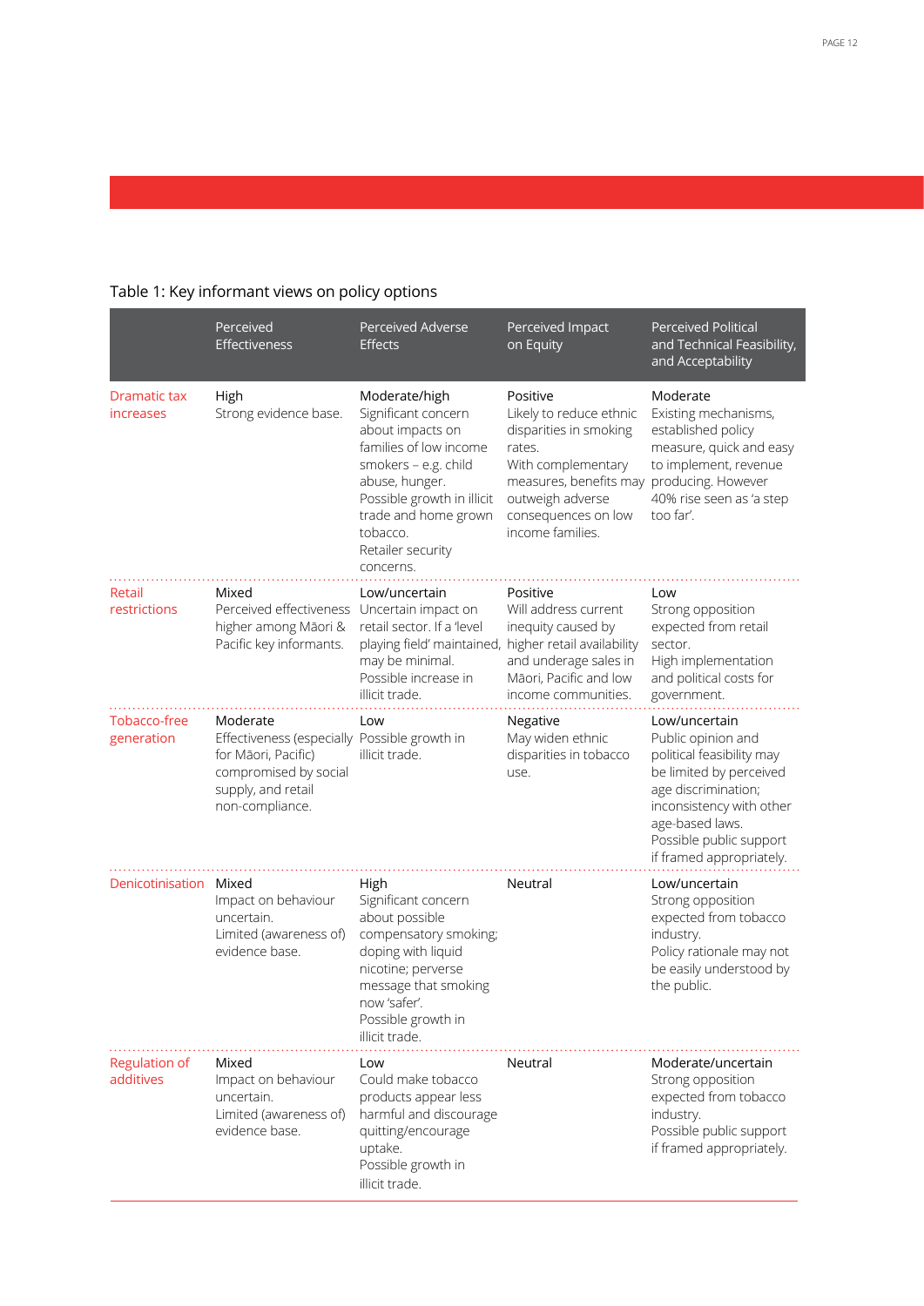Table 1: Key informant views on policy options

| | Perceived Effectiveness | Perceived Adverse Effects | Perceived Impact on Equity | Perceived Political and Technical Feasibility, and Acceptability |
|---|---|---|---|---|
| Dramatic tax increases | High<br>Strong evidence base. | Moderate/high<br>Significant concern about impacts on families of low income smokers – e.g. child abuse, hunger.<br>Possible growth in illicit trade and home grown tobacco.<br>Retailer security concerns. | Positive<br>Likely to reduce ethnic disparities in smoking rates.<br>With complementary measures, benefits may outweigh adverse consequences on low income families. | Moderate<br>Existing mechanisms, established policy measure, quick and easy to implement, revenue producing. However 40% rise seen as 'a step too far'. |
| Retail restrictions | Mixed<br>Perceived effectiveness higher among Māori & Pacific key informants. | Low/uncertain<br>Uncertain impact on retail sector. If a 'level playing field' maintained, may be minimal.<br>Possible increase in illicit trade. | Positive<br>Will address current inequity caused by higher retail availability and underage sales in Māori, Pacific and low income communities. | Low<br>Strong opposition expected from retail sector.<br>High implementation and political costs for government. |
| Tobacco-free generation | Moderate<br>Effectiveness (especially for Māori, Pacific) compromised by social supply, and retail non-compliance. | Low<br>Possible growth in illicit trade. | Negative<br>May widen ethnic disparities in tobacco use. | Low/uncertain<br>Public opinion and political feasibility may be limited by perceived age discrimination; inconsistency with other age-based laws.<br>Possible public support if framed appropriately. |
| Denicotinisation | Mixed<br>Impact on behaviour uncertain.<br>Limited (awareness of) evidence base. | High<br>Significant concern about possible compensatory smoking; doping with liquid nicotine; perverse message that smoking now 'safer'.<br>Possible growth in illicit trade. | Neutral | Low/uncertain<br>Strong opposition expected from tobacco industry.<br>Policy rationale may not be easily understood by the public. |
| Regulation of additives | Mixed<br>Impact on behaviour uncertain.<br>Limited (awareness of) evidence base. | Low<br>Could make tobacco products appear less harmful and discourage quitting/encourage uptake.<br>Possible growth in illicit trade. | Neutral | Moderate/uncertain<br>Strong opposition expected from tobacco industry.<br>Possible public support if framed appropriately. |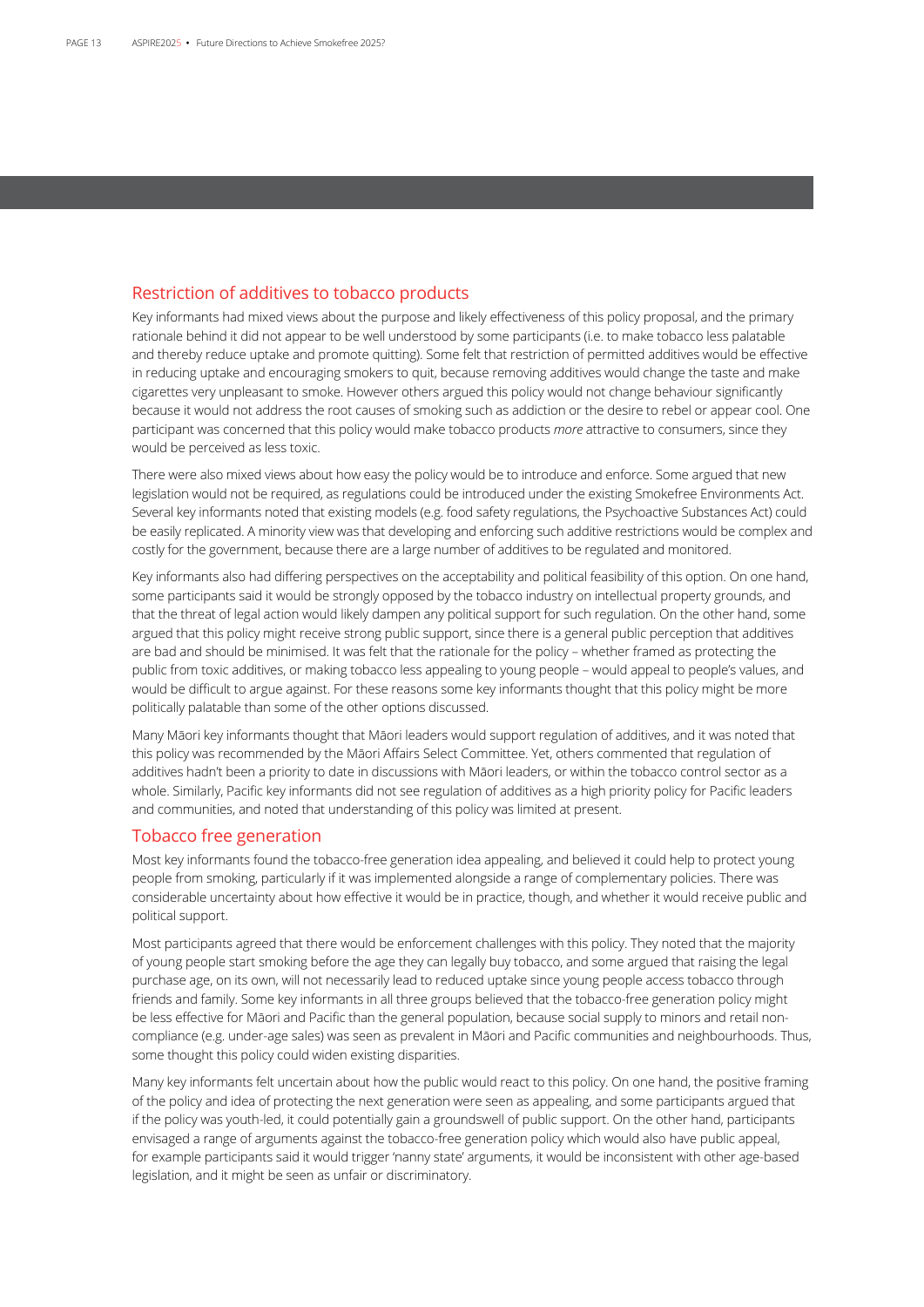## Restriction of additives to tobacco products

Key informants had mixed views about the purpose and likely effectiveness of this policy proposal, and the primary rationale behind it did not appear to be well understood by some participants (i.e. to make tobacco less palatable and thereby reduce uptake and promote quitting). Some felt that restriction of permitted additives would be effective in reducing uptake and encouraging smokers to quit, because removing additives would change the taste and make cigarettes very unpleasant to smoke. However others argued this policy would not change behaviour significantly because it would not address the root causes of smoking such as addiction or the desire to rebel or appear cool. One participant was concerned that this policy would make tobacco products *more* attractive to consumers, since they would be perceived as less toxic.

There were also mixed views about how easy the policy would be to introduce and enforce. Some argued that new legislation would not be required, as regulations could be introduced under the existing Smokefree Environments Act. Several key informants noted that existing models (e.g. food safety regulations, the Psychoactive Substances Act) could be easily replicated. A minority view was that developing and enforcing such additive restrictions would be complex and costly for the government, because there are a large number of additives to be regulated and monitored.

Key informants also had differing perspectives on the acceptability and political feasibility of this option. On one hand, some participants said it would be strongly opposed by the tobacco industry on intellectual property grounds, and that the threat of legal action would likely dampen any political support for such regulation. On the other hand, some argued that this policy might receive strong public support, since there is a general public perception that additives are bad and should be minimised. It was felt that the rationale for the policy – whether framed as protecting the public from toxic additives, or making tobacco less appealing to young people – would appeal to people's values, and would be difficult to argue against. For these reasons some key informants thought that this policy might be more politically palatable than some of the other options discussed.

Many Māori key informants thought that Māori leaders would support regulation of additives, and it was noted that this policy was recommended by the Māori Affairs Select Committee. Yet, others commented that regulation of additives hadn't been a priority to date in discussions with Māori leaders, or within the tobacco control sector as a whole. Similarly, Pacific key informants did not see regulation of additives as a high priority policy for Pacific leaders and communities, and noted that understanding of this policy was limited at present.

## Tobacco free generation

Most key informants found the tobacco-free generation idea appealing, and believed it could help to protect young people from smoking, particularly if it was implemented alongside a range of complementary policies. There was considerable uncertainty about how effective it would be in practice, though, and whether it would receive public and political support.

Most participants agreed that there would be enforcement challenges with this policy. They noted that the majority of young people start smoking before the age they can legally buy tobacco, and some argued that raising the legal purchase age, on its own, will not necessarily lead to reduced uptake since young people access tobacco through friends and family. Some key informants in all three groups believed that the tobacco-free generation policy might be less effective for Māori and Pacific than the general population, because social supply to minors and retail non-compliance (e.g. under-age sales) was seen as prevalent in Māori and Pacific communities and neighbourhoods. Thus, some thought this policy could widen existing disparities.

Many key informants felt uncertain about how the public would react to this policy. On one hand, the positive framing of the policy and idea of protecting the next generation were seen as appealing, and some participants argued that if the policy was youth-led, it could potentially gain a groundswell of public support. On the other hand, participants envisaged a range of arguments against the tobacco-free generation policy which would also have public appeal, for example participants said it would trigger 'nanny state' arguments, it would be inconsistent with other age-based legislation, and it might be seen as unfair or discriminatory.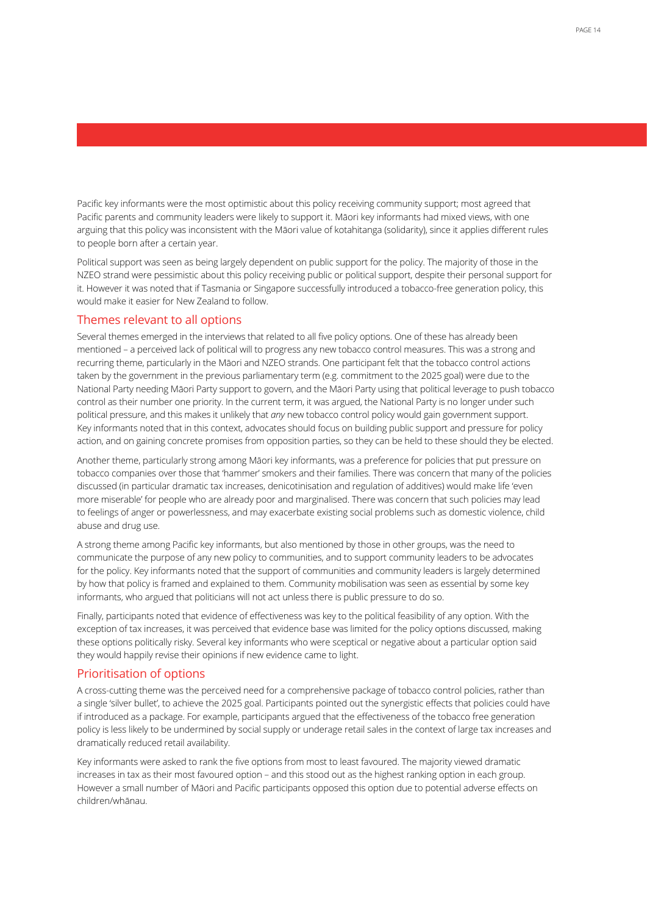Pacific key informants were the most optimistic about this policy receiving community support; most agreed that Pacific parents and community leaders were likely to support it. Māori key informants had mixed views, with one arguing that this policy was inconsistent with the Māori value of kotahitanga (solidarity), since it applies different rules to people born after a certain year.

Political support was seen as being largely dependent on public support for the policy. The majority of those in the NZEO strand were pessimistic about this policy receiving public or political support, despite their personal support for it. However it was noted that if Tasmania or Singapore successfully introduced a tobacco-free generation policy, this would make it easier for New Zealand to follow.

## Themes relevant to all options

Several themes emerged in the interviews that related to all five policy options. One of these has already been mentioned – a perceived lack of political will to progress any new tobacco control measures. This was a strong and recurring theme, particularly in the Māori and NZEO strands. One participant felt that the tobacco control actions taken by the government in the previous parliamentary term (e.g. commitment to the 2025 goal) were due to the National Party needing Māori Party support to govern, and the Māori Party using that political leverage to push tobacco control as their number one priority. In the current term, it was argued, the National Party is no longer under such political pressure, and this makes it unlikely that *any* new tobacco control policy would gain government support. Key informants noted that in this context, advocates should focus on building public support and pressure for policy action, and on gaining concrete promises from opposition parties, so they can be held to these should they be elected.

Another theme, particularly strong among Māori key informants, was a preference for policies that put pressure on tobacco companies over those that 'hammer' smokers and their families. There was concern that many of the policies discussed (in particular dramatic tax increases, denicotinisation and regulation of additives) would make life 'even more miserable' for people who are already poor and marginalised. There was concern that such policies may lead to feelings of anger or powerlessness, and may exacerbate existing social problems such as domestic violence, child abuse and drug use.

A strong theme among Pacific key informants, but also mentioned by those in other groups, was the need to communicate the purpose of any new policy to communities, and to support community leaders to be advocates for the policy. Key informants noted that the support of communities and community leaders is largely determined by how that policy is framed and explained to them. Community mobilisation was seen as essential by some key informants, who argued that politicians will not act unless there is public pressure to do so.

Finally, participants noted that evidence of effectiveness was key to the political feasibility of any option. With the exception of tax increases, it was perceived that evidence base was limited for the policy options discussed, making these options politically risky. Several key informants who were sceptical or negative about a particular option said they would happily revise their opinions if new evidence came to light.

## Prioritisation of options

A cross-cutting theme was the perceived need for a comprehensive package of tobacco control policies, rather than a single 'silver bullet', to achieve the 2025 goal. Participants pointed out the synergistic effects that policies could have if introduced as a package. For example, participants argued that the effectiveness of the tobacco free generation policy is less likely to be undermined by social supply or underage retail sales in the context of large tax increases and dramatically reduced retail availability.

Key informants were asked to rank the five options from most to least favoured. The majority viewed dramatic increases in tax as their most favoured option – and this stood out as the highest ranking option in each group. However a small number of Māori and Pacific participants opposed this option due to potential adverse effects on children/whānau.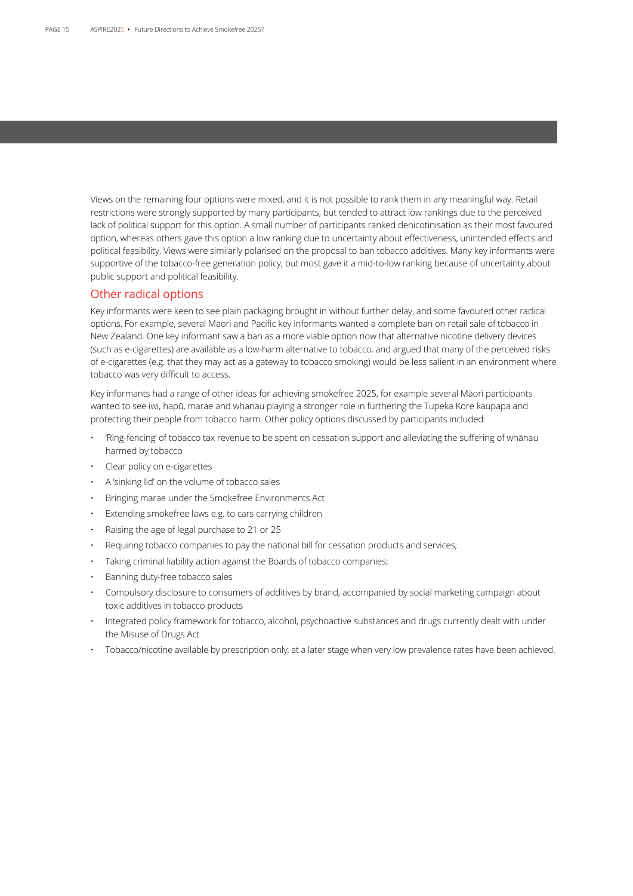Views on the remaining four options were mixed, and it is not possible to rank them in any meaningful way. Retail restrictions were strongly supported by many participants, but tended to attract low rankings due to the perceived lack of political support for this option. A small number of participants ranked denicotinisation as their most favoured option, whereas others gave this option a low ranking due to uncertainty about effectiveness, unintended effects and political feasibility. Views were similarly polarised on the proposal to ban tobacco additives. Many key informants were supportive of the tobacco-free generation policy, but most gave it a mid-to-low ranking because of uncertainty about public support and political feasibility.

## Other radical options

Key informants were keen to see plain packaging brought in without further delay, and some favoured other radical options. For example, several Māori and Pacific key informants wanted a complete ban on retail sale of tobacco in New Zealand. One key informant saw a ban as a more viable option now that alternative nicotine delivery devices (such as e-cigarettes) are available as a low-harm alternative to tobacco, and argued that many of the perceived risks of e-cigarettes (e.g. that they may act as a gateway to tobacco smoking) would be less salient in an environment where tobacco was very difficult to access.

Key informants had a range of other ideas for achieving smokefree 2025, for example several Māori participants wanted to see iwi, hapū, marae and whanau playing a stronger role in furthering the Tupeka Kore kaupapa and protecting their people from tobacco harm. Other policy options discussed by participants included:

- 'Ring-fencing' of tobacco tax revenue to be spent on cessation support and alleviating the suffering of whānau harmed by tobacco
- Clear policy on e-cigarettes
- A 'sinking lid' on the volume of tobacco sales
- Bringing marae under the Smokefree Environments Act
- Extending smokefree laws e.g. to cars carrying children
- Raising the age of legal purchase to 21 or 25
- Requiring tobacco companies to pay the national bill for cessation products and services;
- Taking criminal liability action against the Boards of tobacco companies;
- Banning duty-free tobacco sales
- Compulsory disclosure to consumers of additives by brand, accompanied by social marketing campaign about toxic additives in tobacco products
- Integrated policy framework for tobacco, alcohol, psychoactive substances and drugs currently dealt with under the Misuse of Drugs Act
- Tobacco/nicotine available by prescription only, at a later stage when very low prevalence rates have been achieved.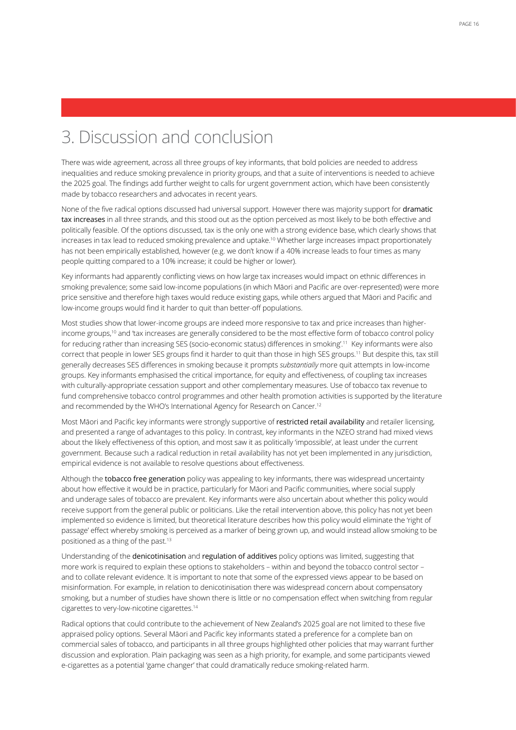# 3. Discussion and conclusion

There was wide agreement, across all three groups of key informants, that bold policies are needed to address inequalities and reduce smoking prevalence in priority groups, and that a suite of interventions is needed to achieve the 2025 goal. The findings add further weight to calls for urgent government action, which have been consistently made by tobacco researchers and advocates in recent years.

None of the five radical options discussed had universal support. However there was majority support for dramatic tax increases in all three strands, and this stood out as the option perceived as most likely to be both effective and politically feasible. Of the options discussed, tax is the only one with a strong evidence base, which clearly shows that increases in tax lead to reduced smoking prevalence and uptake.[10] Whether large increases impact proportionately has not been empirically established, however (e.g. we don't know if a 40% increase leads to four times as many people quitting compared to a 10% increase; it could be higher or lower).

Key informants had apparently conflicting views on how large tax increases would impact on ethnic differences in smoking prevalence; some said low-income populations (in which Māori and Pacific are over-represented) were more price sensitive and therefore high taxes would reduce existing gaps, while others argued that Māori and Pacific and low-income groups would find it harder to quit than better-off populations.

Most studies show that lower-income groups are indeed more responsive to tax and price increases than higher-income groups,[10] and 'tax increases are generally considered to be the most effective form of tobacco control policy for reducing rather than increasing SES (socio-economic status) differences in smoking'.[11] Key informants were also correct that people in lower SES groups find it harder to quit than those in high SES groups.[11] But despite this, tax still generally decreases SES differences in smoking because it prompts *substantially* more quit attempts in low-income groups. Key informants emphasised the critical importance, for equity and effectiveness, of coupling tax increases with culturally-appropriate cessation support and other complementary measures. Use of tobacco tax revenue to fund comprehensive tobacco control programmes and other health promotion activities is supported by the literature and recommended by the WHO's International Agency for Research on Cancer.[12]

Most Māori and Pacific key informants were strongly supportive of restricted retail availability and retailer licensing, and presented a range of advantages to this policy. In contrast, key informants in the NZEO strand had mixed views about the likely effectiveness of this option, and most saw it as politically 'impossible', at least under the current government. Because such a radical reduction in retail availability has not yet been implemented in any jurisdiction, empirical evidence is not available to resolve questions about effectiveness.

Although the tobacco free generation policy was appealing to key informants, there was widespread uncertainty about how effective it would be in practice, particularly for Māori and Pacific communities, where social supply and underage sales of tobacco are prevalent. Key informants were also uncertain about whether this policy would receive support from the general public or politicians. Like the retail intervention above, this policy has not yet been implemented so evidence is limited, but theoretical literature describes how this policy would eliminate the 'right of passage' effect whereby smoking is perceived as a marker of being grown up, and would instead allow smoking to be positioned as a thing of the past.[13]

Understanding of the denicotinisation and regulation of additives policy options was limited, suggesting that more work is required to explain these options to stakeholders – within and beyond the tobacco control sector – and to collate relevant evidence. It is important to note that some of the expressed views appear to be based on misinformation. For example, in relation to denicotinisation there was widespread concern about compensatory smoking, but a number of studies have shown there is little or no compensation effect when switching from regular cigarettes to very-low-nicotine cigarettes.[14]

Radical options that could contribute to the achievement of New Zealand's 2025 goal are not limited to these five appraised policy options. Several Māori and Pacific key informants stated a preference for a complete ban on commercial sales of tobacco, and participants in all three groups highlighted other policies that may warrant further discussion and exploration. Plain packaging was seen as a high priority, for example, and some participants viewed e-cigarettes as a potential 'game changer' that could dramatically reduce smoking-related harm.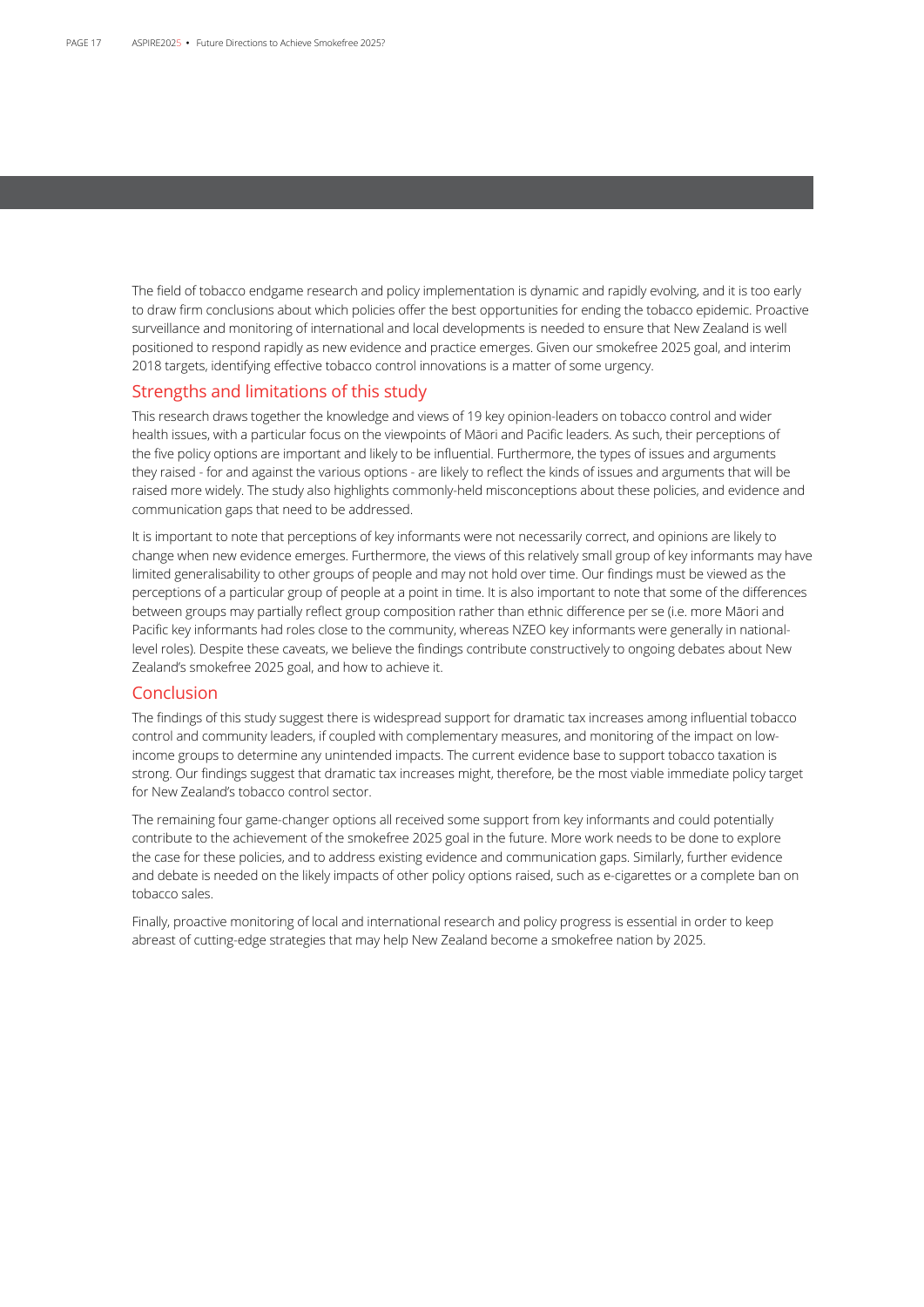The field of tobacco endgame research and policy implementation is dynamic and rapidly evolving, and it is too early to draw firm conclusions about which policies offer the best opportunities for ending the tobacco epidemic. Proactive surveillance and monitoring of international and local developments is needed to ensure that New Zealand is well positioned to respond rapidly as new evidence and practice emerges. Given our smokefree 2025 goal, and interim 2018 targets, identifying effective tobacco control innovations is a matter of some urgency.

## Strengths and limitations of this study

This research draws together the knowledge and views of 19 key opinion-leaders on tobacco control and wider health issues, with a particular focus on the viewpoints of Māori and Pacific leaders. As such, their perceptions of the five policy options are important and likely to be influential. Furthermore, the types of issues and arguments they raised - for and against the various options - are likely to reflect the kinds of issues and arguments that will be raised more widely. The study also highlights commonly-held misconceptions about these policies, and evidence and communication gaps that need to be addressed.

It is important to note that perceptions of key informants were not necessarily correct, and opinions are likely to change when new evidence emerges. Furthermore, the views of this relatively small group of key informants may have limited generalisability to other groups of people and may not hold over time. Our findings must be viewed as the perceptions of a particular group of people at a point in time. It is also important to note that some of the differences between groups may partially reflect group composition rather than ethnic difference per se (i.e. more Māori and Pacific key informants had roles close to the community, whereas NZEO key informants were generally in national-level roles). Despite these caveats, we believe the findings contribute constructively to ongoing debates about New Zealand's smokefree 2025 goal, and how to achieve it.

## Conclusion

The findings of this study suggest there is widespread support for dramatic tax increases among influential tobacco control and community leaders, if coupled with complementary measures, and monitoring of the impact on low-income groups to determine any unintended impacts. The current evidence base to support tobacco taxation is strong. Our findings suggest that dramatic tax increases might, therefore, be the most viable immediate policy target for New Zealand's tobacco control sector.

The remaining four game-changer options all received some support from key informants and could potentially contribute to the achievement of the smokefree 2025 goal in the future. More work needs to be done to explore the case for these policies, and to address existing evidence and communication gaps. Similarly, further evidence and debate is needed on the likely impacts of other policy options raised, such as e-cigarettes or a complete ban on tobacco sales.

Finally, proactive monitoring of local and international research and policy progress is essential in order to keep abreast of cutting-edge strategies that may help New Zealand become a smokefree nation by 2025.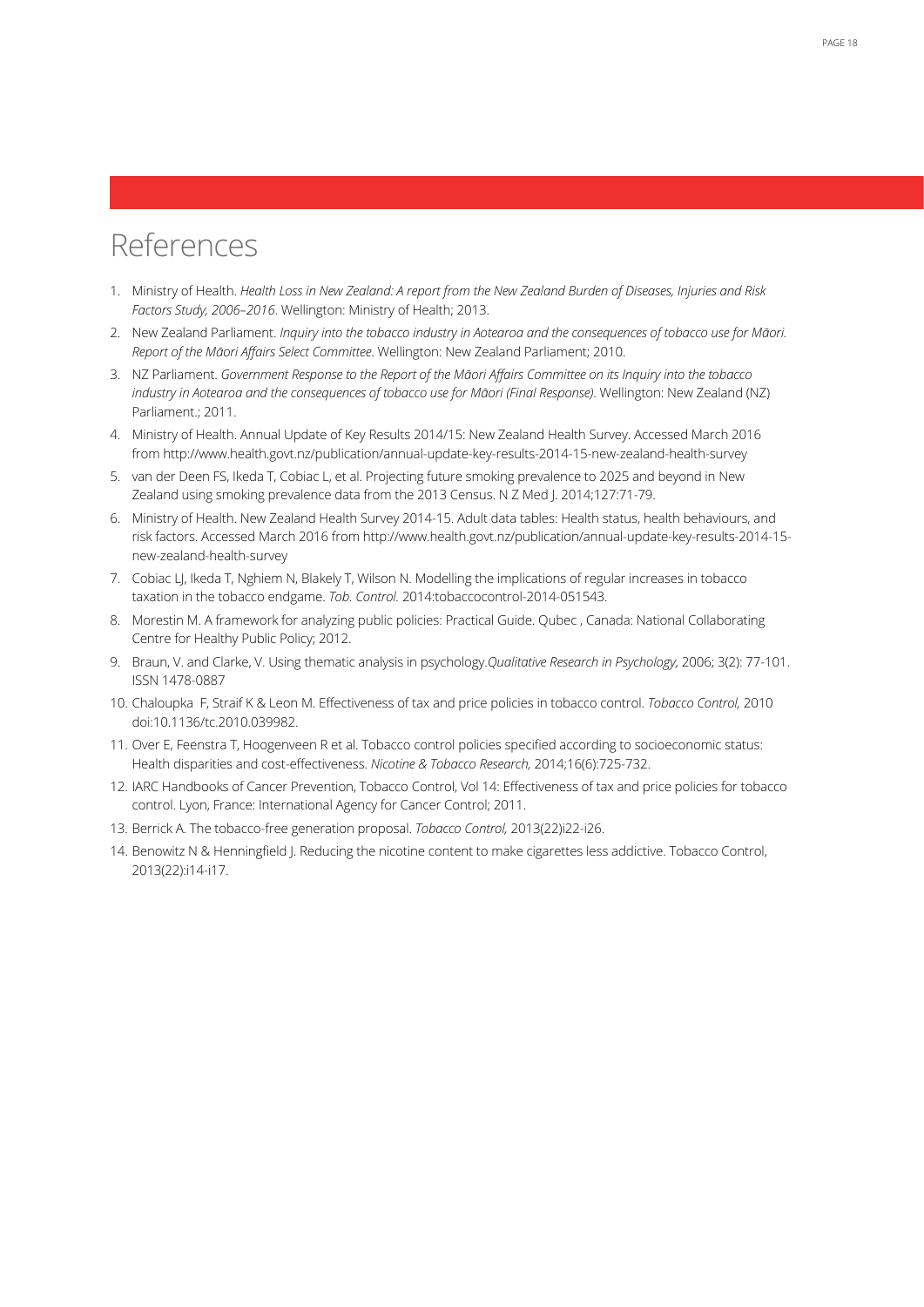# References

1. Ministry of Health. *Health Loss in New Zealand: A report from the New Zealand Burden of Diseases, Injuries and Risk Factors Study, 2006–2016*. Wellington: Ministry of Health; 2013.
2. New Zealand Parliament. *Inquiry into the tobacco industry in Aotearoa and the consequences of tobacco use for Māori. Report of the Māori Affairs Select Committee*. Wellington: New Zealand Parliament; 2010.
3. NZ Parliament. *Government Response to the Report of the Māori Affairs Committee on its Inquiry into the tobacco industry in Aotearoa and the consequences of tobacco use for Māori (Final Response)*. Wellington: New Zealand (NZ) Parliament.; 2011.
4. Ministry of Health. Annual Update of Key Results 2014/15: New Zealand Health Survey. Accessed March 2016 from http://www.health.govt.nz/publication/annual-update-key-results-2014-15-new-zealand-health-survey
5. van der Deen FS, Ikeda T, Cobiac L, et al. Projecting future smoking prevalence to 2025 and beyond in New Zealand using smoking prevalence data from the 2013 Census. N Z Med J. 2014;127:71-79.
6. Ministry of Health. New Zealand Health Survey 2014-15. Adult data tables: Health status, health behaviours, and risk factors. Accessed March 2016 from http://www.health.govt.nz/publication/annual-update-key-results-2014-15-new-zealand-health-survey
7. Cobiac LJ, Ikeda T, Nghiem N, Blakely T, Wilson N. Modelling the implications of regular increases in tobacco taxation in the tobacco endgame. *Tob. Control.* 2014:tobaccocontrol-2014-051543.
8. Morestin M. A framework for analyzing public policies: Practical Guide. Qubec , Canada: National Collaborating Centre for Healthy Public Policy; 2012.
9. Braun, V. and Clarke, V. Using thematic analysis in psychology.*Qualitative Research in Psychology,* 2006; 3(2): 77-101. ISSN 1478-0887
10. Chaloupka F, Straif K & Leon M. Effectiveness of tax and price policies in tobacco control. *Tobacco Control,* 2010 doi:10.1136/tc.2010.039982.
11. Over E, Feenstra T, Hoogenveen R et al. Tobacco control policies specified according to socioeconomic status: Health disparities and cost-effectiveness. *Nicotine & Tobacco Research,* 2014;16(6):725-732.
12. IARC Handbooks of Cancer Prevention, Tobacco Control, Vol 14: Effectiveness of tax and price policies for tobacco control. Lyon, France: International Agency for Cancer Control; 2011.
13. Berrick A. The tobacco-free generation proposal. *Tobacco Control,* 2013(22)i22-i26.
14. Benowitz N & Henningfield J. Reducing the nicotine content to make cigarettes less addictive. Tobacco Control, 2013(22):i14-i17.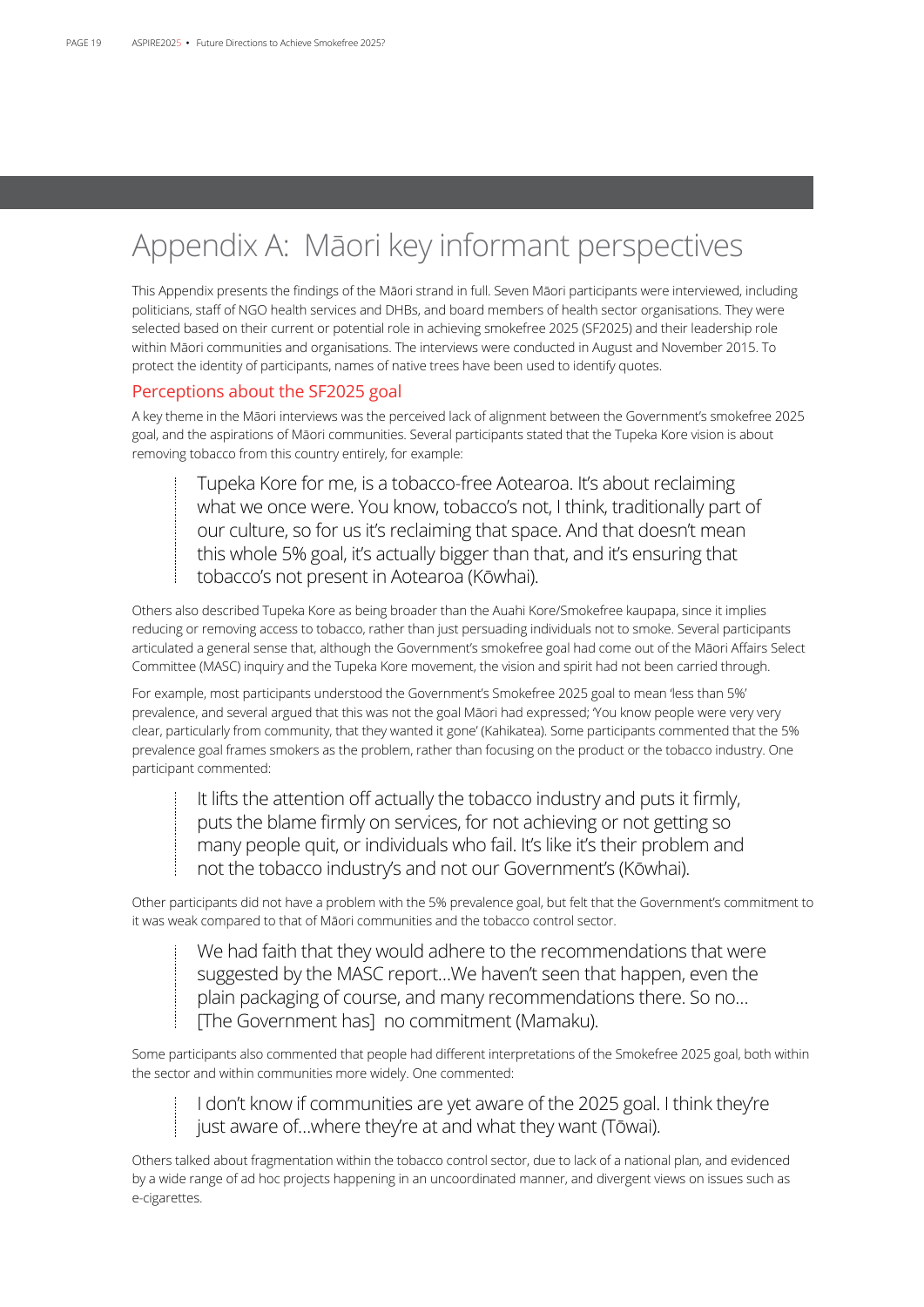# Appendix A: Māori key informant perspectives

This Appendix presents the findings of the Māori strand in full. Seven Māori participants were interviewed, including politicians, staff of NGO health services and DHBs, and board members of health sector organisations. They were selected based on their current or potential role in achieving smokefree 2025 (SF2025) and their leadership role within Māori communities and organisations. The interviews were conducted in August and November 2015. To protect the identity of participants, names of native trees have been used to identify quotes.

## Perceptions about the SF2025 goal

A key theme in the Māori interviews was the perceived lack of alignment between the Government's smokefree 2025 goal, and the aspirations of Māori communities. Several participants stated that the Tupeka Kore vision is about removing tobacco from this country entirely, for example:

> Tupeka Kore for me, is a tobacco-free Aotearoa. It's about reclaiming what we once were. You know, tobacco's not, I think, traditionally part of our culture, so for us it's reclaiming that space. And that doesn't mean this whole 5% goal, it's actually bigger than that, and it's ensuring that tobacco's not present in Aotearoa (Kōwhai).

Others also described Tupeka Kore as being broader than the Auahi Kore/Smokefree kaupapa, since it implies reducing or removing access to tobacco, rather than just persuading individuals not to smoke. Several participants articulated a general sense that, although the Government's smokefree goal had come out of the Māori Affairs Select Committee (MASC) inquiry and the Tupeka Kore movement, the vision and spirit had not been carried through.

For example, most participants understood the Government's Smokefree 2025 goal to mean 'less than 5%' prevalence, and several argued that this was not the goal Māori had expressed; 'You know people were very very clear, particularly from community, that they wanted it gone' (Kahikatea). Some participants commented that the 5% prevalence goal frames smokers as the problem, rather than focusing on the product or the tobacco industry. One participant commented:

> It lifts the attention off actually the tobacco industry and puts it firmly, puts the blame firmly on services, for not achieving or not getting so many people quit, or individuals who fail. It's like it's their problem and not the tobacco industry's and not our Government's (Kōwhai).

Other participants did not have a problem with the 5% prevalence goal, but felt that the Government's commitment to it was weak compared to that of Māori communities and the tobacco control sector.

> We had faith that they would adhere to the recommendations that were suggested by the MASC report…We haven't seen that happen, even the plain packaging of course, and many recommendations there. So no… [The Government has] no commitment (Mamaku).

Some participants also commented that people had different interpretations of the Smokefree 2025 goal, both within the sector and within communities more widely. One commented:

> I don't know if communities are yet aware of the 2025 goal. I think they're just aware of…where they're at and what they want (Tōwai).

Others talked about fragmentation within the tobacco control sector, due to lack of a national plan, and evidenced by a wide range of ad hoc projects happening in an uncoordinated manner, and divergent views on issues such as e-cigarettes.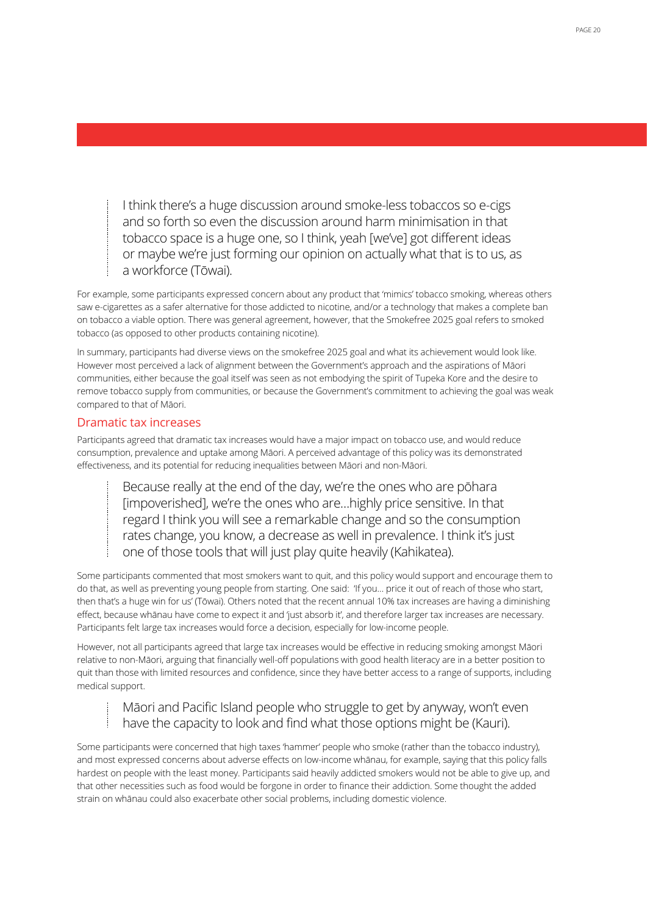> I think there's a huge discussion around smoke-less tobaccos so e-cigs and so forth so even the discussion around harm minimisation in that tobacco space is a huge one, so I think, yeah [we've] got different ideas or maybe we're just forming our opinion on actually what that is to us, as a workforce (Tōwai).

For example, some participants expressed concern about any product that 'mimics' tobacco smoking, whereas others saw e-cigarettes as a safer alternative for those addicted to nicotine, and/or a technology that makes a complete ban on tobacco a viable option. There was general agreement, however, that the Smokefree 2025 goal refers to smoked tobacco (as opposed to other products containing nicotine).

In summary, participants had diverse views on the smokefree 2025 goal and what its achievement would look like. However most perceived a lack of alignment between the Government's approach and the aspirations of Māori communities, either because the goal itself was seen as not embodying the spirit of Tupeka Kore and the desire to remove tobacco supply from communities, or because the Government's commitment to achieving the goal was weak compared to that of Māori.

## Dramatic tax increases

Participants agreed that dramatic tax increases would have a major impact on tobacco use, and would reduce consumption, prevalence and uptake among Māori. A perceived advantage of this policy was its demonstrated effectiveness, and its potential for reducing inequalities between Māori and non-Māori.

> Because really at the end of the day, we're the ones who are pōhara [impoverished], we're the ones who are…highly price sensitive. In that regard I think you will see a remarkable change and so the consumption rates change, you know, a decrease as well in prevalence. I think it's just one of those tools that will just play quite heavily (Kahikatea).

Some participants commented that most smokers want to quit, and this policy would support and encourage them to do that, as well as preventing young people from starting. One said: 'If you… price it out of reach of those who start, then that's a huge win for us' (Tōwai). Others noted that the recent annual 10% tax increases are having a diminishing effect, because whānau have come to expect it and 'just absorb it', and therefore larger tax increases are necessary. Participants felt large tax increases would force a decision, especially for low-income people.

However, not all participants agreed that large tax increases would be effective in reducing smoking amongst Māori relative to non-Māori, arguing that financially well-off populations with good health literacy are in a better position to quit than those with limited resources and confidence, since they have better access to a range of supports, including medical support.

> Māori and Pacific Island people who struggle to get by anyway, won't even have the capacity to look and find what those options might be (Kauri).

Some participants were concerned that high taxes 'hammer' people who smoke (rather than the tobacco industry), and most expressed concerns about adverse effects on low-income whānau, for example, saying that this policy falls hardest on people with the least money. Participants said heavily addicted smokers would not be able to give up, and that other necessities such as food would be forgone in order to finance their addiction. Some thought the added strain on whānau could also exacerbate other social problems, including domestic violence.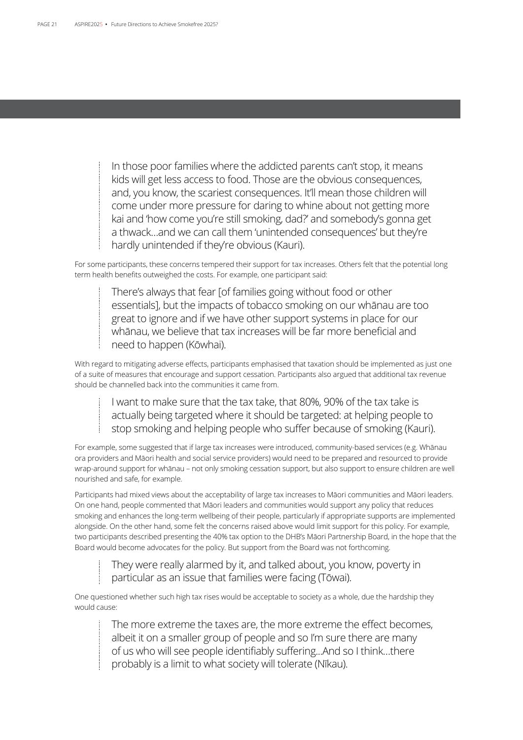> In those poor families where the addicted parents can't stop, it means kids will get less access to food. Those are the obvious consequences, and, you know, the scariest consequences. It'll mean those children will come under more pressure for daring to whine about not getting more kai and 'how come you're still smoking, dad?' and somebody's gonna get a thwack...and we can call them 'unintended consequences' but they're hardly unintended if they're obvious (Kauri).

For some participants, these concerns tempered their support for tax increases. Others felt that the potential long term health benefits outweighed the costs. For example, one participant said:

> There's always that fear [of families going without food or other essentials], but the impacts of tobacco smoking on our whānau are too great to ignore and if we have other support systems in place for our whānau, we believe that tax increases will be far more beneficial and need to happen (Kōwhai).

With regard to mitigating adverse effects, participants emphasised that taxation should be implemented as just one of a suite of measures that encourage and support cessation. Participants also argued that additional tax revenue should be channelled back into the communities it came from.

> I want to make sure that the tax take, that 80%, 90% of the tax take is actually being targeted where it should be targeted: at helping people to stop smoking and helping people who suffer because of smoking (Kauri).

For example, some suggested that if large tax increases were introduced, community-based services (e.g. Whānau ora providers and Māori health and social service providers) would need to be prepared and resourced to provide wrap-around support for whānau – not only smoking cessation support, but also support to ensure children are well nourished and safe, for example.

Participants had mixed views about the acceptability of large tax increases to Māori communities and Māori leaders. On one hand, people commented that Māori leaders and communities would support any policy that reduces smoking and enhances the long-term wellbeing of their people, particularly if appropriate supports are implemented alongside. On the other hand, some felt the concerns raised above would limit support for this policy. For example, two participants described presenting the 40% tax option to the DHB's Māori Partnership Board, in the hope that the Board would become advocates for the policy. But support from the Board was not forthcoming.

> They were really alarmed by it, and talked about, you know, poverty in particular as an issue that families were facing (Tōwai).

One questioned whether such high tax rises would be acceptable to society as a whole, due the hardship they would cause:

> The more extreme the taxes are, the more extreme the effect becomes, albeit it on a smaller group of people and so I'm sure there are many of us who will see people identifiably suffering...And so I think...there probably is a limit to what society will tolerate (Nīkau).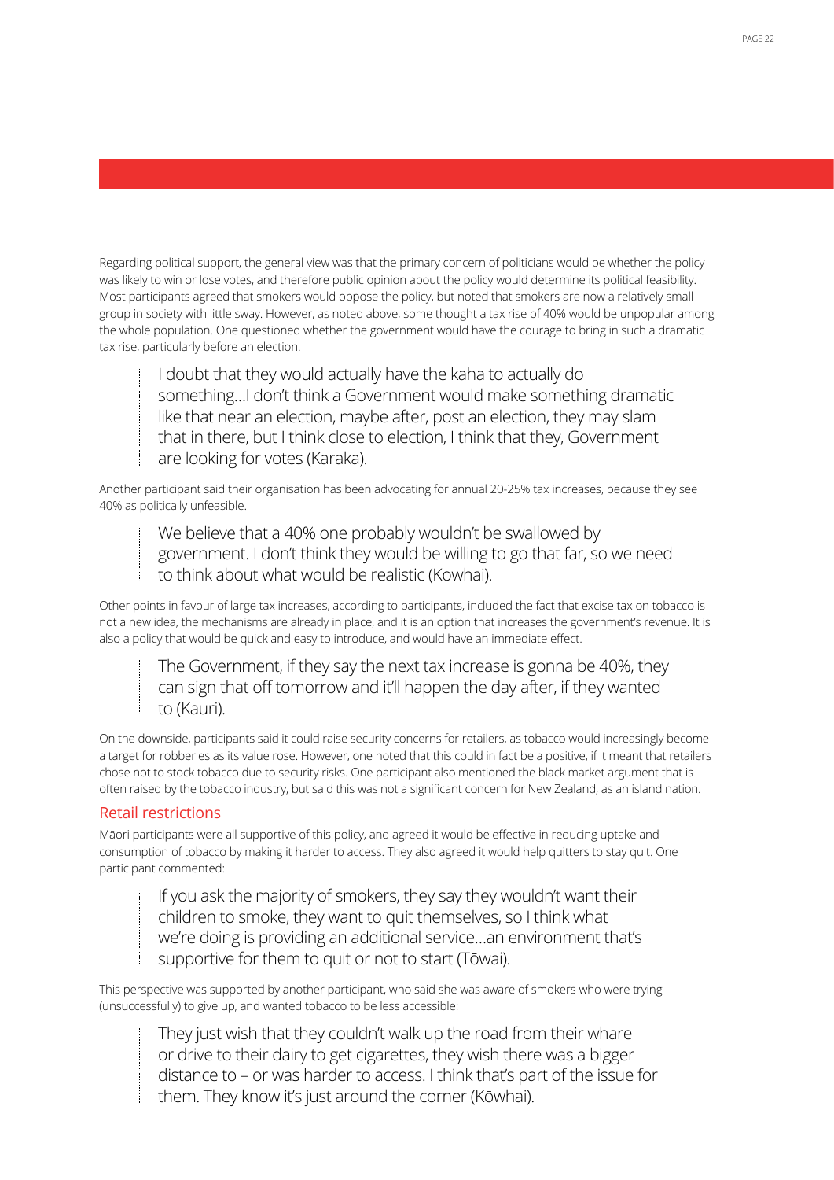Regarding political support, the general view was that the primary concern of politicians would be whether the policy was likely to win or lose votes, and therefore public opinion about the policy would determine its political feasibility. Most participants agreed that smokers would oppose the policy, but noted that smokers are now a relatively small group in society with little sway. However, as noted above, some thought a tax rise of 40% would be unpopular among the whole population. One questioned whether the government would have the courage to bring in such a dramatic tax rise, particularly before an election.

> I doubt that they would actually have the kaha to actually do something…I don't think a Government would make something dramatic like that near an election, maybe after, post an election, they may slam that in there, but I think close to election, I think that they, Government are looking for votes (Karaka).

Another participant said their organisation has been advocating for annual 20-25% tax increases, because they see 40% as politically unfeasible.

> We believe that a 40% one probably wouldn't be swallowed by government. I don't think they would be willing to go that far, so we need to think about what would be realistic (Kōwhai).

Other points in favour of large tax increases, according to participants, included the fact that excise tax on tobacco is not a new idea, the mechanisms are already in place, and it is an option that increases the government's revenue. It is also a policy that would be quick and easy to introduce, and would have an immediate effect.

> The Government, if they say the next tax increase is gonna be 40%, they can sign that off tomorrow and it'll happen the day after, if they wanted to (Kauri).

On the downside, participants said it could raise security concerns for retailers, as tobacco would increasingly become a target for robberies as its value rose. However, one noted that this could in fact be a positive, if it meant that retailers chose not to stock tobacco due to security risks. One participant also mentioned the black market argument that is often raised by the tobacco industry, but said this was not a significant concern for New Zealand, as an island nation.

## Retail restrictions

Māori participants were all supportive of this policy, and agreed it would be effective in reducing uptake and consumption of tobacco by making it harder to access. They also agreed it would help quitters to stay quit. One participant commented:

> If you ask the majority of smokers, they say they wouldn't want their children to smoke, they want to quit themselves, so I think what we're doing is providing an additional service…an environment that's supportive for them to quit or not to start (Tōwai).

This perspective was supported by another participant, who said she was aware of smokers who were trying (unsuccessfully) to give up, and wanted tobacco to be less accessible:

> They just wish that they couldn't walk up the road from their whare or drive to their dairy to get cigarettes, they wish there was a bigger distance to – or was harder to access. I think that's part of the issue for them. They know it's just around the corner (Kōwhai).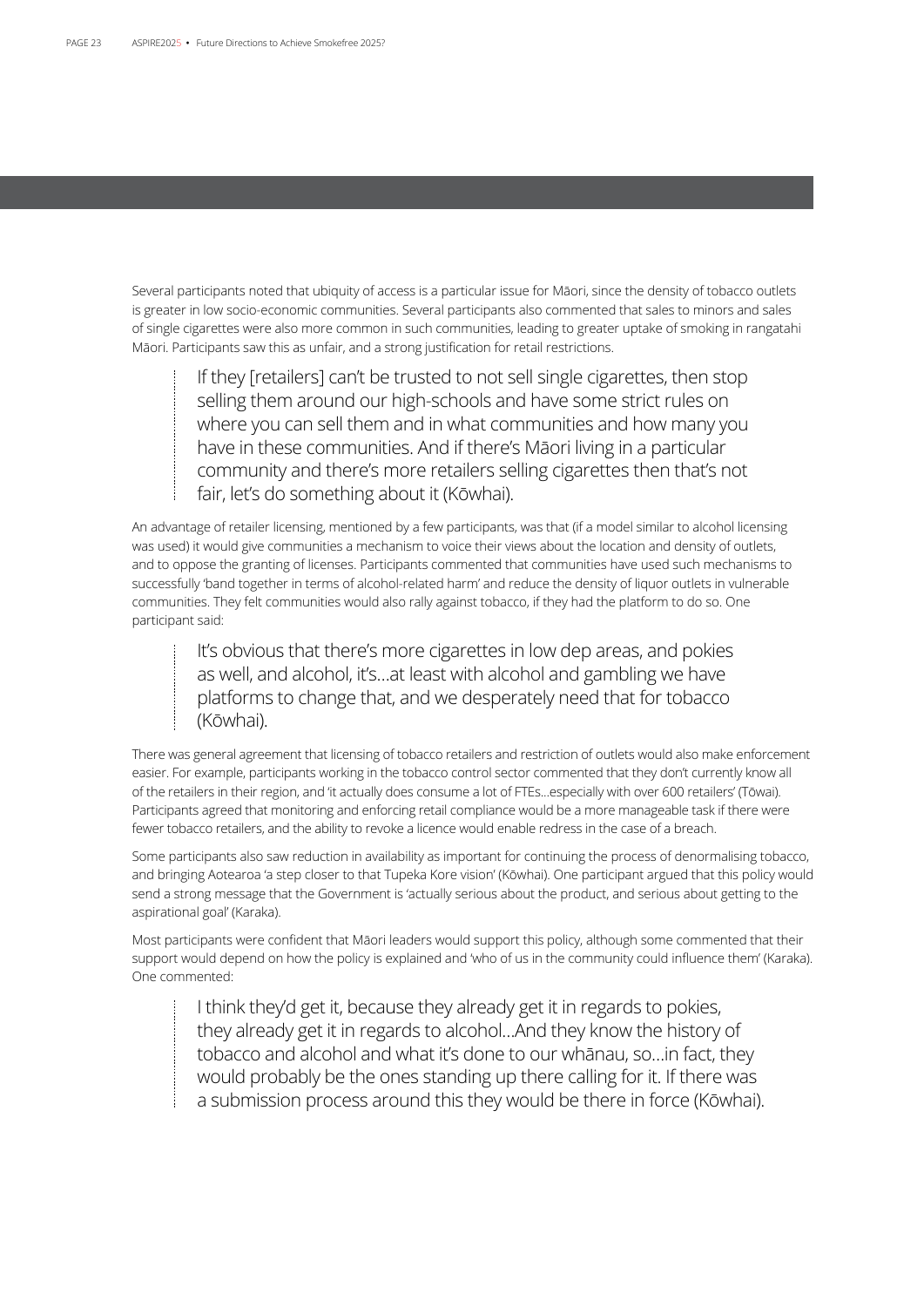Several participants noted that ubiquity of access is a particular issue for Māori, since the density of tobacco outlets is greater in low socio-economic communities. Several participants also commented that sales to minors and sales of single cigarettes were also more common in such communities, leading to greater uptake of smoking in rangatahi Māori. Participants saw this as unfair, and a strong justification for retail restrictions.

> If they [retailers] can't be trusted to not sell single cigarettes, then stop selling them around our high-schools and have some strict rules on where you can sell them and in what communities and how many you have in these communities. And if there's Māori living in a particular community and there's more retailers selling cigarettes then that's not fair, let's do something about it (Kōwhai).

An advantage of retailer licensing, mentioned by a few participants, was that (if a model similar to alcohol licensing was used) it would give communities a mechanism to voice their views about the location and density of outlets, and to oppose the granting of licenses. Participants commented that communities have used such mechanisms to successfully 'band together in terms of alcohol-related harm' and reduce the density of liquor outlets in vulnerable communities. They felt communities would also rally against tobacco, if they had the platform to do so. One participant said:

> It's obvious that there's more cigarettes in low dep areas, and pokies as well, and alcohol, it's…at least with alcohol and gambling we have platforms to change that, and we desperately need that for tobacco (Kōwhai).

There was general agreement that licensing of tobacco retailers and restriction of outlets would also make enforcement easier. For example, participants working in the tobacco control sector commented that they don't currently know all of the retailers in their region, and 'it actually does consume a lot of FTEs…especially with over 600 retailers' (Tōwai). Participants agreed that monitoring and enforcing retail compliance would be a more manageable task if there were fewer tobacco retailers, and the ability to revoke a licence would enable redress in the case of a breach.

Some participants also saw reduction in availability as important for continuing the process of denormalising tobacco, and bringing Aotearoa 'a step closer to that Tupeka Kore vision' (Kōwhai). One participant argued that this policy would send a strong message that the Government is 'actually serious about the product, and serious about getting to the aspirational goal' (Karaka).

Most participants were confident that Māori leaders would support this policy, although some commented that their support would depend on how the policy is explained and 'who of us in the community could influence them' (Karaka). One commented:

> I think they'd get it, because they already get it in regards to pokies, they already get it in regards to alcohol…And they know the history of tobacco and alcohol and what it's done to our whānau, so…in fact, they would probably be the ones standing up there calling for it. If there was a submission process around this they would be there in force (Kōwhai).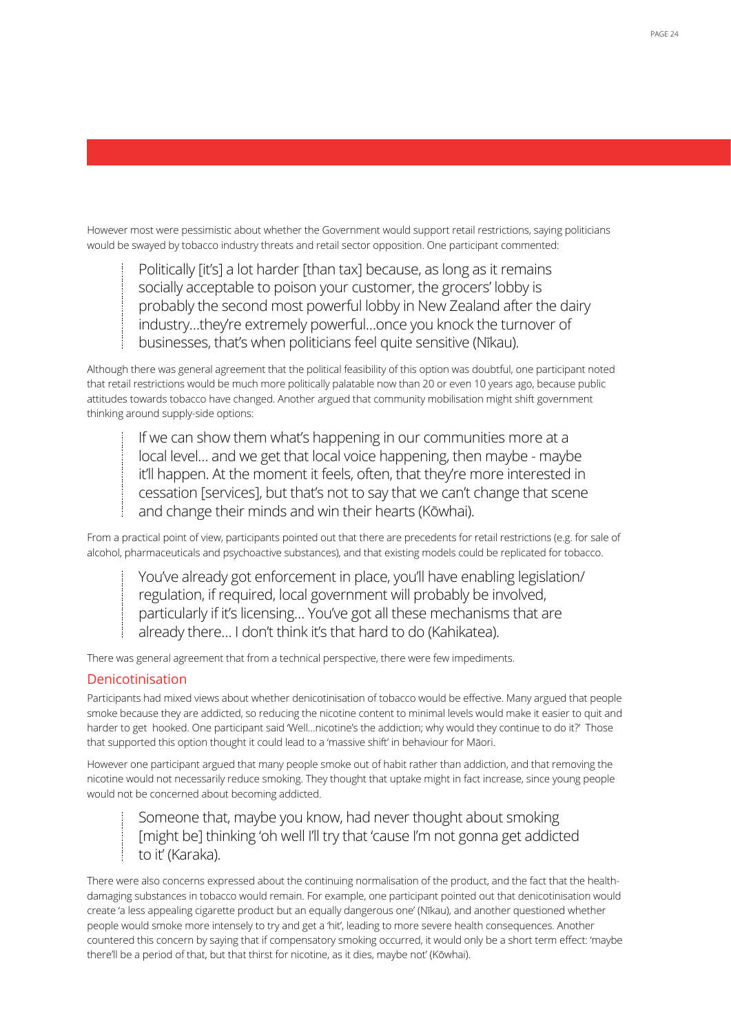However most were pessimistic about whether the Government would support retail restrictions, saying politicians would be swayed by tobacco industry threats and retail sector opposition. One participant commented:

> Politically [it's] a lot harder [than tax] because, as long as it remains socially acceptable to poison your customer, the grocers' lobby is probably the second most powerful lobby in New Zealand after the dairy industry…they're extremely powerful…once you knock the turnover of businesses, that's when politicians feel quite sensitive (Nīkau).

Although there was general agreement that the political feasibility of this option was doubtful, one participant noted that retail restrictions would be much more politically palatable now than 20 or even 10 years ago, because public attitudes towards tobacco have changed. Another argued that community mobilisation might shift government thinking around supply-side options:

> If we can show them what's happening in our communities more at a local level… and we get that local voice happening, then maybe - maybe it'll happen. At the moment it feels, often, that they're more interested in cessation [services], but that's not to say that we can't change that scene and change their minds and win their hearts (Kōwhai).

From a practical point of view, participants pointed out that there are precedents for retail restrictions (e.g. for sale of alcohol, pharmaceuticals and psychoactive substances), and that existing models could be replicated for tobacco.

> You've already got enforcement in place, you'll have enabling legislation/regulation, if required, local government will probably be involved, particularly if it's licensing… You've got all these mechanisms that are already there… I don't think it's that hard to do (Kahikatea).

There was general agreement that from a technical perspective, there were few impediments.

### Denicotinisation

Participants had mixed views about whether denicotinisation of tobacco would be effective. Many argued that people smoke because they are addicted, so reducing the nicotine content to minimal levels would make it easier to quit and harder to get hooked. One participant said 'Well…nicotine's the addiction; why would they continue to do it?' Those that supported this option thought it could lead to a 'massive shift' in behaviour for Māori.

However one participant argued that many people smoke out of habit rather than addiction, and that removing the nicotine would not necessarily reduce smoking. They thought that uptake might in fact increase, since young people would not be concerned about becoming addicted.

> Someone that, maybe you know, had never thought about smoking [might be] thinking 'oh well I'll try that 'cause I'm not gonna get addicted to it' (Karaka).

There were also concerns expressed about the continuing normalisation of the product, and the fact that the health-damaging substances in tobacco would remain. For example, one participant pointed out that denicotinisation would create 'a less appealing cigarette product but an equally dangerous one' (Nīkau), and another questioned whether people would smoke more intensely to try and get a 'hit', leading to more severe health consequences. Another countered this concern by saying that if compensatory smoking occurred, it would only be a short term effect: 'maybe there'll be a period of that, but that thirst for nicotine, as it dies, maybe not' (Kōwhai).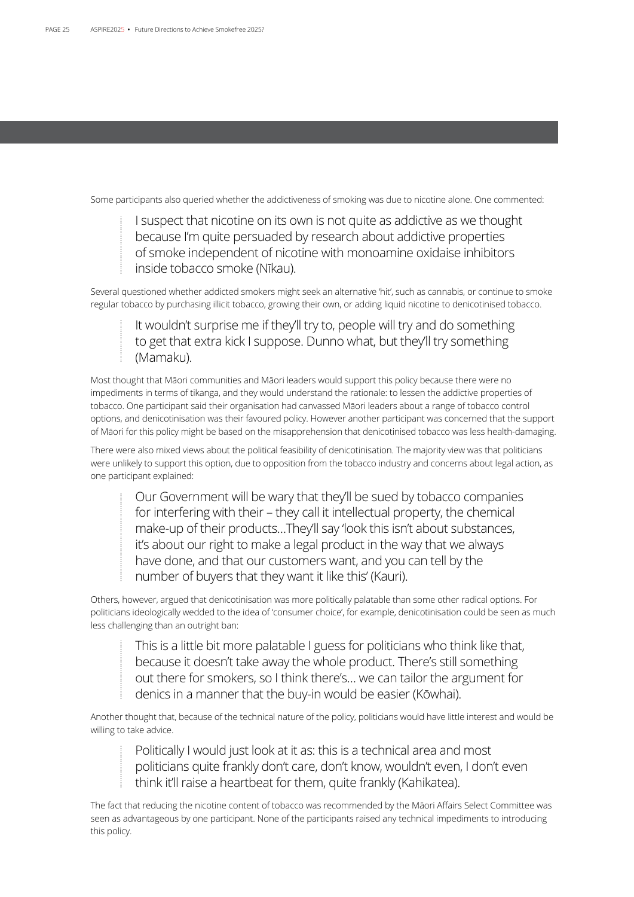Some participants also queried whether the addictiveness of smoking was due to nicotine alone. One commented:

> I suspect that nicotine on its own is not quite as addictive as we thought because I'm quite persuaded by research about addictive properties of smoke independent of nicotine with monoamine oxidaise inhibitors inside tobacco smoke (Nīkau).

Several questioned whether addicted smokers might seek an alternative 'hit', such as cannabis, or continue to smoke regular tobacco by purchasing illicit tobacco, growing their own, or adding liquid nicotine to denicotinised tobacco.

> It wouldn't surprise me if they'll try to, people will try and do something to get that extra kick I suppose. Dunno what, but they'll try something (Mamaku).

Most thought that Māori communities and Māori leaders would support this policy because there were no impediments in terms of tikanga, and they would understand the rationale: to lessen the addictive properties of tobacco. One participant said their organisation had canvassed Māori leaders about a range of tobacco control options, and denicotinisation was their favoured policy. However another participant was concerned that the support of Māori for this policy might be based on the misapprehension that denicotinised tobacco was less health-damaging.

There were also mixed views about the political feasibility of denicotinisation. The majority view was that politicians were unlikely to support this option, due to opposition from the tobacco industry and concerns about legal action, as one participant explained:

> Our Government will be wary that they'll be sued by tobacco companies for interfering with their – they call it intellectual property, the chemical make-up of their products…They'll say 'look this isn't about substances, it's about our right to make a legal product in the way that we always have done, and that our customers want, and you can tell by the number of buyers that they want it like this' (Kauri).

Others, however, argued that denicotinisation was more politically palatable than some other radical options. For politicians ideologically wedded to the idea of 'consumer choice', for example, denicotinisation could be seen as much less challenging than an outright ban:

> This is a little bit more palatable I guess for politicians who think like that, because it doesn't take away the whole product. There's still something out there for smokers, so I think there's… we can tailor the argument for denics in a manner that the buy-in would be easier (Kōwhai).

Another thought that, because of the technical nature of the policy, politicians would have little interest and would be willing to take advice.

> Politically I would just look at it as: this is a technical area and most politicians quite frankly don't care, don't know, wouldn't even, I don't even think it'll raise a heartbeat for them, quite frankly (Kahikatea).

The fact that reducing the nicotine content of tobacco was recommended by the Māori Affairs Select Committee was seen as advantageous by one participant. None of the participants raised any technical impediments to introducing this policy.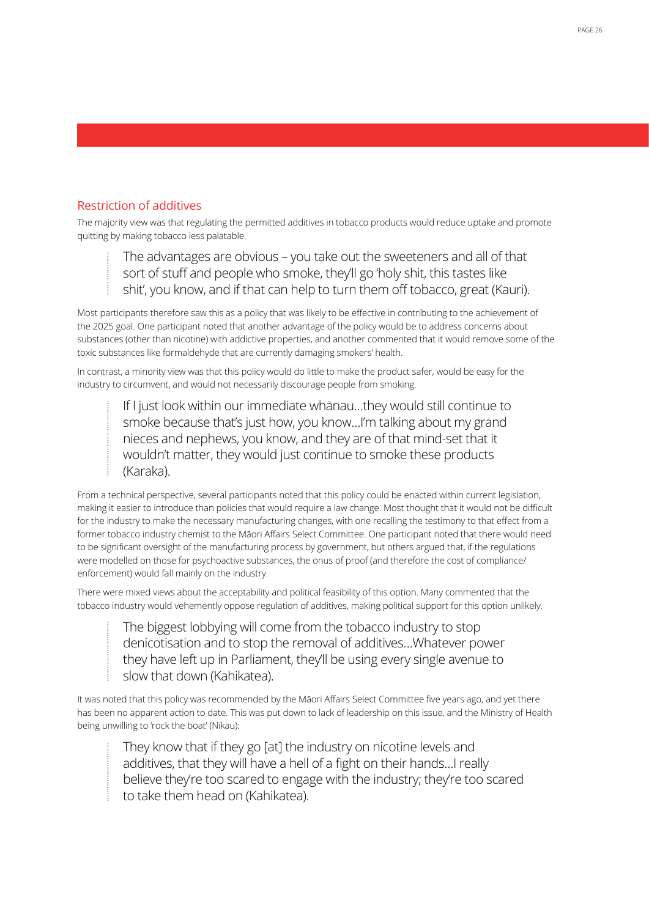## Restriction of additives

The majority view was that regulating the permitted additives in tobacco products would reduce uptake and promote quitting by making tobacco less palatable.

> The advantages are obvious – you take out the sweeteners and all of that sort of stuff and people who smoke, they'll go 'holy shit, this tastes like shit', you know, and if that can help to turn them off tobacco, great (Kauri).

Most participants therefore saw this as a policy that was likely to be effective in contributing to the achievement of the 2025 goal. One participant noted that another advantage of the policy would be to address concerns about substances (other than nicotine) with addictive properties, and another commented that it would remove some of the toxic substances like formaldehyde that are currently damaging smokers' health.

In contrast, a minority view was that this policy would do little to make the product safer, would be easy for the industry to circumvent, and would not necessarily discourage people from smoking.

> If I just look within our immediate whānau…they would still continue to smoke because that's just how, you know…I'm talking about my grand nieces and nephews, you know, and they are of that mind-set that it wouldn't matter, they would just continue to smoke these products (Karaka).

From a technical perspective, several participants noted that this policy could be enacted within current legislation, making it easier to introduce than policies that would require a law change. Most thought that it would not be difficult for the industry to make the necessary manufacturing changes, with one recalling the testimony to that effect from a former tobacco industry chemist to the Māori Affairs Select Committee. One participant noted that there would need to be significant oversight of the manufacturing process by government, but others argued that, if the regulations were modelled on those for psychoactive substances, the onus of proof (and therefore the cost of compliance/enforcement) would fall mainly on the industry.

There were mixed views about the acceptability and political feasibility of this option. Many commented that the tobacco industry would vehemently oppose regulation of additives, making political support for this option unlikely.

> The biggest lobbying will come from the tobacco industry to stop denicotisation and to stop the removal of additives…Whatever power they have left up in Parliament, they'll be using every single avenue to slow that down (Kahikatea).

It was noted that this policy was recommended by the Māori Affairs Select Committee five years ago, and yet there has been no apparent action to date. This was put down to lack of leadership on this issue, and the Ministry of Health being unwilling to 'rock the boat' (Nīkau):

> They know that if they go [at] the industry on nicotine levels and additives, that they will have a hell of a fight on their hands…I really believe they're too scared to engage with the industry; they're too scared to take them head on (Kahikatea).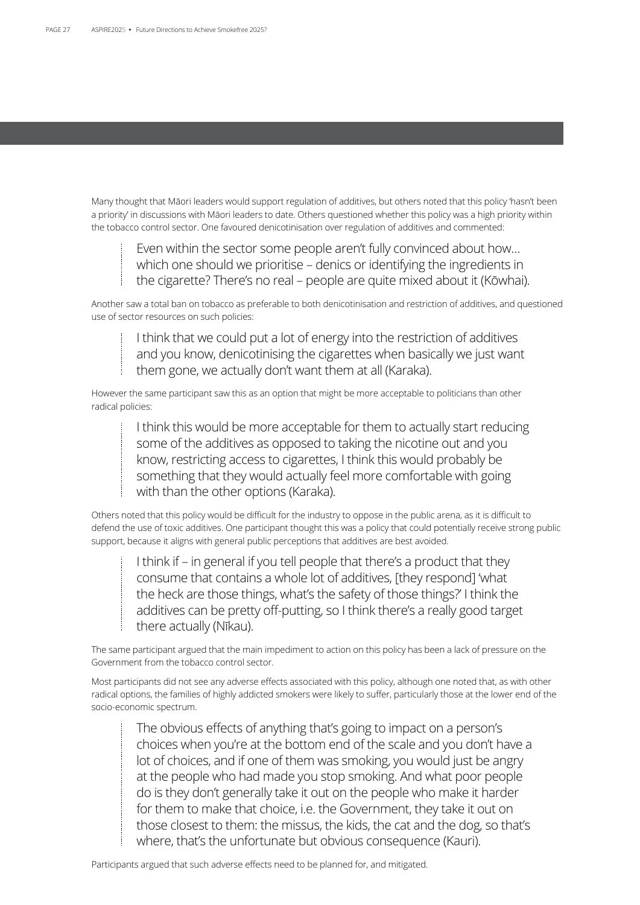Many thought that Māori leaders would support regulation of additives, but others noted that this policy 'hasn't been a priority' in discussions with Māori leaders to date. Others questioned whether this policy was a high priority within the tobacco control sector. One favoured denicotinisation over regulation of additives and commented:

> Even within the sector some people aren't fully convinced about how… which one should we prioritise – denics or identifying the ingredients in the cigarette? There's no real – people are quite mixed about it (Kōwhai).

Another saw a total ban on tobacco as preferable to both denicotinisation and restriction of additives, and questioned use of sector resources on such policies:

> I think that we could put a lot of energy into the restriction of additives and you know, denicotinising the cigarettes when basically we just want them gone, we actually don't want them at all (Karaka).

However the same participant saw this as an option that might be more acceptable to politicians than other radical policies:

> I think this would be more acceptable for them to actually start reducing some of the additives as opposed to taking the nicotine out and you know, restricting access to cigarettes, I think this would probably be something that they would actually feel more comfortable with going with than the other options (Karaka).

Others noted that this policy would be difficult for the industry to oppose in the public arena, as it is difficult to defend the use of toxic additives. One participant thought this was a policy that could potentially receive strong public support, because it aligns with general public perceptions that additives are best avoided.

> I think if – in general if you tell people that there's a product that they consume that contains a whole lot of additives, [they respond] 'what the heck are those things, what's the safety of those things?' I think the additives can be pretty off-putting, so I think there's a really good target there actually (Nīkau).

The same participant argued that the main impediment to action on this policy has been a lack of pressure on the Government from the tobacco control sector.

Most participants did not see any adverse effects associated with this policy, although one noted that, as with other radical options, the families of highly addicted smokers were likely to suffer, particularly those at the lower end of the socio-economic spectrum.

> The obvious effects of anything that's going to impact on a person's choices when you're at the bottom end of the scale and you don't have a lot of choices, and if one of them was smoking, you would just be angry at the people who had made you stop smoking. And what poor people do is they don't generally take it out on the people who make it harder for them to make that choice, i.e. the Government, they take it out on those closest to them: the missus, the kids, the cat and the dog, so that's where, that's the unfortunate but obvious consequence (Kauri).

Participants argued that such adverse effects need to be planned for, and mitigated.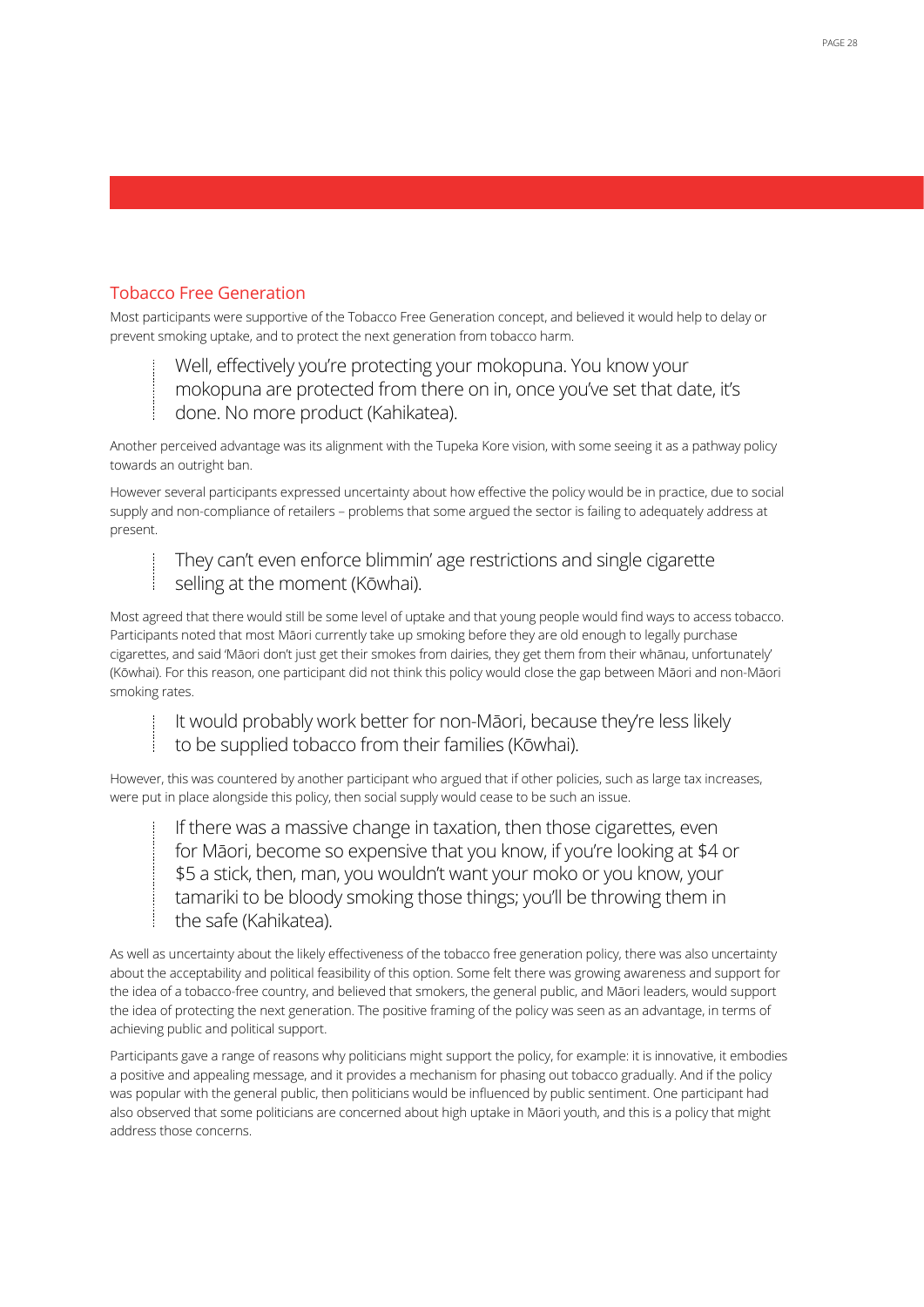## Tobacco Free Generation

Most participants were supportive of the Tobacco Free Generation concept, and believed it would help to delay or prevent smoking uptake, and to protect the next generation from tobacco harm.

> Well, effectively you're protecting your mokopuna. You know your mokopuna are protected from there on in, once you've set that date, it's done. No more product (Kahikatea).

Another perceived advantage was its alignment with the Tupeka Kore vision, with some seeing it as a pathway policy towards an outright ban.

However several participants expressed uncertainty about how effective the policy would be in practice, due to social supply and non-compliance of retailers – problems that some argued the sector is failing to adequately address at present.

> They can't even enforce blimmin' age restrictions and single cigarette selling at the moment (Kōwhai).

Most agreed that there would still be some level of uptake and that young people would find ways to access tobacco. Participants noted that most Māori currently take up smoking before they are old enough to legally purchase cigarettes, and said 'Māori don't just get their smokes from dairies, they get them from their whānau, unfortunately' (Kōwhai). For this reason, one participant did not think this policy would close the gap between Māori and non-Māori smoking rates.

> It would probably work better for non-Māori, because they're less likely to be supplied tobacco from their families (Kōwhai).

However, this was countered by another participant who argued that if other policies, such as large tax increases, were put in place alongside this policy, then social supply would cease to be such an issue.

> If there was a massive change in taxation, then those cigarettes, even for Māori, become so expensive that you know, if you're looking at $4 or $5 a stick, then, man, you wouldn't want your moko or you know, your tamariki to be bloody smoking those things; you'll be throwing them in the safe (Kahikatea).

As well as uncertainty about the likely effectiveness of the tobacco free generation policy, there was also uncertainty about the acceptability and political feasibility of this option. Some felt there was growing awareness and support for the idea of a tobacco-free country, and believed that smokers, the general public, and Māori leaders, would support the idea of protecting the next generation. The positive framing of the policy was seen as an advantage, in terms of achieving public and political support.

Participants gave a range of reasons why politicians might support the policy, for example: it is innovative, it embodies a positive and appealing message, and it provides a mechanism for phasing out tobacco gradually. And if the policy was popular with the general public, then politicians would be influenced by public sentiment. One participant had also observed that some politicians are concerned about high uptake in Māori youth, and this is a policy that might address those concerns.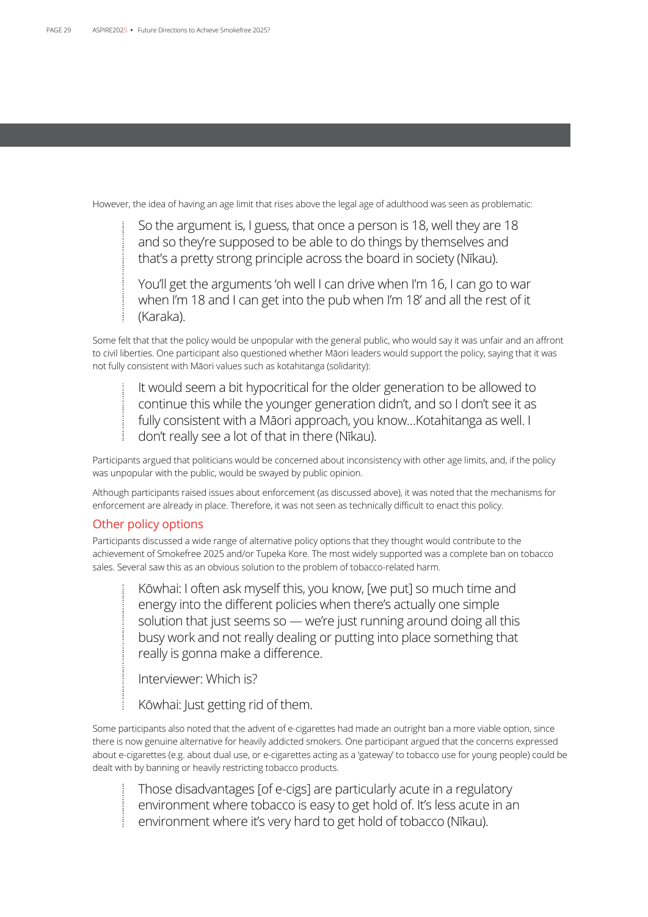However, the idea of having an age limit that rises above the legal age of adulthood was seen as problematic:

> So the argument is, I guess, that once a person is 18, well they are 18 and so they're supposed to be able to do things by themselves and that's a pretty strong principle across the board in society (Nīkau).
>
> You'll get the arguments 'oh well I can drive when I'm 16, I can go to war when I'm 18 and I can get into the pub when I'm 18' and all the rest of it (Karaka).

Some felt that that the policy would be unpopular with the general public, who would say it was unfair and an affront to civil liberties. One participant also questioned whether Māori leaders would support the policy, saying that it was not fully consistent with Māori values such as kotahitanga (solidarity):

> It would seem a bit hypocritical for the older generation to be allowed to continue this while the younger generation didn't, and so I don't see it as fully consistent with a Māori approach, you know…Kotahitanga as well. I don't really see a lot of that in there (Nīkau).

Participants argued that politicians would be concerned about inconsistency with other age limits, and, if the policy was unpopular with the public, would be swayed by public opinion.

Although participants raised issues about enforcement (as discussed above), it was noted that the mechanisms for enforcement are already in place. Therefore, it was not seen as technically difficult to enact this policy.

## Other policy options

Participants discussed a wide range of alternative policy options that they thought would contribute to the achievement of Smokefree 2025 and/or Tupeka Kore. The most widely supported was a complete ban on tobacco sales. Several saw this as an obvious solution to the problem of tobacco-related harm.

> Kōwhai: I often ask myself this, you know, [we put] so much time and energy into the different policies when there's actually one simple solution that just seems so — we're just running around doing all this busy work and not really dealing or putting into place something that really is gonna make a difference.
>
> Interviewer: Which is?
>
> Kōwhai: Just getting rid of them.

Some participants also noted that the advent of e-cigarettes had made an outright ban a more viable option, since there is now genuine alternative for heavily addicted smokers. One participant argued that the concerns expressed about e-cigarettes (e.g. about dual use, or e-cigarettes acting as a 'gateway' to tobacco use for young people) could be dealt with by banning or heavily restricting tobacco products.

> Those disadvantages [of e-cigs] are particularly acute in a regulatory environment where tobacco is easy to get hold of. It's less acute in an environment where it's very hard to get hold of tobacco (Nīkau).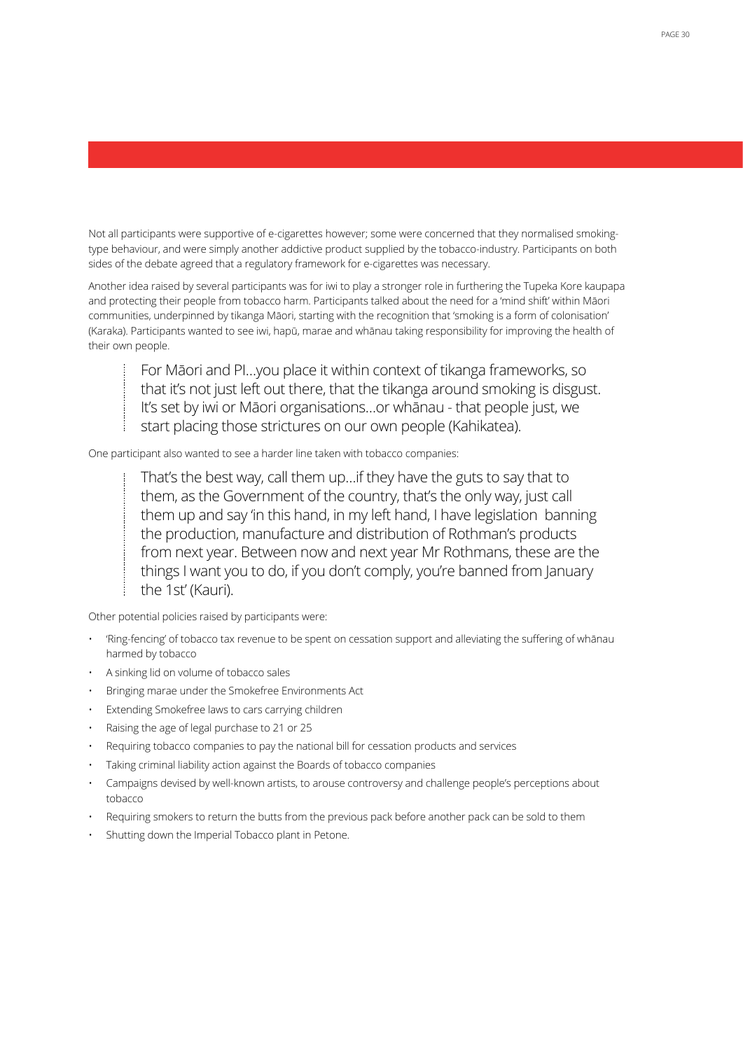Not all participants were supportive of e-cigarettes however; some were concerned that they normalised smoking-type behaviour, and were simply another addictive product supplied by the tobacco-industry. Participants on both sides of the debate agreed that a regulatory framework for e-cigarettes was necessary.

Another idea raised by several participants was for iwi to play a stronger role in furthering the Tupeka Kore kaupapa and protecting their people from tobacco harm. Participants talked about the need for a 'mind shift' within Māori communities, underpinned by tikanga Māori, starting with the recognition that 'smoking is a form of colonisation' (Karaka). Participants wanted to see iwi, hapū, marae and whānau taking responsibility for improving the health of their own people.

> For Māori and PI…you place it within context of tikanga frameworks, so that it's not just left out there, that the tikanga around smoking is disgust. It's set by iwi or Māori organisations…or whānau - that people just, we start placing those strictures on our own people (Kahikatea).

One participant also wanted to see a harder line taken with tobacco companies:

> That's the best way, call them up…if they have the guts to say that to them, as the Government of the country, that's the only way, just call them up and say 'in this hand, in my left hand, I have legislation banning the production, manufacture and distribution of Rothman's products from next year. Between now and next year Mr Rothmans, these are the things I want you to do, if you don't comply, you're banned from January the 1st' (Kauri).

Other potential policies raised by participants were:

- 'Ring-fencing' of tobacco tax revenue to be spent on cessation support and alleviating the suffering of whānau harmed by tobacco
- A sinking lid on volume of tobacco sales
- Bringing marae under the Smokefree Environments Act
- Extending Smokefree laws to cars carrying children
- Raising the age of legal purchase to 21 or 25
- Requiring tobacco companies to pay the national bill for cessation products and services
- Taking criminal liability action against the Boards of tobacco companies
- Campaigns devised by well-known artists, to arouse controversy and challenge people's perceptions about tobacco
- Requiring smokers to return the butts from the previous pack before another pack can be sold to them
- Shutting down the Imperial Tobacco plant in Petone.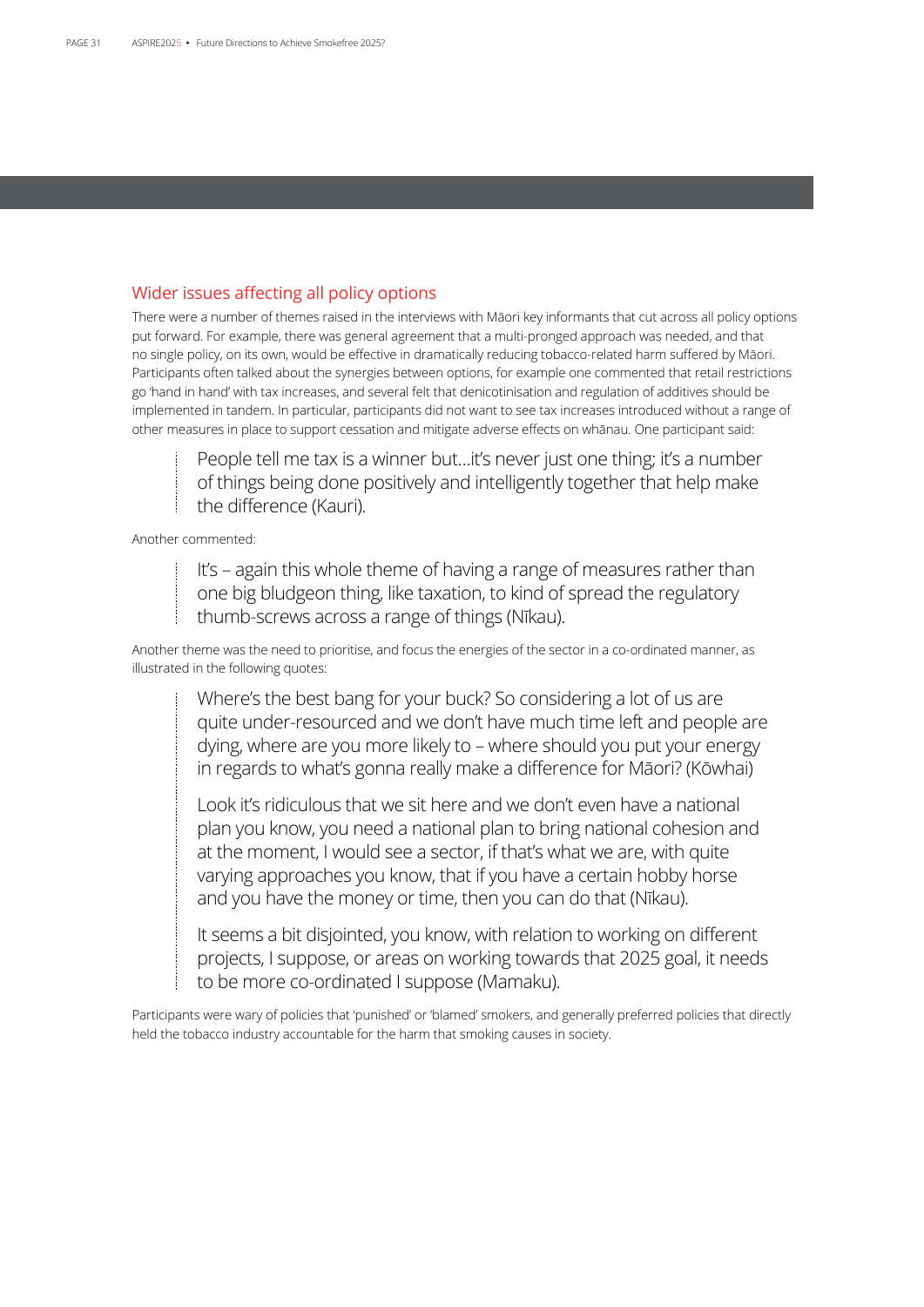## Wider issues affecting all policy options

There were a number of themes raised in the interviews with Māori key informants that cut across all policy options put forward. For example, there was general agreement that a multi-pronged approach was needed, and that no single policy, on its own, would be effective in dramatically reducing tobacco-related harm suffered by Māori. Participants often talked about the synergies between options, for example one commented that retail restrictions go 'hand in hand' with tax increases, and several felt that denicotinisation and regulation of additives should be implemented in tandem. In particular, participants did not want to see tax increases introduced without a range of other measures in place to support cessation and mitigate adverse effects on whānau. One participant said:

> People tell me tax is a winner but…it's never just one thing; it's a number of things being done positively and intelligently together that help make the difference (Kauri).

Another commented:

> It's – again this whole theme of having a range of measures rather than one big bludgeon thing, like taxation, to kind of spread the regulatory thumb-screws across a range of things (Nīkau).

Another theme was the need to prioritise, and focus the energies of the sector in a co-ordinated manner, as illustrated in the following quotes:

> Where's the best bang for your buck? So considering a lot of us are quite under-resourced and we don't have much time left and people are dying, where are you more likely to – where should you put your energy in regards to what's gonna really make a difference for Māori? (Kōwhai)
>
> Look it's ridiculous that we sit here and we don't even have a national plan you know, you need a national plan to bring national cohesion and at the moment, I would see a sector, if that's what we are, with quite varying approaches you know, that if you have a certain hobby horse and you have the money or time, then you can do that (Nīkau).
>
> It seems a bit disjointed, you know, with relation to working on different projects, I suppose, or areas on working towards that 2025 goal, it needs to be more co-ordinated I suppose (Mamaku).

Participants were wary of policies that 'punished' or 'blamed' smokers, and generally preferred policies that directly held the tobacco industry accountable for the harm that smoking causes in society.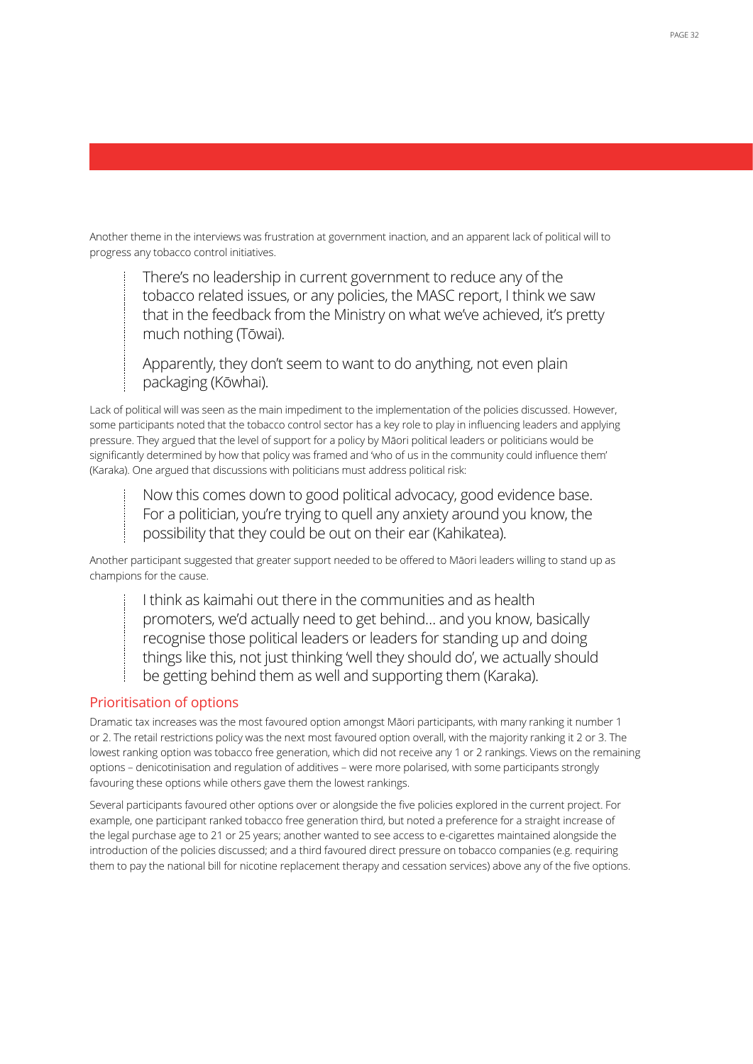Another theme in the interviews was frustration at government inaction, and an apparent lack of political will to progress any tobacco control initiatives.

> There's no leadership in current government to reduce any of the tobacco related issues, or any policies, the MASC report, I think we saw that in the feedback from the Ministry on what we've achieved, it's pretty much nothing (Tōwai).
>
> Apparently, they don't seem to want to do anything, not even plain packaging (Kōwhai).

Lack of political will was seen as the main impediment to the implementation of the policies discussed. However, some participants noted that the tobacco control sector has a key role to play in influencing leaders and applying pressure. They argued that the level of support for a policy by Māori political leaders or politicians would be significantly determined by how that policy was framed and 'who of us in the community could influence them' (Karaka). One argued that discussions with politicians must address political risk:

> Now this comes down to good political advocacy, good evidence base. For a politician, you're trying to quell any anxiety around you know, the possibility that they could be out on their ear (Kahikatea).

Another participant suggested that greater support needed to be offered to Māori leaders willing to stand up as champions for the cause.

> I think as kaimahi out there in the communities and as health promoters, we'd actually need to get behind… and you know, basically recognise those political leaders or leaders for standing up and doing things like this, not just thinking 'well they should do', we actually should be getting behind them as well and supporting them (Karaka).

### Prioritisation of options

Dramatic tax increases was the most favoured option amongst Māori participants, with many ranking it number 1 or 2. The retail restrictions policy was the next most favoured option overall, with the majority ranking it 2 or 3. The lowest ranking option was tobacco free generation, which did not receive any 1 or 2 rankings. Views on the remaining options – denicotinisation and regulation of additives – were more polarised, with some participants strongly favouring these options while others gave them the lowest rankings.

Several participants favoured other options over or alongside the five policies explored in the current project. For example, one participant ranked tobacco free generation third, but noted a preference for a straight increase of the legal purchase age to 21 or 25 years; another wanted to see access to e-cigarettes maintained alongside the introduction of the policies discussed; and a third favoured direct pressure on tobacco companies (e.g. requiring them to pay the national bill for nicotine replacement therapy and cessation services) above any of the five options.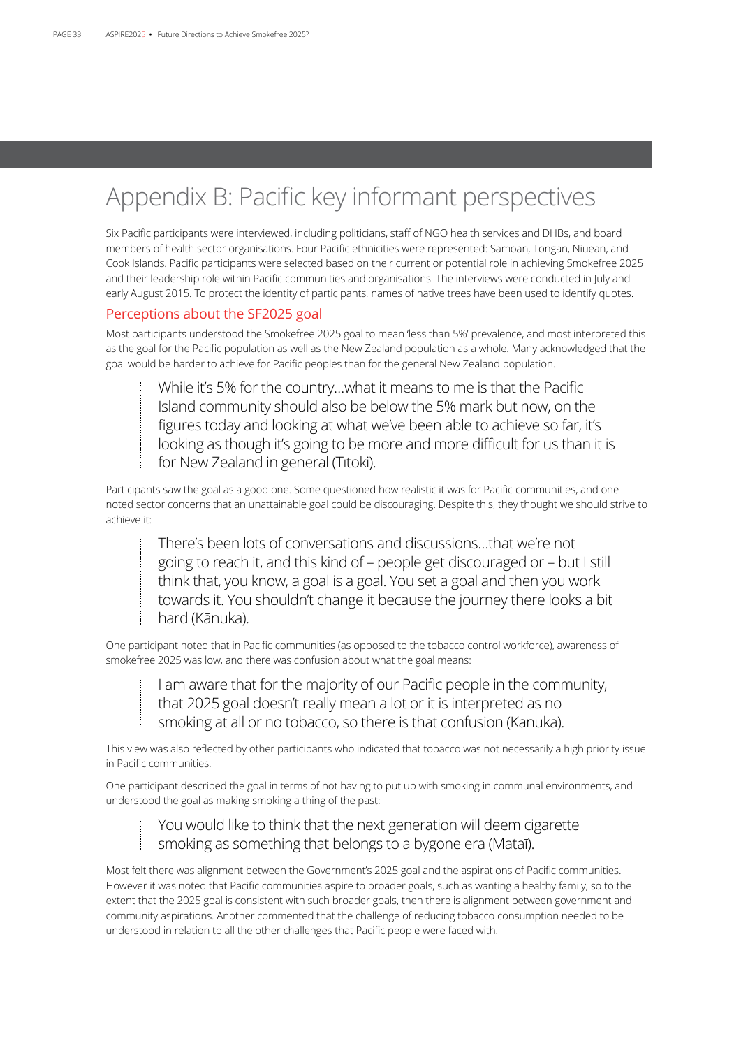# Appendix B: Pacific key informant perspectives

Six Pacific participants were interviewed, including politicians, staff of NGO health services and DHBs, and board members of health sector organisations. Four Pacific ethnicities were represented: Samoan, Tongan, Niuean, and Cook Islands. Pacific participants were selected based on their current or potential role in achieving Smokefree 2025 and their leadership role within Pacific communities and organisations. The interviews were conducted in July and early August 2015. To protect the identity of participants, names of native trees have been used to identify quotes.

## Perceptions about the SF2025 goal

Most participants understood the Smokefree 2025 goal to mean 'less than 5%' prevalence, and most interpreted this as the goal for the Pacific population as well as the New Zealand population as a whole. Many acknowledged that the goal would be harder to achieve for Pacific peoples than for the general New Zealand population.

> While it's 5% for the country…what it means to me is that the Pacific Island community should also be below the 5% mark but now, on the figures today and looking at what we've been able to achieve so far, it's looking as though it's going to be more and more difficult for us than it is for New Zealand in general (Tītoki).

Participants saw the goal as a good one. Some questioned how realistic it was for Pacific communities, and one noted sector concerns that an unattainable goal could be discouraging. Despite this, they thought we should strive to achieve it:

> There's been lots of conversations and discussions…that we're not going to reach it, and this kind of – people get discouraged or – but I still think that, you know, a goal is a goal. You set a goal and then you work towards it. You shouldn't change it because the journey there looks a bit hard (Kānuka).

One participant noted that in Pacific communities (as opposed to the tobacco control workforce), awareness of smokefree 2025 was low, and there was confusion about what the goal means:

> I am aware that for the majority of our Pacific people in the community, that 2025 goal doesn't really mean a lot or it is interpreted as no smoking at all or no tobacco, so there is that confusion (Kānuka).

This view was also reflected by other participants who indicated that tobacco was not necessarily a high priority issue in Pacific communities.

One participant described the goal in terms of not having to put up with smoking in communal environments, and understood the goal as making smoking a thing of the past:

> You would like to think that the next generation will deem cigarette smoking as something that belongs to a bygone era (Mataī).

Most felt there was alignment between the Government's 2025 goal and the aspirations of Pacific communities. However it was noted that Pacific communities aspire to broader goals, such as wanting a healthy family, so to the extent that the 2025 goal is consistent with such broader goals, then there is alignment between government and community aspirations. Another commented that the challenge of reducing tobacco consumption needed to be understood in relation to all the other challenges that Pacific people were faced with.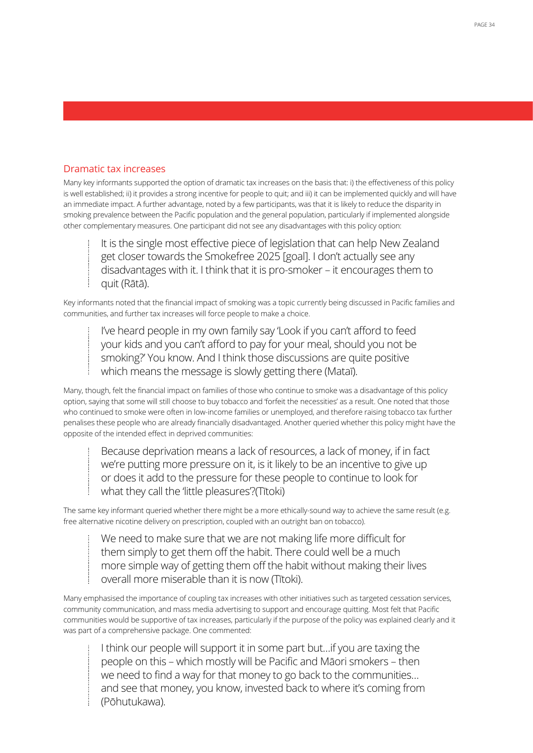## Dramatic tax increases

Many key informants supported the option of dramatic tax increases on the basis that: i) the effectiveness of this policy is well established; ii) it provides a strong incentive for people to quit; and iii) it can be implemented quickly and will have an immediate impact. A further advantage, noted by a few participants, was that it is likely to reduce the disparity in smoking prevalence between the Pacific population and the general population, particularly if implemented alongside other complementary measures. One participant did not see any disadvantages with this policy option:

> It is the single most effective piece of legislation that can help New Zealand get closer towards the Smokefree 2025 [goal]. I don't actually see any disadvantages with it. I think that it is pro-smoker – it encourages them to quit (Rātā).

Key informants noted that the financial impact of smoking was a topic currently being discussed in Pacific families and communities, and further tax increases will force people to make a choice.

> I've heard people in my own family say 'Look if you can't afford to feed your kids and you can't afford to pay for your meal, should you not be smoking?' You know. And I think those discussions are quite positive which means the message is slowly getting there (Mataī).

Many, though, felt the financial impact on families of those who continue to smoke was a disadvantage of this policy option, saying that some will still choose to buy tobacco and 'forfeit the necessities' as a result. One noted that those who continued to smoke were often in low-income families or unemployed, and therefore raising tobacco tax further penalises these people who are already financially disadvantaged. Another queried whether this policy might have the opposite of the intended effect in deprived communities:

> Because deprivation means a lack of resources, a lack of money, if in fact we're putting more pressure on it, is it likely to be an incentive to give up or does it add to the pressure for these people to continue to look for what they call the 'little pleasures'?(Tītoki)

The same key informant queried whether there might be a more ethically-sound way to achieve the same result (e.g. free alternative nicotine delivery on prescription, coupled with an outright ban on tobacco).

> We need to make sure that we are not making life more difficult for them simply to get them off the habit. There could well be a much more simple way of getting them off the habit without making their lives overall more miserable than it is now (Tītoki).

Many emphasised the importance of coupling tax increases with other initiatives such as targeted cessation services, community communication, and mass media advertising to support and encourage quitting. Most felt that Pacific communities would be supportive of tax increases, particularly if the purpose of the policy was explained clearly and it was part of a comprehensive package. One commented:

> I think our people will support it in some part but…if you are taxing the people on this – which mostly will be Pacific and Māori smokers – then we need to find a way for that money to go back to the communities… and see that money, you know, invested back to where it's coming from (Pōhutukawa).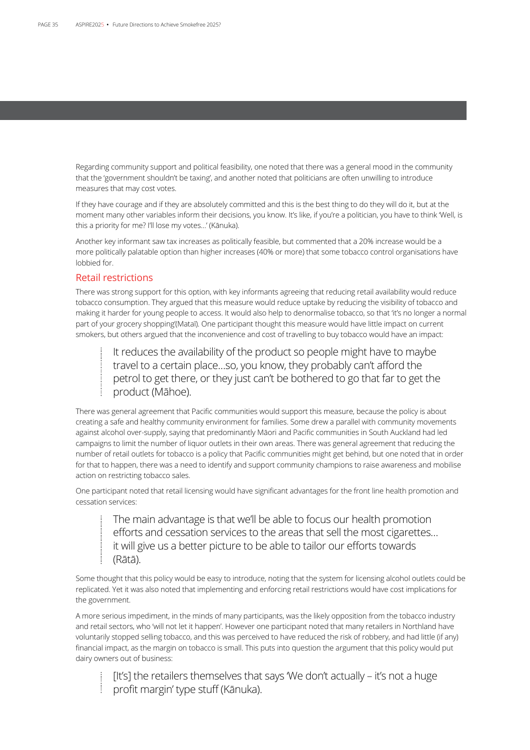Regarding community support and political feasibility, one noted that there was a general mood in the community that the 'government shouldn't be taxing', and another noted that politicians are often unwilling to introduce measures that may cost votes.

If they have courage and if they are absolutely committed and this is the best thing to do they will do it, but at the moment many other variables inform their decisions, you know. It's like, if you're a politician, you have to think 'Well, is this a priority for me? I'll lose my votes…' (Kānuka).

Another key informant saw tax increases as politically feasible, but commented that a 20% increase would be a more politically palatable option than higher increases (40% or more) that some tobacco control organisations have lobbied for.

## Retail restrictions

There was strong support for this option, with key informants agreeing that reducing retail availability would reduce tobacco consumption. They argued that this measure would reduce uptake by reducing the visibility of tobacco and making it harder for young people to access. It would also help to denormalise tobacco, so that 'it's no longer a normal part of your grocery shopping'(Mataī). One participant thought this measure would have little impact on current smokers, but others argued that the inconvenience and cost of travelling to buy tobacco would have an impact:

> It reduces the availability of the product so people might have to maybe travel to a certain place…so, you know, they probably can't afford the petrol to get there, or they just can't be bothered to go that far to get the product (Māhoe).

There was general agreement that Pacific communities would support this measure, because the policy is about creating a safe and healthy community environment for families. Some drew a parallel with community movements against alcohol over-supply, saying that predominantly Māori and Pacific communities in South Auckland had led campaigns to limit the number of liquor outlets in their own areas. There was general agreement that reducing the number of retail outlets for tobacco is a policy that Pacific communities might get behind, but one noted that in order for that to happen, there was a need to identify and support community champions to raise awareness and mobilise action on restricting tobacco sales.

One participant noted that retail licensing would have significant advantages for the front line health promotion and cessation services:

> The main advantage is that we'll be able to focus our health promotion efforts and cessation services to the areas that sell the most cigarettes… it will give us a better picture to be able to tailor our efforts towards (Rātā).

Some thought that this policy would be easy to introduce, noting that the system for licensing alcohol outlets could be replicated. Yet it was also noted that implementing and enforcing retail restrictions would have cost implications for the government.

A more serious impediment, in the minds of many participants, was the likely opposition from the tobacco industry and retail sectors, who 'will not let it happen'. However one participant noted that many retailers in Northland have voluntarily stopped selling tobacco, and this was perceived to have reduced the risk of robbery, and had little (if any) financial impact, as the margin on tobacco is small. This puts into question the argument that this policy would put dairy owners out of business:

> [It's] the retailers themselves that says 'We don't actually – it's not a huge profit margin' type stuff (Kānuka).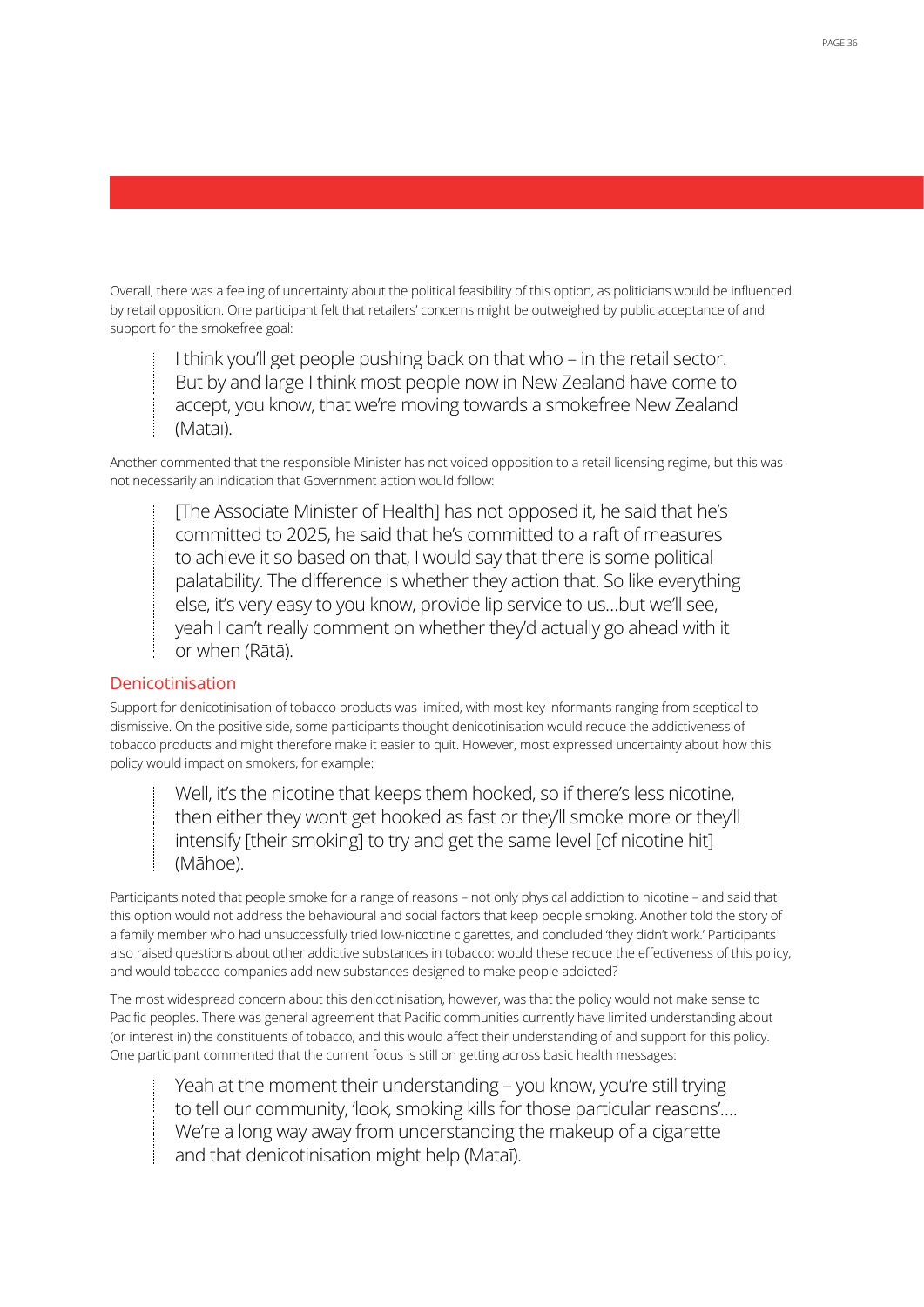Overall, there was a feeling of uncertainty about the political feasibility of this option, as politicians would be influenced by retail opposition. One participant felt that retailers' concerns might be outweighed by public acceptance of and support for the smokefree goal:

> I think you'll get people pushing back on that who – in the retail sector. But by and large I think most people now in New Zealand have come to accept, you know, that we're moving towards a smokefree New Zealand (Mataī).

Another commented that the responsible Minister has not voiced opposition to a retail licensing regime, but this was not necessarily an indication that Government action would follow:

> [The Associate Minister of Health] has not opposed it, he said that he's committed to 2025, he said that he's committed to a raft of measures to achieve it so based on that, I would say that there is some political palatability. The difference is whether they action that. So like everything else, it's very easy to you know, provide lip service to us…but we'll see, yeah I can't really comment on whether they'd actually go ahead with it or when (Rātā).

## Denicotinisation

Support for denicotinisation of tobacco products was limited, with most key informants ranging from sceptical to dismissive. On the positive side, some participants thought denicotinisation would reduce the addictiveness of tobacco products and might therefore make it easier to quit. However, most expressed uncertainty about how this policy would impact on smokers, for example:

> Well, it's the nicotine that keeps them hooked, so if there's less nicotine, then either they won't get hooked as fast or they'll smoke more or they'll intensify [their smoking] to try and get the same level [of nicotine hit] (Māhoe).

Participants noted that people smoke for a range of reasons – not only physical addiction to nicotine – and said that this option would not address the behavioural and social factors that keep people smoking. Another told the story of a family member who had unsuccessfully tried low-nicotine cigarettes, and concluded 'they didn't work.' Participants also raised questions about other addictive substances in tobacco: would these reduce the effectiveness of this policy, and would tobacco companies add new substances designed to make people addicted?

The most widespread concern about this denicotinisation, however, was that the policy would not make sense to Pacific peoples. There was general agreement that Pacific communities currently have limited understanding about (or interest in) the constituents of tobacco, and this would affect their understanding of and support for this policy. One participant commented that the current focus is still on getting across basic health messages:

> Yeah at the moment their understanding – you know, you're still trying to tell our community, 'look, smoking kills for those particular reasons'…. We're a long way away from understanding the makeup of a cigarette and that denicotinisation might help (Mataī).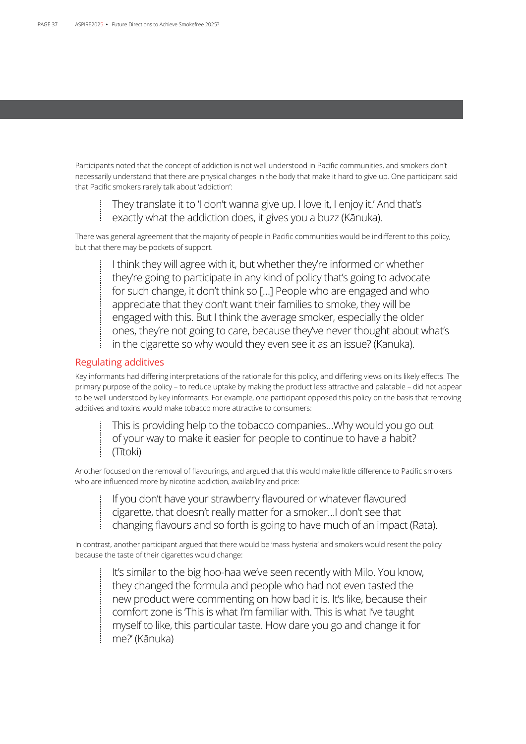Participants noted that the concept of addiction is not well understood in Pacific communities, and smokers don't necessarily understand that there are physical changes in the body that make it hard to give up. One participant said that Pacific smokers rarely talk about 'addiction':

> They translate it to 'I don't wanna give up. I love it, I enjoy it.' And that's exactly what the addiction does, it gives you a buzz (Kānuka).

There was general agreement that the majority of people in Pacific communities would be indifferent to this policy, but that there may be pockets of support.

> I think they will agree with it, but whether they're informed or whether they're going to participate in any kind of policy that's going to advocate for such change, it don't think so […] People who are engaged and who appreciate that they don't want their families to smoke, they will be engaged with this. But I think the average smoker, especially the older ones, they're not going to care, because they've never thought about what's in the cigarette so why would they even see it as an issue? (Kānuka).

### Regulating additives

Key informants had differing interpretations of the rationale for this policy, and differing views on its likely effects. The primary purpose of the policy – to reduce uptake by making the product less attractive and palatable – did not appear to be well understood by key informants. For example, one participant opposed this policy on the basis that removing additives and toxins would make tobacco more attractive to consumers:

> This is providing help to the tobacco companies…Why would you go out of your way to make it easier for people to continue to have a habit? (Tītoki)

Another focused on the removal of flavourings, and argued that this would make little difference to Pacific smokers who are influenced more by nicotine addiction, availability and price:

> If you don't have your strawberry flavoured or whatever flavoured cigarette, that doesn't really matter for a smoker…I don't see that changing flavours and so forth is going to have much of an impact (Rātā).

In contrast, another participant argued that there would be 'mass hysteria' and smokers would resent the policy because the taste of their cigarettes would change:

> It's similar to the big hoo-haa we've seen recently with Milo. You know, they changed the formula and people who had not even tasted the new product were commenting on how bad it is. It's like, because their comfort zone is 'This is what I'm familiar with. This is what I've taught myself to like, this particular taste. How dare you go and change it for me?' (Kānuka)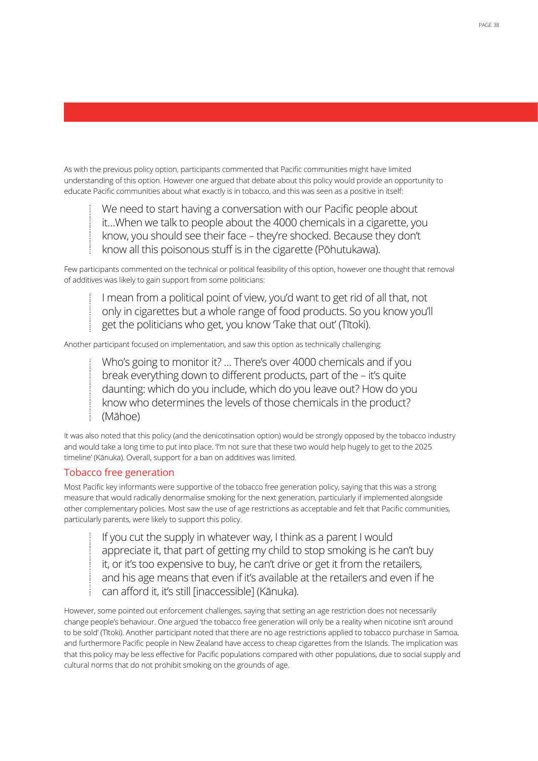As with the previous policy option, participants commented that Pacific communities might have limited understanding of this option. However one argued that debate about this policy would provide an opportunity to educate Pacific communities about what exactly is in tobacco, and this was seen as a positive in itself:

> We need to start having a conversation with our Pacific people about it…When we talk to people about the 4000 chemicals in a cigarette, you know, you should see their face – they're shocked. Because they don't know all this poisonous stuff is in the cigarette (Pōhutukawa).

Few participants commented on the technical or political feasibility of this option, however one thought that removal of additives was likely to gain support from some politicians:

> I mean from a political point of view, you'd want to get rid of all that, not only in cigarettes but a whole range of food products. So you know you'll get the politicians who get, you know 'Take that out' (Tītoki).

Another participant focused on implementation, and saw this option as technically challenging:

> Who's going to monitor it? … There's over 4000 chemicals and if you break everything down to different products, part of the – it's quite daunting: which do you include, which do you leave out? How do you know who determines the levels of those chemicals in the product? (Māhoe)

It was also noted that this policy (and the denicotinsation option) would be strongly opposed by the tobacco industry and would take a long time to put into place. 'I'm not sure that these two would help hugely to get to the 2025 timeline' (Kānuka). Overall, support for a ban on additives was limited.

## Tobacco free generation

Most Pacific key informants were supportive of the tobacco free generation policy, saying that this was a strong measure that would radically denormalise smoking for the next generation, particularly if implemented alongside other complementary policies. Most saw the use of age restrictions as acceptable and felt that Pacific communities, particularly parents, were likely to support this policy.

> If you cut the supply in whatever way, I think as a parent I would appreciate it, that part of getting my child to stop smoking is he can't buy it, or it's too expensive to buy, he can't drive or get it from the retailers, and his age means that even if it's available at the retailers and even if he can afford it, it's still [inaccessible] (Kānuka).

However, some pointed out enforcement challenges, saying that setting an age restriction does not necessarily change people's behaviour. One argued 'the tobacco free generation will only be a reality when nicotine isn't around to be sold' (Tītoki). Another participant noted that there are no age restrictions applied to tobacco purchase in Samoa, and furthermore Pacific people in New Zealand have access to cheap cigarettes from the Islands. The implication was that this policy may be less effective for Pacific populations compared with other populations, due to social supply and cultural norms that do not prohibit smoking on the grounds of age.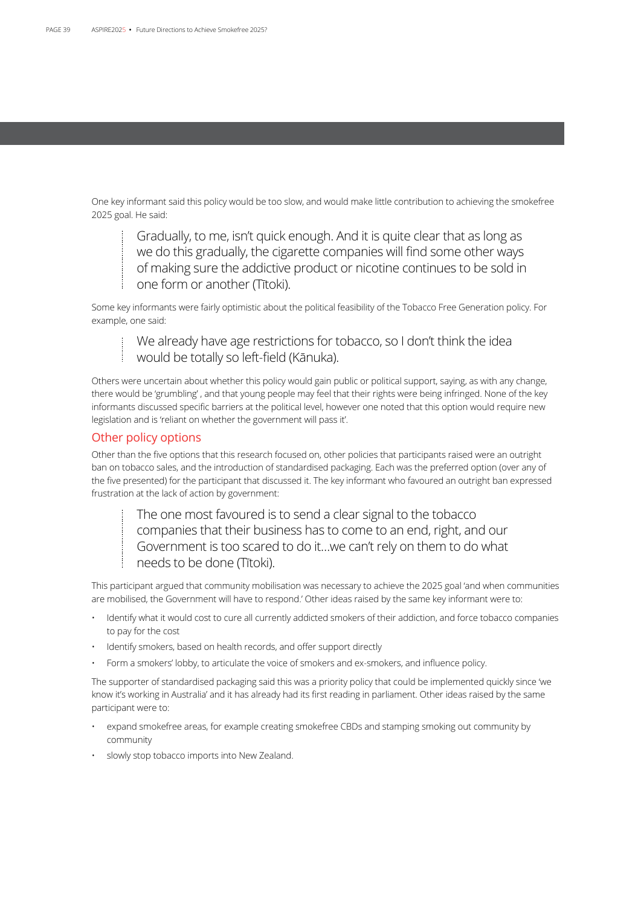One key informant said this policy would be too slow, and would make little contribution to achieving the smokefree 2025 goal. He said:

> Gradually, to me, isn't quick enough. And it is quite clear that as long as we do this gradually, the cigarette companies will find some other ways of making sure the addictive product or nicotine continues to be sold in one form or another (Tītoki).

Some key informants were fairly optimistic about the political feasibility of the Tobacco Free Generation policy. For example, one said:

> We already have age restrictions for tobacco, so I don't think the idea would be totally so left-field (Kānuka).

Others were uncertain about whether this policy would gain public or political support, saying, as with any change, there would be 'grumbling' , and that young people may feel that their rights were being infringed. None of the key informants discussed specific barriers at the political level, however one noted that this option would require new legislation and is 'reliant on whether the government will pass it'.

## Other policy options

Other than the five options that this research focused on, other policies that participants raised were an outright ban on tobacco sales, and the introduction of standardised packaging. Each was the preferred option (over any of the five presented) for the participant that discussed it. The key informant who favoured an outright ban expressed frustration at the lack of action by government:

> The one most favoured is to send a clear signal to the tobacco companies that their business has to come to an end, right, and our Government is too scared to do it…we can't rely on them to do what needs to be done (Tītoki).

This participant argued that community mobilisation was necessary to achieve the 2025 goal 'and when communities are mobilised, the Government will have to respond.' Other ideas raised by the same key informant were to:

- Identify what it would cost to cure all currently addicted smokers of their addiction, and force tobacco companies to pay for the cost
- Identify smokers, based on health records, and offer support directly
- Form a smokers' lobby, to articulate the voice of smokers and ex-smokers, and influence policy.

The supporter of standardised packaging said this was a priority policy that could be implemented quickly since 'we know it's working in Australia' and it has already had its first reading in parliament. Other ideas raised by the same participant were to:

- expand smokefree areas, for example creating smokefree CBDs and stamping smoking out community by community
- slowly stop tobacco imports into New Zealand.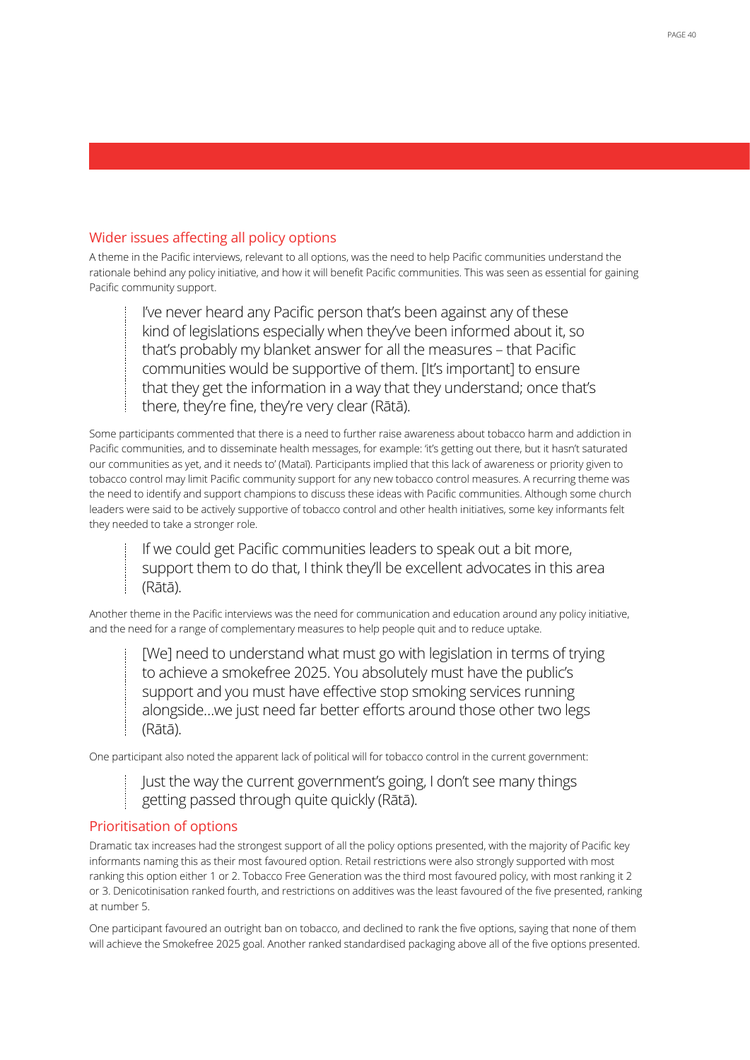## Wider issues affecting all policy options

A theme in the Pacific interviews, relevant to all options, was the need to help Pacific communities understand the rationale behind any policy initiative, and how it will benefit Pacific communities. This was seen as essential for gaining Pacific community support.

> I've never heard any Pacific person that's been against any of these kind of legislations especially when they've been informed about it, so that's probably my blanket answer for all the measures – that Pacific communities would be supportive of them. [It's important] to ensure that they get the information in a way that they understand; once that's there, they're fine, they're very clear (Rātā).

Some participants commented that there is a need to further raise awareness about tobacco harm and addiction in Pacific communities, and to disseminate health messages, for example: 'it's getting out there, but it hasn't saturated our communities as yet, and it needs to' (Mataī). Participants implied that this lack of awareness or priority given to tobacco control may limit Pacific community support for any new tobacco control measures. A recurring theme was the need to identify and support champions to discuss these ideas with Pacific communities. Although some church leaders were said to be actively supportive of tobacco control and other health initiatives, some key informants felt they needed to take a stronger role.

> If we could get Pacific communities leaders to speak out a bit more, support them to do that, I think they'll be excellent advocates in this area (Rātā).

Another theme in the Pacific interviews was the need for communication and education around any policy initiative, and the need for a range of complementary measures to help people quit and to reduce uptake.

> [We] need to understand what must go with legislation in terms of trying to achieve a smokefree 2025. You absolutely must have the public's support and you must have effective stop smoking services running alongside…we just need far better efforts around those other two legs (Rātā).

One participant also noted the apparent lack of political will for tobacco control in the current government:

> Just the way the current government's going, I don't see many things getting passed through quite quickly (Rātā).

## Prioritisation of options

Dramatic tax increases had the strongest support of all the policy options presented, with the majority of Pacific key informants naming this as their most favoured option. Retail restrictions were also strongly supported with most ranking this option either 1 or 2. Tobacco Free Generation was the third most favoured policy, with most ranking it 2 or 3. Denicotinisation ranked fourth, and restrictions on additives was the least favoured of the five presented, ranking at number 5.

One participant favoured an outright ban on tobacco, and declined to rank the five options, saying that none of them will achieve the Smokefree 2025 goal. Another ranked standardised packaging above all of the five options presented.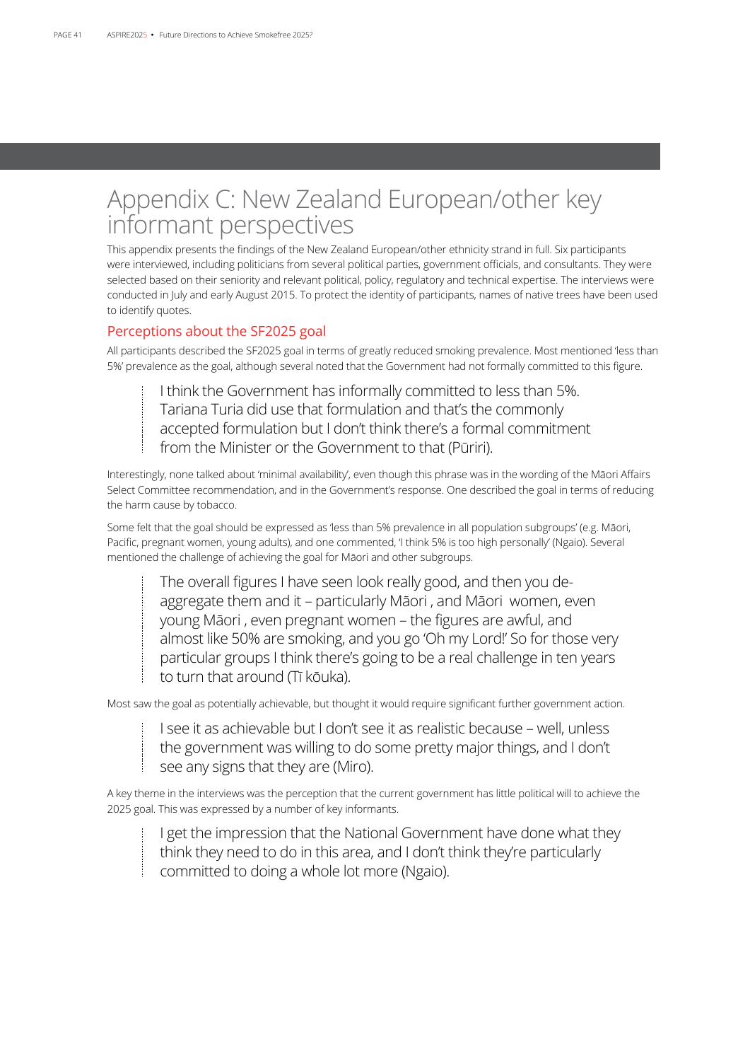# Appendix C: New Zealand European/other key informant perspectives

This appendix presents the findings of the New Zealand European/other ethnicity strand in full. Six participants were interviewed, including politicians from several political parties, government officials, and consultants. They were selected based on their seniority and relevant political, policy, regulatory and technical expertise. The interviews were conducted in July and early August 2015. To protect the identity of participants, names of native trees have been used to identify quotes.

## Perceptions about the SF2025 goal

All participants described the SF2025 goal in terms of greatly reduced smoking prevalence. Most mentioned 'less than 5%' prevalence as the goal, although several noted that the Government had not formally committed to this figure.

> I think the Government has informally committed to less than 5%. Tariana Turia did use that formulation and that's the commonly accepted formulation but I don't think there's a formal commitment from the Minister or the Government to that (Pūriri).

Interestingly, none talked about 'minimal availability', even though this phrase was in the wording of the Māori Affairs Select Committee recommendation, and in the Government's response. One described the goal in terms of reducing the harm cause by tobacco.

Some felt that the goal should be expressed as 'less than 5% prevalence in all population subgroups' (e.g. Māori, Pacific, pregnant women, young adults), and one commented, 'I think 5% is too high personally' (Ngaio). Several mentioned the challenge of achieving the goal for Māori and other subgroups.

> The overall figures I have seen look really good, and then you de-aggregate them and it – particularly Māori , and Māori women, even young Māori , even pregnant women – the figures are awful, and almost like 50% are smoking, and you go 'Oh my Lord!' So for those very particular groups I think there's going to be a real challenge in ten years to turn that around (Tī kōuka).

Most saw the goal as potentially achievable, but thought it would require significant further government action.

> I see it as achievable but I don't see it as realistic because – well, unless the government was willing to do some pretty major things, and I don't see any signs that they are (Miro).

A key theme in the interviews was the perception that the current government has little political will to achieve the 2025 goal. This was expressed by a number of key informants.

> I get the impression that the National Government have done what they think they need to do in this area, and I don't think they're particularly committed to doing a whole lot more (Ngaio).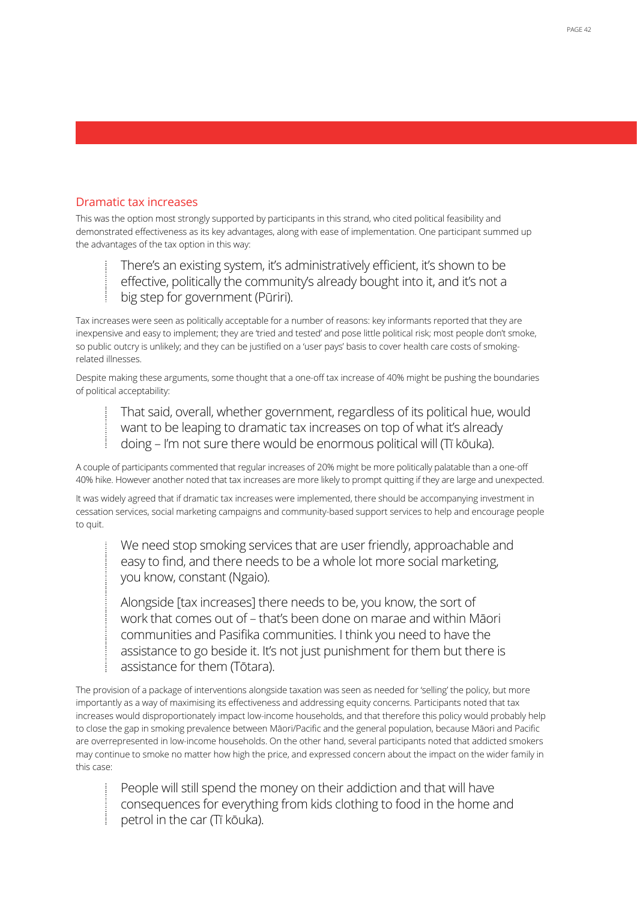## Dramatic tax increases

This was the option most strongly supported by participants in this strand, who cited political feasibility and demonstrated effectiveness as its key advantages, along with ease of implementation. One participant summed up the advantages of the tax option in this way:

> There's an existing system, it's administratively efficient, it's shown to be effective, politically the community's already bought into it, and it's not a big step for government (Pūriri).

Tax increases were seen as politically acceptable for a number of reasons: key informants reported that they are inexpensive and easy to implement; they are 'tried and tested' and pose little political risk; most people don't smoke, so public outcry is unlikely; and they can be justified on a 'user pays' basis to cover health care costs of smoking-related illnesses.

Despite making these arguments, some thought that a one-off tax increase of 40% might be pushing the boundaries of political acceptability:

> That said, overall, whether government, regardless of its political hue, would want to be leaping to dramatic tax increases on top of what it's already doing – I'm not sure there would be enormous political will (Tī kōuka).

A couple of participants commented that regular increases of 20% might be more politically palatable than a one-off 40% hike. However another noted that tax increases are more likely to prompt quitting if they are large and unexpected.

It was widely agreed that if dramatic tax increases were implemented, there should be accompanying investment in cessation services, social marketing campaigns and community-based support services to help and encourage people to quit.

> We need stop smoking services that are user friendly, approachable and easy to find, and there needs to be a whole lot more social marketing, you know, constant (Ngaio).
>
> Alongside [tax increases] there needs to be, you know, the sort of work that comes out of – that's been done on marae and within Māori communities and Pasifika communities. I think you need to have the assistance to go beside it. It's not just punishment for them but there is assistance for them (Tōtara).

The provision of a package of interventions alongside taxation was seen as needed for 'selling' the policy, but more importantly as a way of maximising its effectiveness and addressing equity concerns. Participants noted that tax increases would disproportionately impact low-income households, and that therefore this policy would probably help to close the gap in smoking prevalence between Māori/Pacific and the general population, because Māori and Pacific are overrepresented in low-income households. On the other hand, several participants noted that addicted smokers may continue to smoke no matter how high the price, and expressed concern about the impact on the wider family in this case:

> People will still spend the money on their addiction and that will have consequences for everything from kids clothing to food in the home and petrol in the car (Tī kōuka).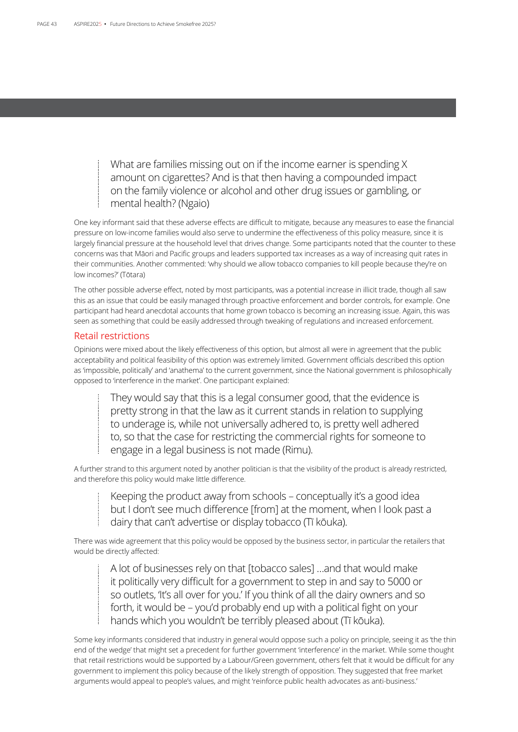> What are families missing out on if the income earner is spending X amount on cigarettes? And is that then having a compounded impact on the family violence or alcohol and other drug issues or gambling, or mental health? (Ngaio)

One key informant said that these adverse effects are difficult to mitigate, because any measures to ease the financial pressure on low-income families would also serve to undermine the effectiveness of this policy measure, since it is largely financial pressure at the household level that drives change. Some participants noted that the counter to these concerns was that Māori and Pacific groups and leaders supported tax increases as a way of increasing quit rates in their communities. Another commented: 'why should we allow tobacco companies to kill people because they're on low incomes?' (Tōtara)

The other possible adverse effect, noted by most participants, was a potential increase in illicit trade, though all saw this as an issue that could be easily managed through proactive enforcement and border controls, for example. One participant had heard anecdotal accounts that home grown tobacco is becoming an increasing issue. Again, this was seen as something that could be easily addressed through tweaking of regulations and increased enforcement.

### Retail restrictions

Opinions were mixed about the likely effectiveness of this option, but almost all were in agreement that the public acceptability and political feasibility of this option was extremely limited. Government officials described this option as 'impossible, politically' and 'anathema' to the current government, since the National government is philosophically opposed to 'interference in the market'. One participant explained:

> They would say that this is a legal consumer good, that the evidence is pretty strong in that the law as it current stands in relation to supplying to underage is, while not universally adhered to, is pretty well adhered to, so that the case for restricting the commercial rights for someone to engage in a legal business is not made (Rimu).

A further strand to this argument noted by another politician is that the visibility of the product is already restricted, and therefore this policy would make little difference.

> Keeping the product away from schools – conceptually it's a good idea but I don't see much difference [from] at the moment, when I look past a dairy that can't advertise or display tobacco (Tī kōuka).

There was wide agreement that this policy would be opposed by the business sector, in particular the retailers that would be directly affected:

> A lot of businesses rely on that [tobacco sales] ...and that would make it politically very difficult for a government to step in and say to 5000 or so outlets, 'It's all over for you.' If you think of all the dairy owners and so forth, it would be – you'd probably end up with a political fight on your hands which you wouldn't be terribly pleased about (Tī kōuka).

Some key informants considered that industry in general would oppose such a policy on principle, seeing it as 'the thin end of the wedge' that might set a precedent for further government 'interference' in the market. While some thought that retail restrictions would be supported by a Labour/Green government, others felt that it would be difficult for any government to implement this policy because of the likely strength of opposition. They suggested that free market arguments would appeal to people's values, and might 'reinforce public health advocates as anti-business.'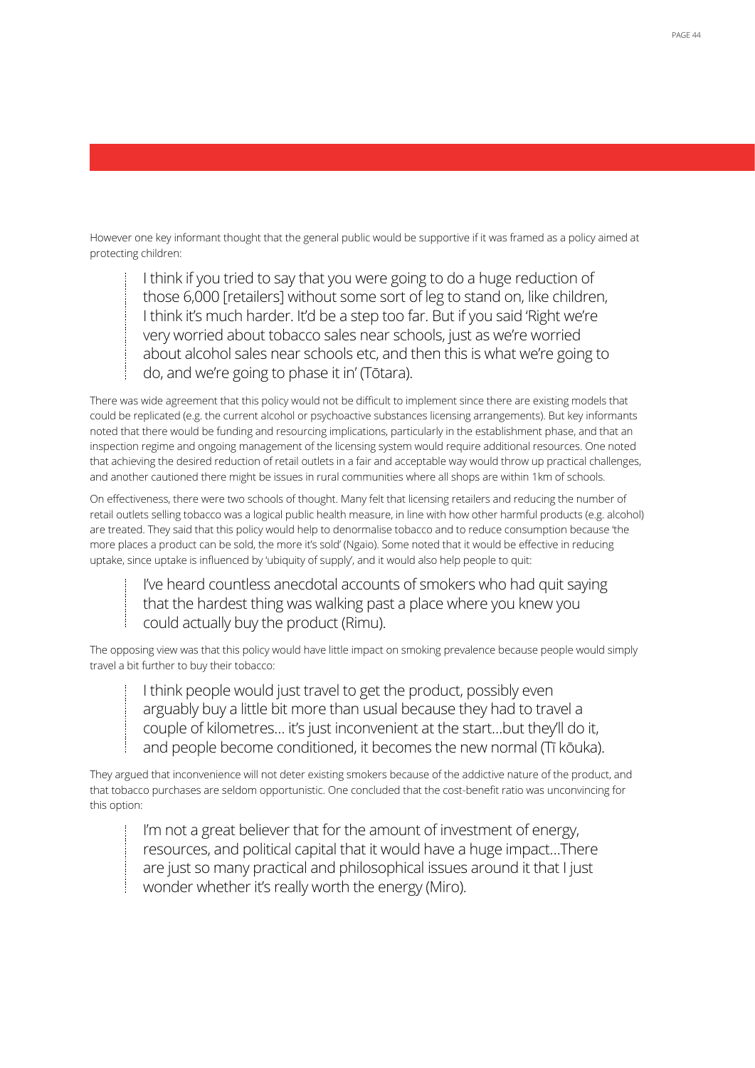However one key informant thought that the general public would be supportive if it was framed as a policy aimed at protecting children:

> I think if you tried to say that you were going to do a huge reduction of those 6,000 [retailers] without some sort of leg to stand on, like children, I think it's much harder. It'd be a step too far. But if you said 'Right we're very worried about tobacco sales near schools, just as we're worried about alcohol sales near schools etc, and then this is what we're going to do, and we're going to phase it in' (Tōtara).

There was wide agreement that this policy would not be difficult to implement since there are existing models that could be replicated (e.g. the current alcohol or psychoactive substances licensing arrangements). But key informants noted that there would be funding and resourcing implications, particularly in the establishment phase, and that an inspection regime and ongoing management of the licensing system would require additional resources. One noted that achieving the desired reduction of retail outlets in a fair and acceptable way would throw up practical challenges, and another cautioned there might be issues in rural communities where all shops are within 1km of schools.

On effectiveness, there were two schools of thought. Many felt that licensing retailers and reducing the number of retail outlets selling tobacco was a logical public health measure, in line with how other harmful products (e.g. alcohol) are treated. They said that this policy would help to denormalise tobacco and to reduce consumption because 'the more places a product can be sold, the more it's sold' (Ngaio). Some noted that it would be effective in reducing uptake, since uptake is influenced by 'ubiquity of supply', and it would also help people to quit:

> I've heard countless anecdotal accounts of smokers who had quit saying that the hardest thing was walking past a place where you knew you could actually buy the product (Rimu).

The opposing view was that this policy would have little impact on smoking prevalence because people would simply travel a bit further to buy their tobacco:

> I think people would just travel to get the product, possibly even arguably buy a little bit more than usual because they had to travel a couple of kilometres… it's just inconvenient at the start…but they'll do it, and people become conditioned, it becomes the new normal (Tī kōuka).

They argued that inconvenience will not deter existing smokers because of the addictive nature of the product, and that tobacco purchases are seldom opportunistic. One concluded that the cost-benefit ratio was unconvincing for this option:

> I'm not a great believer that for the amount of investment of energy, resources, and political capital that it would have a huge impact…There are just so many practical and philosophical issues around it that I just wonder whether it's really worth the energy (Miro).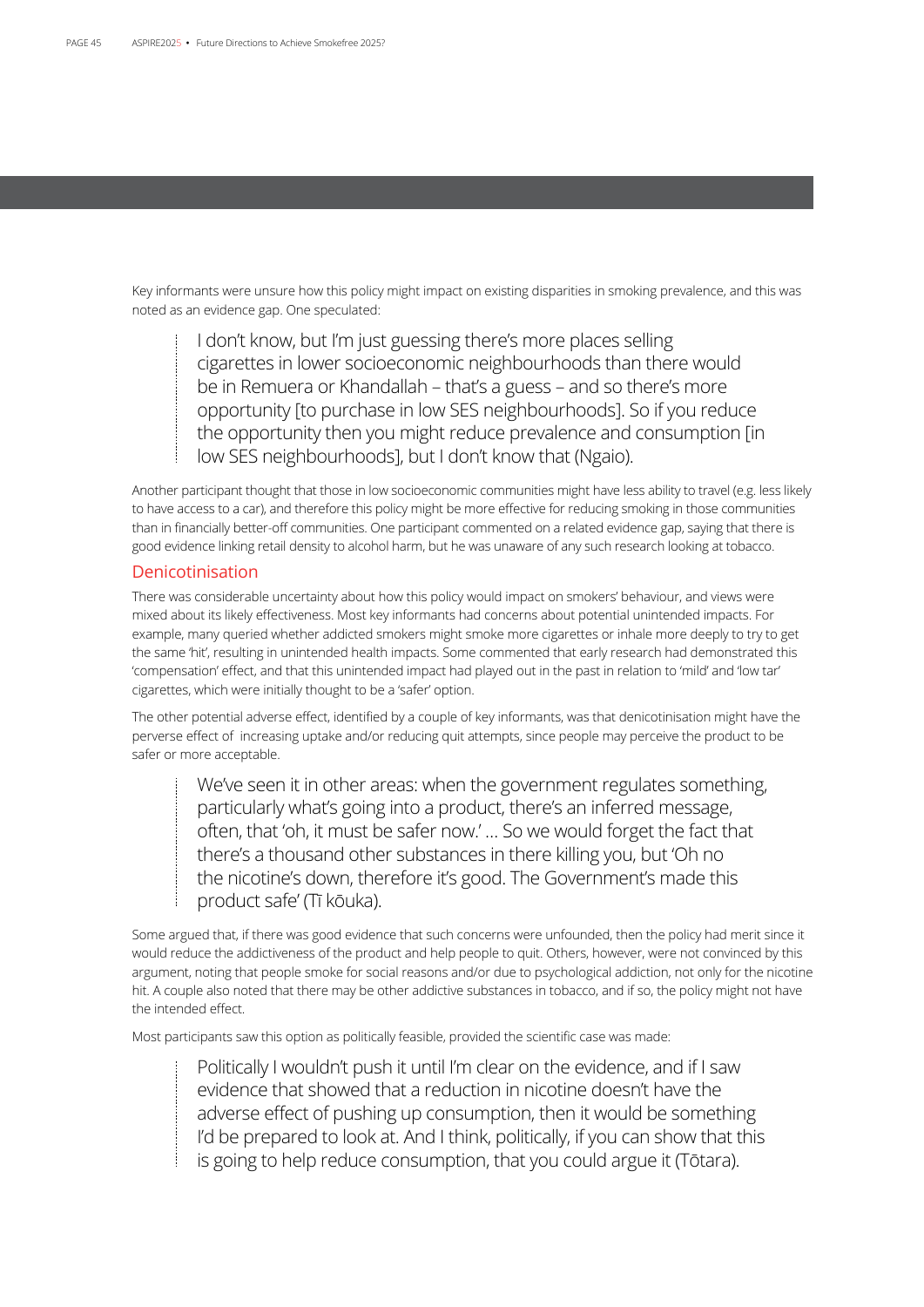Key informants were unsure how this policy might impact on existing disparities in smoking prevalence, and this was noted as an evidence gap. One speculated:

> I don't know, but I'm just guessing there's more places selling cigarettes in lower socioeconomic neighbourhoods than there would be in Remuera or Khandallah – that's a guess – and so there's more opportunity [to purchase in low SES neighbourhoods]. So if you reduce the opportunity then you might reduce prevalence and consumption [in low SES neighbourhoods], but I don't know that (Ngaio).

Another participant thought that those in low socioeconomic communities might have less ability to travel (e.g. less likely to have access to a car), and therefore this policy might be more effective for reducing smoking in those communities than in financially better-off communities. One participant commented on a related evidence gap, saying that there is good evidence linking retail density to alcohol harm, but he was unaware of any such research looking at tobacco.

### Denicotinisation

There was considerable uncertainty about how this policy would impact on smokers' behaviour, and views were mixed about its likely effectiveness. Most key informants had concerns about potential unintended impacts. For example, many queried whether addicted smokers might smoke more cigarettes or inhale more deeply to try to get the same 'hit', resulting in unintended health impacts. Some commented that early research had demonstrated this 'compensation' effect, and that this unintended impact had played out in the past in relation to 'mild' and 'low tar' cigarettes, which were initially thought to be a 'safer' option.

The other potential adverse effect, identified by a couple of key informants, was that denicotinisation might have the perverse effect of increasing uptake and/or reducing quit attempts, since people may perceive the product to be safer or more acceptable.

> We've seen it in other areas: when the government regulates something, particularly what's going into a product, there's an inferred message, often, that 'oh, it must be safer now.' … So we would forget the fact that there's a thousand other substances in there killing you, but 'Oh no the nicotine's down, therefore it's good. The Government's made this product safe' (Tī kōuka).

Some argued that, if there was good evidence that such concerns were unfounded, then the policy had merit since it would reduce the addictiveness of the product and help people to quit. Others, however, were not convinced by this argument, noting that people smoke for social reasons and/or due to psychological addiction, not only for the nicotine hit. A couple also noted that there may be other addictive substances in tobacco, and if so, the policy might not have the intended effect.

Most participants saw this option as politically feasible, provided the scientific case was made:

> Politically I wouldn't push it until I'm clear on the evidence, and if I saw evidence that showed that a reduction in nicotine doesn't have the adverse effect of pushing up consumption, then it would be something I'd be prepared to look at. And I think, politically, if you can show that this is going to help reduce consumption, that you could argue it (Tōtara).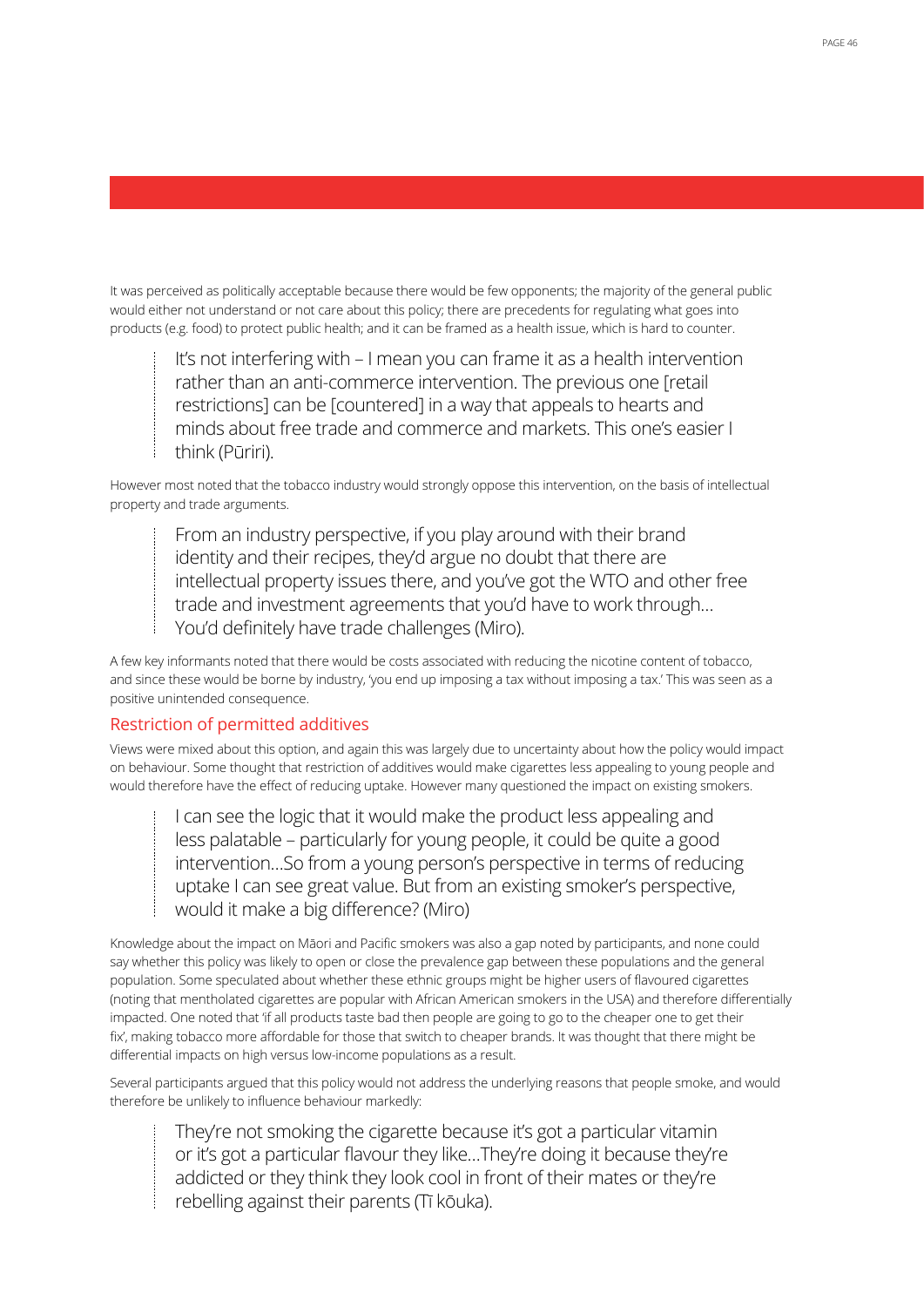It was perceived as politically acceptable because there would be few opponents; the majority of the general public would either not understand or not care about this policy; there are precedents for regulating what goes into products (e.g. food) to protect public health; and it can be framed as a health issue, which is hard to counter.

> It's not interfering with – I mean you can frame it as a health intervention rather than an anti-commerce intervention. The previous one [retail restrictions] can be [countered] in a way that appeals to hearts and minds about free trade and commerce and markets. This one's easier I think (Pūriri).

However most noted that the tobacco industry would strongly oppose this intervention, on the basis of intellectual property and trade arguments.

> From an industry perspective, if you play around with their brand identity and their recipes, they'd argue no doubt that there are intellectual property issues there, and you've got the WTO and other free trade and investment agreements that you'd have to work through… You'd definitely have trade challenges (Miro).

A few key informants noted that there would be costs associated with reducing the nicotine content of tobacco, and since these would be borne by industry, 'you end up imposing a tax without imposing a tax.' This was seen as a positive unintended consequence.

### Restriction of permitted additives

Views were mixed about this option, and again this was largely due to uncertainty about how the policy would impact on behaviour. Some thought that restriction of additives would make cigarettes less appealing to young people and would therefore have the effect of reducing uptake. However many questioned the impact on existing smokers.

> I can see the logic that it would make the product less appealing and less palatable – particularly for young people, it could be quite a good intervention…So from a young person's perspective in terms of reducing uptake I can see great value. But from an existing smoker's perspective, would it make a big difference? (Miro)

Knowledge about the impact on Māori and Pacific smokers was also a gap noted by participants, and none could say whether this policy was likely to open or close the prevalence gap between these populations and the general population. Some speculated about whether these ethnic groups might be higher users of flavoured cigarettes (noting that mentholated cigarettes are popular with African American smokers in the USA) and therefore differentially impacted. One noted that 'if all products taste bad then people are going to go to the cheaper one to get their fix', making tobacco more affordable for those that switch to cheaper brands. It was thought that there might be differential impacts on high versus low-income populations as a result.

Several participants argued that this policy would not address the underlying reasons that people smoke, and would therefore be unlikely to influence behaviour markedly:

> They're not smoking the cigarette because it's got a particular vitamin or it's got a particular flavour they like…They're doing it because they're addicted or they think they look cool in front of their mates or they're rebelling against their parents (Tī kōuka).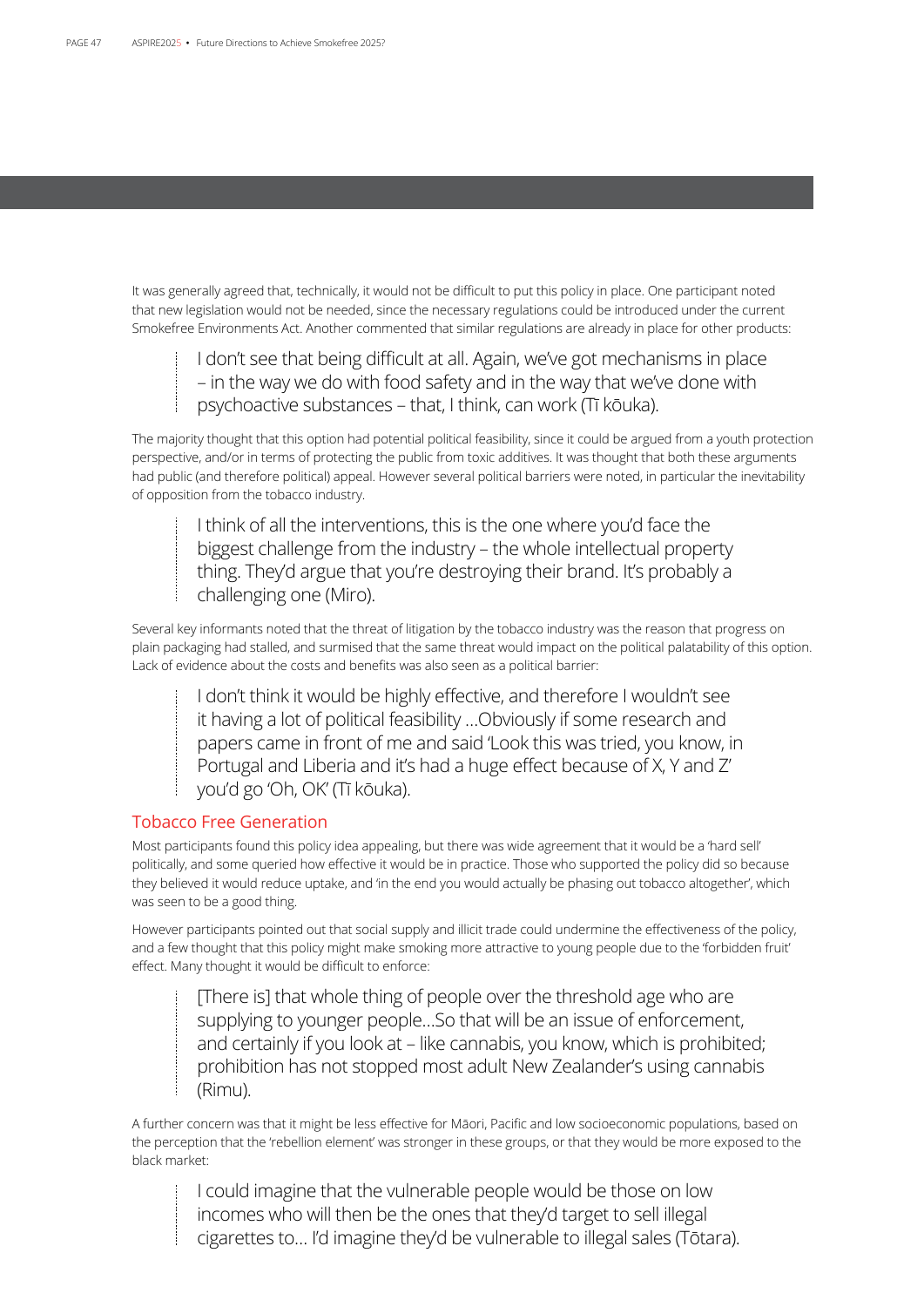It was generally agreed that, technically, it would not be difficult to put this policy in place. One participant noted that new legislation would not be needed, since the necessary regulations could be introduced under the current Smokefree Environments Act. Another commented that similar regulations are already in place for other products:

> I don't see that being difficult at all. Again, we've got mechanisms in place – in the way we do with food safety and in the way that we've done with psychoactive substances – that, I think, can work (Tī kōuka).

The majority thought that this option had potential political feasibility, since it could be argued from a youth protection perspective, and/or in terms of protecting the public from toxic additives. It was thought that both these arguments had public (and therefore political) appeal. However several political barriers were noted, in particular the inevitability of opposition from the tobacco industry.

> I think of all the interventions, this is the one where you'd face the biggest challenge from the industry – the whole intellectual property thing. They'd argue that you're destroying their brand. It's probably a challenging one (Miro).

Several key informants noted that the threat of litigation by the tobacco industry was the reason that progress on plain packaging had stalled, and surmised that the same threat would impact on the political palatability of this option. Lack of evidence about the costs and benefits was also seen as a political barrier:

> I don't think it would be highly effective, and therefore I wouldn't see it having a lot of political feasibility ...Obviously if some research and papers came in front of me and said 'Look this was tried, you know, in Portugal and Liberia and it's had a huge effect because of X, Y and Z' you'd go 'Oh, OK' (Tī kōuka).

## Tobacco Free Generation

Most participants found this policy idea appealing, but there was wide agreement that it would be a 'hard sell' politically, and some queried how effective it would be in practice. Those who supported the policy did so because they believed it would reduce uptake, and 'in the end you would actually be phasing out tobacco altogether', which was seen to be a good thing.

However participants pointed out that social supply and illicit trade could undermine the effectiveness of the policy, and a few thought that this policy might make smoking more attractive to young people due to the 'forbidden fruit' effect. Many thought it would be difficult to enforce:

> [There is] that whole thing of people over the threshold age who are supplying to younger people...So that will be an issue of enforcement, and certainly if you look at – like cannabis, you know, which is prohibited; prohibition has not stopped most adult New Zealander's using cannabis (Rimu).

A further concern was that it might be less effective for Māori, Pacific and low socioeconomic populations, based on the perception that the 'rebellion element' was stronger in these groups, or that they would be more exposed to the black market:

> I could imagine that the vulnerable people would be those on low incomes who will then be the ones that they'd target to sell illegal cigarettes to... I'd imagine they'd be vulnerable to illegal sales (Tōtara).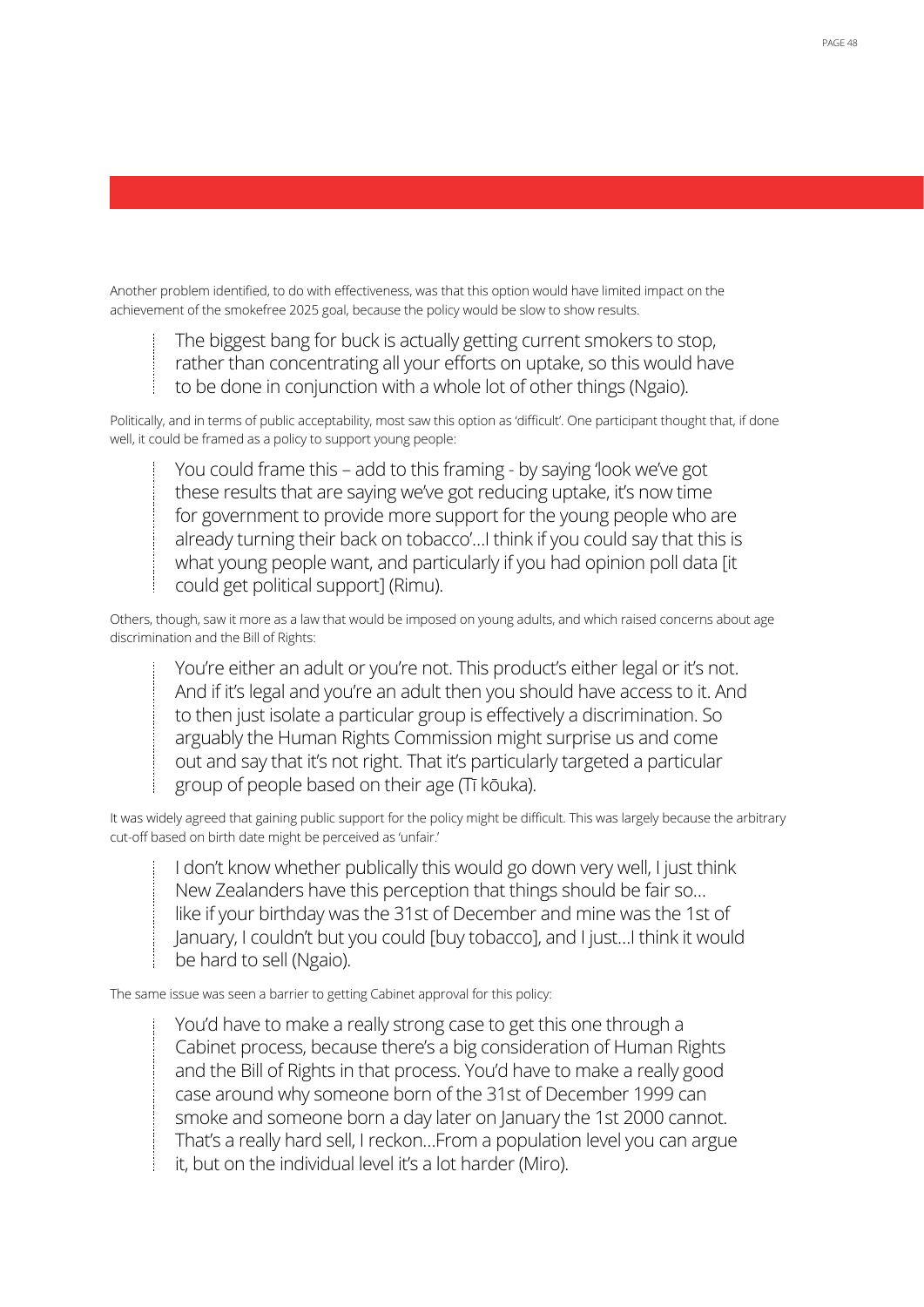Another problem identified, to do with effectiveness, was that this option would have limited impact on the achievement of the smokefree 2025 goal, because the policy would be slow to show results.

> The biggest bang for buck is actually getting current smokers to stop, rather than concentrating all your efforts on uptake, so this would have to be done in conjunction with a whole lot of other things (Ngaio).

Politically, and in terms of public acceptability, most saw this option as 'difficult'. One participant thought that, if done well, it could be framed as a policy to support young people:

> You could frame this – add to this framing - by saying 'look we've got these results that are saying we've got reducing uptake, it's now time for government to provide more support for the young people who are already turning their back on tobacco'…I think if you could say that this is what young people want, and particularly if you had opinion poll data [it could get political support] (Rimu).

Others, though, saw it more as a law that would be imposed on young adults, and which raised concerns about age discrimination and the Bill of Rights:

> You're either an adult or you're not. This product's either legal or it's not. And if it's legal and you're an adult then you should have access to it. And to then just isolate a particular group is effectively a discrimination. So arguably the Human Rights Commission might surprise us and come out and say that it's not right. That it's particularly targeted a particular group of people based on their age (Tī kōuka).

It was widely agreed that gaining public support for the policy might be difficult. This was largely because the arbitrary cut-off based on birth date might be perceived as 'unfair.'

> I don't know whether publically this would go down very well, I just think New Zealanders have this perception that things should be fair so… like if your birthday was the 31st of December and mine was the 1st of January, I couldn't but you could [buy tobacco], and I just…I think it would be hard to sell (Ngaio).

The same issue was seen a barrier to getting Cabinet approval for this policy:

> You'd have to make a really strong case to get this one through a Cabinet process, because there's a big consideration of Human Rights and the Bill of Rights in that process. You'd have to make a really good case around why someone born of the 31st of December 1999 can smoke and someone born a day later on January the 1st 2000 cannot. That's a really hard sell, I reckon…From a population level you can argue it, but on the individual level it's a lot harder (Miro).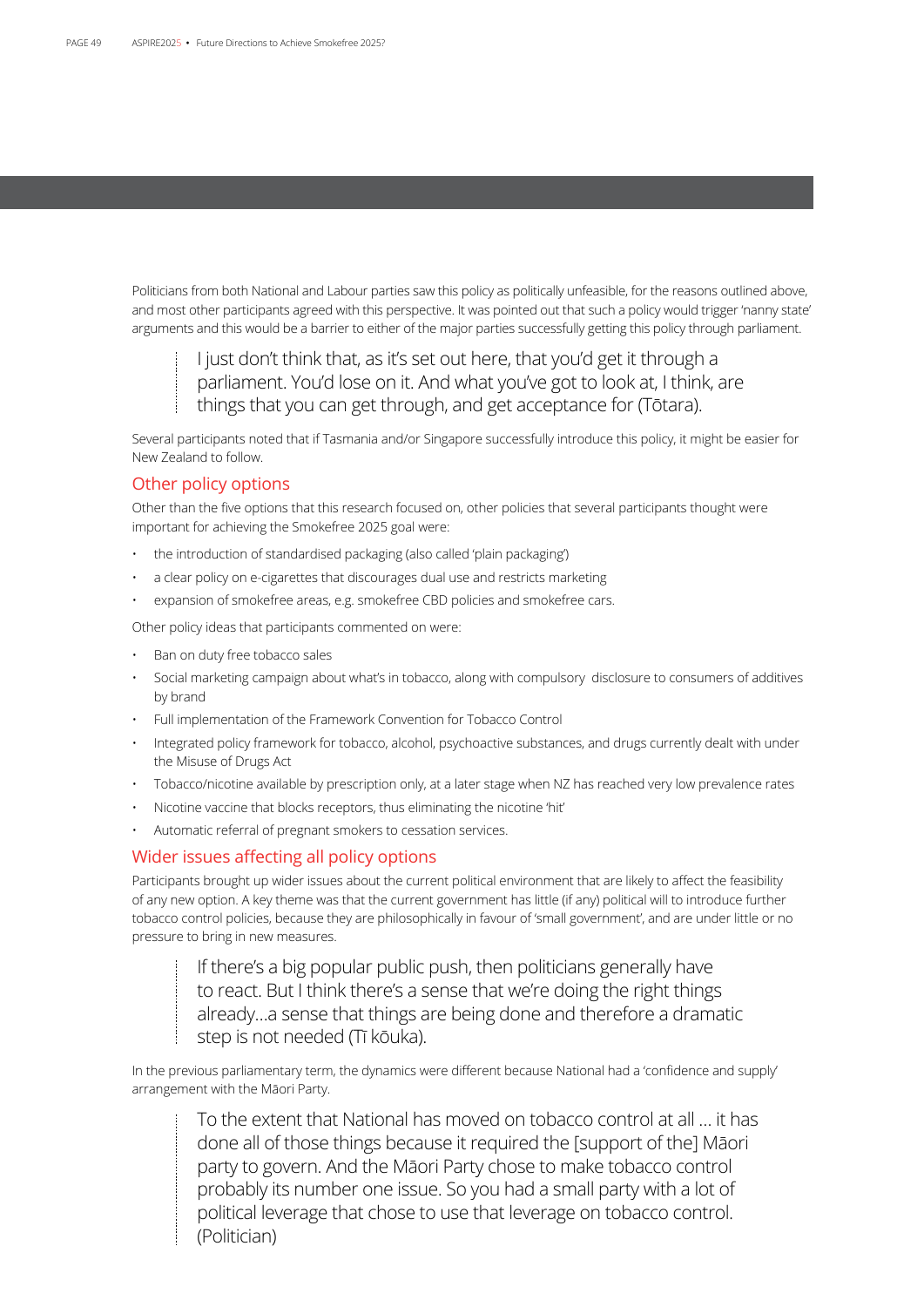Politicians from both National and Labour parties saw this policy as politically unfeasible, for the reasons outlined above, and most other participants agreed with this perspective. It was pointed out that such a policy would trigger 'nanny state' arguments and this would be a barrier to either of the major parties successfully getting this policy through parliament.

> I just don't think that, as it's set out here, that you'd get it through a parliament. You'd lose on it. And what you've got to look at, I think, are things that you can get through, and get acceptance for (Tōtara).

Several participants noted that if Tasmania and/or Singapore successfully introduce this policy, it might be easier for New Zealand to follow.

## Other policy options

Other than the five options that this research focused on, other policies that several participants thought were important for achieving the Smokefree 2025 goal were:

- the introduction of standardised packaging (also called 'plain packaging')
- a clear policy on e-cigarettes that discourages dual use and restricts marketing
- expansion of smokefree areas, e.g. smokefree CBD policies and smokefree cars.

Other policy ideas that participants commented on were:

- Ban on duty free tobacco sales
- Social marketing campaign about what's in tobacco, along with compulsory disclosure to consumers of additives by brand
- Full implementation of the Framework Convention for Tobacco Control
- Integrated policy framework for tobacco, alcohol, psychoactive substances, and drugs currently dealt with under the Misuse of Drugs Act
- Tobacco/nicotine available by prescription only, at a later stage when NZ has reached very low prevalence rates
- Nicotine vaccine that blocks receptors, thus eliminating the nicotine 'hit'
- Automatic referral of pregnant smokers to cessation services.

## Wider issues affecting all policy options

Participants brought up wider issues about the current political environment that are likely to affect the feasibility of any new option. A key theme was that the current government has little (if any) political will to introduce further tobacco control policies, because they are philosophically in favour of 'small government', and are under little or no pressure to bring in new measures.

> If there's a big popular public push, then politicians generally have to react. But I think there's a sense that we're doing the right things already…a sense that things are being done and therefore a dramatic step is not needed (Tī kōuka).

In the previous parliamentary term, the dynamics were different because National had a 'confidence and supply' arrangement with the Māori Party.

> To the extent that National has moved on tobacco control at all … it has done all of those things because it required the [support of the] Māori party to govern. And the Māori Party chose to make tobacco control probably its number one issue. So you had a small party with a lot of political leverage that chose to use that leverage on tobacco control. (Politician)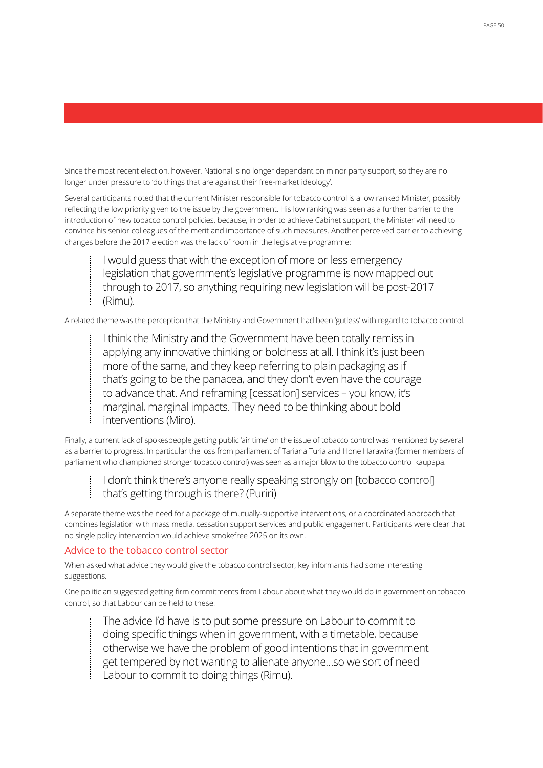Since the most recent election, however, National is no longer dependant on minor party support, so they are no longer under pressure to 'do things that are against their free-market ideology'.

Several participants noted that the current Minister responsible for tobacco control is a low ranked Minister, possibly reflecting the low priority given to the issue by the government. His low ranking was seen as a further barrier to the introduction of new tobacco control policies, because, in order to achieve Cabinet support, the Minister will need to convince his senior colleagues of the merit and importance of such measures. Another perceived barrier to achieving changes before the 2017 election was the lack of room in the legislative programme:

> I would guess that with the exception of more or less emergency legislation that government's legislative programme is now mapped out through to 2017, so anything requiring new legislation will be post-2017 (Rimu).

A related theme was the perception that the Ministry and Government had been 'gutless' with regard to tobacco control.

> I think the Ministry and the Government have been totally remiss in applying any innovative thinking or boldness at all. I think it's just been more of the same, and they keep referring to plain packaging as if that's going to be the panacea, and they don't even have the courage to advance that. And reframing [cessation] services – you know, it's marginal, marginal impacts. They need to be thinking about bold interventions (Miro).

Finally, a current lack of spokespeople getting public 'air time' on the issue of tobacco control was mentioned by several as a barrier to progress. In particular the loss from parliament of Tariana Turia and Hone Harawira (former members of parliament who championed stronger tobacco control) was seen as a major blow to the tobacco control kaupapa.

> I don't think there's anyone really speaking strongly on [tobacco control] that's getting through is there? (Pūriri)

A separate theme was the need for a package of mutually-supportive interventions, or a coordinated approach that combines legislation with mass media, cessation support services and public engagement. Participants were clear that no single policy intervention would achieve smokefree 2025 on its own.

### Advice to the tobacco control sector

When asked what advice they would give the tobacco control sector, key informants had some interesting suggestions.

One politician suggested getting firm commitments from Labour about what they would do in government on tobacco control, so that Labour can be held to these:

> The advice I'd have is to put some pressure on Labour to commit to doing specific things when in government, with a timetable, because otherwise we have the problem of good intentions that in government get tempered by not wanting to alienate anyone…so we sort of need Labour to commit to doing things (Rimu).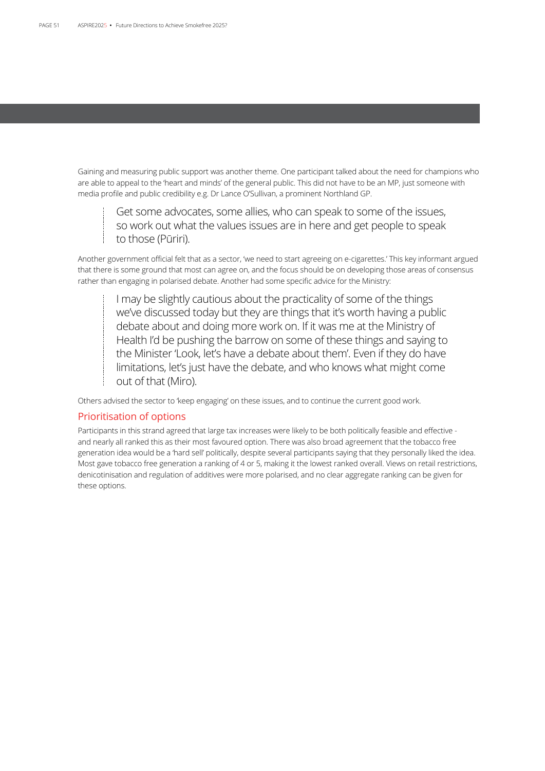Gaining and measuring public support was another theme. One participant talked about the need for champions who are able to appeal to the 'heart and minds' of the general public. This did not have to be an MP, just someone with media profile and public credibility e.g. Dr Lance O'Sullivan, a prominent Northland GP.

> Get some advocates, some allies, who can speak to some of the issues, so work out what the values issues are in here and get people to speak to those (Pūriri).

Another government official felt that as a sector, 'we need to start agreeing on e-cigarettes.' This key informant argued that there is some ground that most can agree on, and the focus should be on developing those areas of consensus rather than engaging in polarised debate. Another had some specific advice for the Ministry:

> I may be slightly cautious about the practicality of some of the things we've discussed today but they are things that it's worth having a public debate about and doing more work on. If it was me at the Ministry of Health I'd be pushing the barrow on some of these things and saying to the Minister 'Look, let's have a debate about them'. Even if they do have limitations, let's just have the debate, and who knows what might come out of that (Miro).

Others advised the sector to 'keep engaging' on these issues, and to continue the current good work.

## Prioritisation of options

Participants in this strand agreed that large tax increases were likely to be both politically feasible and effective - and nearly all ranked this as their most favoured option. There was also broad agreement that the tobacco free generation idea would be a 'hard sell' politically, despite several participants saying that they personally liked the idea. Most gave tobacco free generation a ranking of 4 or 5, making it the lowest ranked overall. Views on retail restrictions, denicotinisation and regulation of additives were more polarised, and no clear aggregate ranking can be given for these options.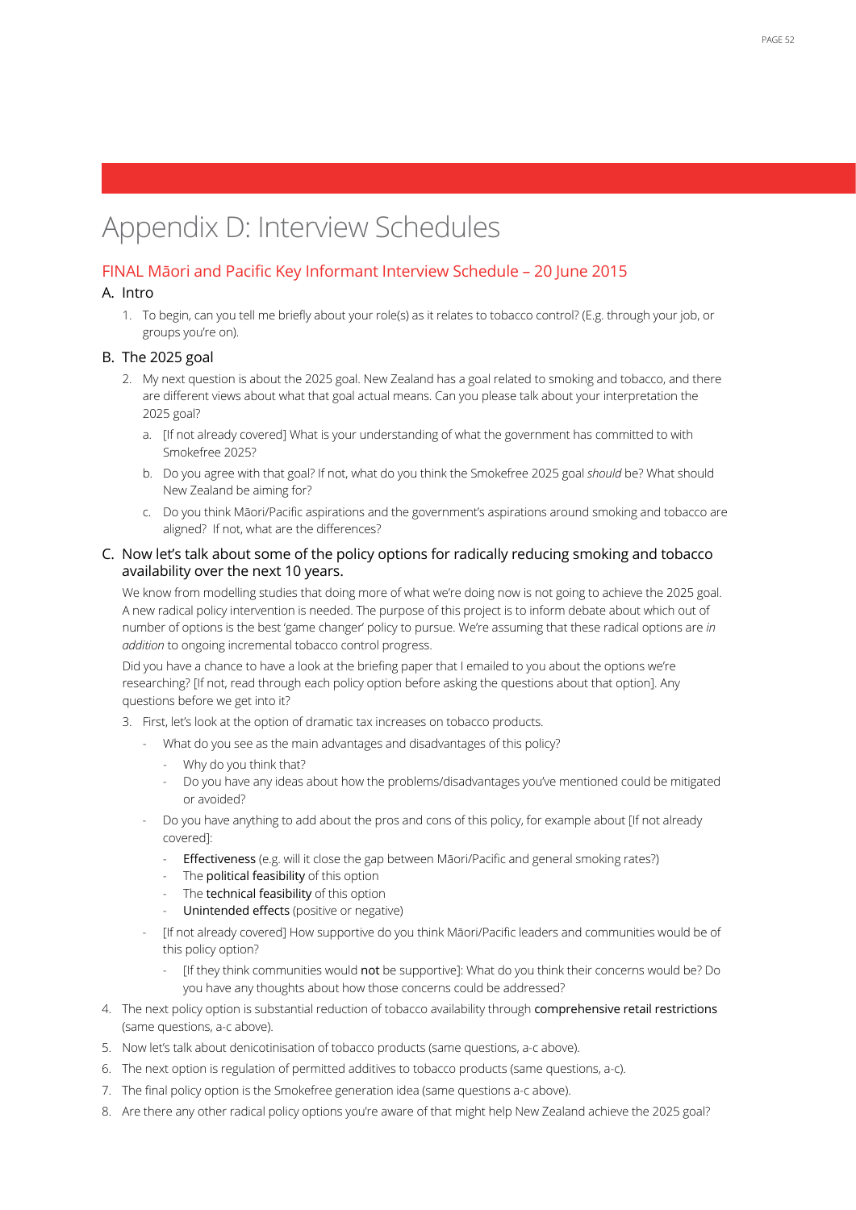# Appendix D: Interview Schedules

## FINAL Māori and Pacific Key Informant Interview Schedule – 20 June 2015

### A. Intro

1. To begin, can you tell me briefly about your role(s) as it relates to tobacco control? (E.g. through your job, or groups you're on).

### B. The 2025 goal

2. My next question is about the 2025 goal. New Zealand has a goal related to smoking and tobacco, and there are different views about what that goal actual means. Can you please talk about your interpretation the 2025 goal?
   a. [If not already covered] What is your understanding of what the government has committed to with Smokefree 2025?
   b. Do you agree with that goal? If not, what do you think the Smokefree 2025 goal *should* be? What should New Zealand be aiming for?
   c. Do you think Māori/Pacific aspirations and the government's aspirations around smoking and tobacco are aligned? If not, what are the differences?

### C. Now let's talk about some of the policy options for radically reducing smoking and tobacco availability over the next 10 years.

We know from modelling studies that doing more of what we're doing now is not going to achieve the 2025 goal. A new radical policy intervention is needed. The purpose of this project is to inform debate about which out of number of options is the best 'game changer' policy to pursue. We're assuming that these radical options are *in addition* to ongoing incremental tobacco control progress.

Did you have a chance to have a look at the briefing paper that I emailed to you about the options we're researching? [If not, read through each policy option before asking the questions about that option]. Any questions before we get into it?

3. First, let's look at the option of dramatic tax increases on tobacco products.
   - What do you see as the main advantages and disadvantages of this policy?
     - Why do you think that?
     - Do you have any ideas about how the problems/disadvantages you've mentioned could be mitigated or avoided?
   - Do you have anything to add about the pros and cons of this policy, for example about [If not already covered]:
     - **Effectiveness** (e.g. will it close the gap between Māori/Pacific and general smoking rates?)
     - The **political feasibility** of this option
     - The **technical feasibility** of this option
     - **Unintended effects** (positive or negative)
   - [If not already covered] How supportive do you think Māori/Pacific leaders and communities would be of this policy option?
     - [If they think communities would **not** be supportive]: What do you think their concerns would be? Do you have any thoughts about how those concerns could be addressed?
4. The next policy option is substantial reduction of tobacco availability through **comprehensive retail restrictions** (same questions, a-c above).
5. Now let's talk about denicotinisation of tobacco products (same questions, a-c above).
6. The next option is regulation of permitted additives to tobacco products (same questions, a-c).
7. The final policy option is the Smokefree generation idea (same questions a-c above).
8. Are there any other radical policy options you're aware of that might help New Zealand achieve the 2025 goal?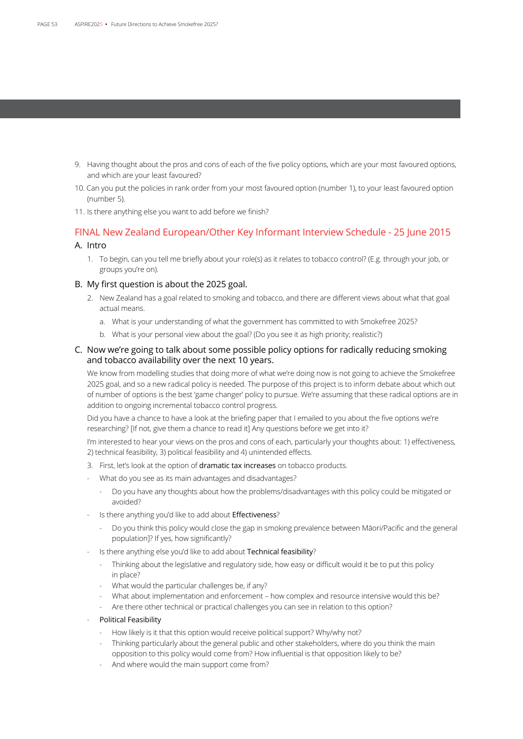9. Having thought about the pros and cons of each of the five policy options, which are your most favoured options, and which are your least favoured?
10. Can you put the policies in rank order from your most favoured option (number 1), to your least favoured option (number 5).
11. Is there anything else you want to add before we finish?

## FINAL New Zealand European/Other Key Informant Interview Schedule - 25 June 2015

### A. Intro

1. To begin, can you tell me briefly about your role(s) as it relates to tobacco control? (E.g. through your job, or groups you're on).

### B. My first question is about the 2025 goal.

2. New Zealand has a goal related to smoking and tobacco, and there are different views about what that goal actual means.
   a. What is your understanding of what the government has committed to with Smokefree 2025?
   b. What is your personal view about the goal? (Do you see it as high priority; realistic?)

### C. Now we're going to talk about some possible policy options for radically reducing smoking and tobacco availability over the next 10 years.

We know from modelling studies that doing more of what we're doing now is not going to achieve the Smokefree 2025 goal, and so a new radical policy is needed. The purpose of this project is to inform debate about which out of number of options is the best 'game changer' policy to pursue. We're assuming that these radical options are in addition to ongoing incremental tobacco control progress.

Did you have a chance to have a look at the briefing paper that I emailed to you about the five options we're researching? [If not, give them a chance to read it] Any questions before we get into it?

I'm interested to hear your views on the pros and cons of each, particularly your thoughts about: 1) effectiveness, 2) technical feasibility, 3) political feasibility and 4) unintended effects.

3. First, let's look at the option of **dramatic tax increases** on tobacco products.

- What do you see as its main advantages and disadvantages?
  - Do you have any thoughts about how the problems/disadvantages with this policy could be mitigated or avoided?
- Is there anything you'd like to add about **Effectiveness**?
  - Do you think this policy would close the gap in smoking prevalence between Māori/Pacific and the general population]? If yes, how significantly?
- Is there anything else you'd like to add about **Technical feasibility**?
  - Thinking about the legislative and regulatory side, how easy or difficult would it be to put this policy in place?
  - What would the particular challenges be, if any?
  - What about implementation and enforcement – how complex and resource intensive would this be?
  - Are there other technical or practical challenges you can see in relation to this option?
- **Political Feasibility**
  - How likely is it that this option would receive political support? Why/why not?
  - Thinking particularly about the general public and other stakeholders, where do you think the main opposition to this policy would come from? How influential is that opposition likely to be?
  - And where would the main support come from?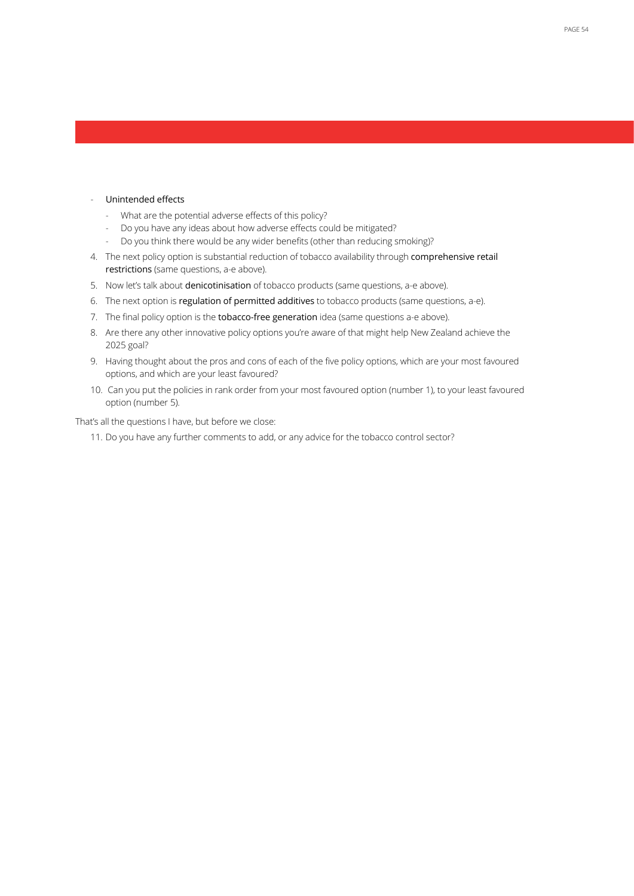- **Unintended effects**
  - What are the potential adverse effects of this policy?
  - Do you have any ideas about how adverse effects could be mitigated?
  - Do you think there would be any wider benefits (other than reducing smoking)?

4. The next policy option is substantial reduction of tobacco availability through **comprehensive retail restrictions** (same questions, a-e above).
5. Now let's talk about **denicotinisation** of tobacco products (same questions, a-e above).
6. The next option is **regulation of permitted additives** to tobacco products (same questions, a-e).
7. The final policy option is the **tobacco-free generation** idea (same questions a-e above).
8. Are there any other innovative policy options you're aware of that might help New Zealand achieve the 2025 goal?
9. Having thought about the pros and cons of each of the five policy options, which are your most favoured options, and which are your least favoured?
10. Can you put the policies in rank order from your most favoured option (number 1), to your least favoured option (number 5).

That's all the questions I have, but before we close:

11. Do you have any further comments to add, or any advice for the tobacco control sector?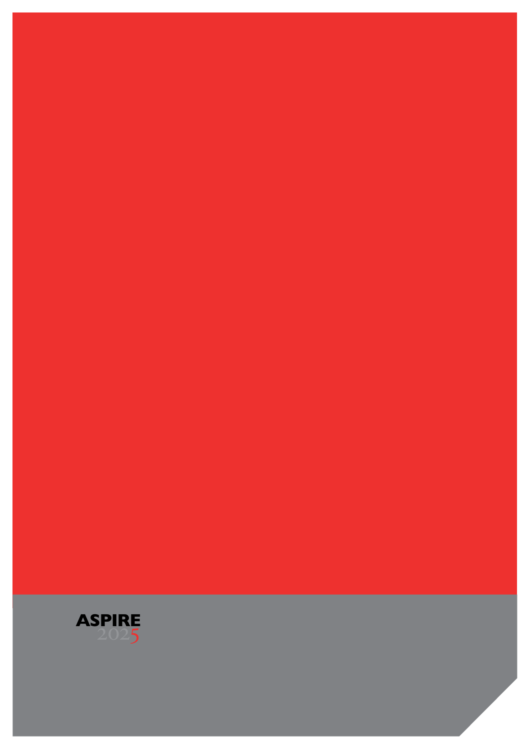**ASPIRE**
2025